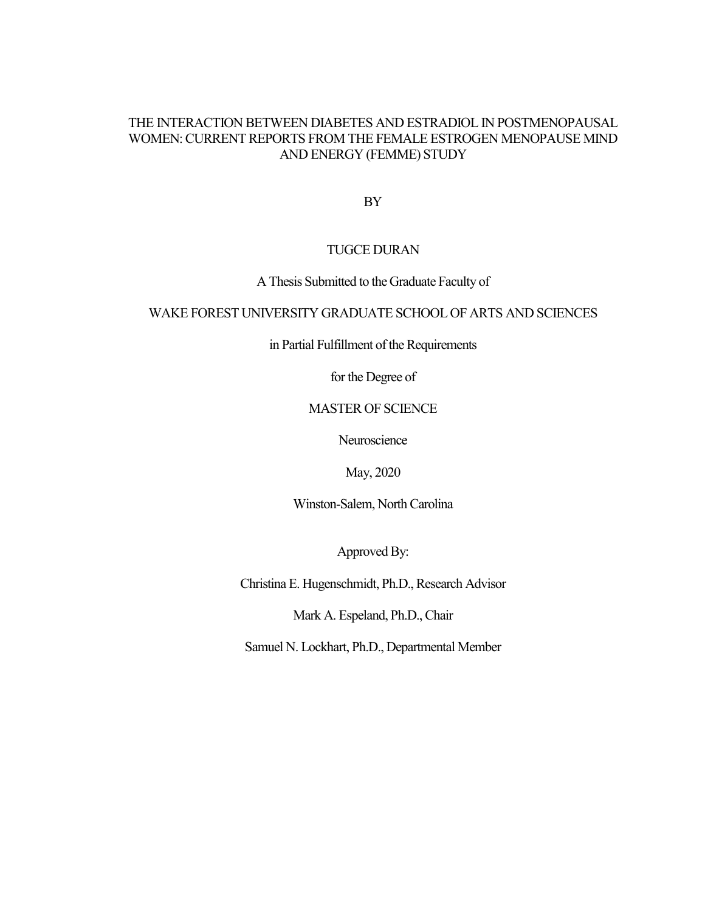# THE INTERACTION BETWEEN DIABETES AND ESTRADIOL IN POSTMENOPAUSAL WOMEN: CURRENT REPORTS FROM THE FEMALE ESTROGEN MENOPAUSE MIND AND ENERGY (FEMME) STUDY

BY

TUGCE DURAN

A Thesis Submitted to the Graduate Faculty of

WAKE FOREST UNIVERSITY GRADUATE SCHOOL OF ARTS AND SCIENCES

in Partial Fulfillment of the Requirements

for the Degree of

MASTER OF SCIENCE

Neuroscience

May, 2020

Winston-Salem, North Carolina

Approved By:

Christina E. Hugenschmidt, Ph.D., Research Advisor

Mark A. Espeland, Ph.D., Chair

Samuel N. Lockhart, Ph.D., Departmental Member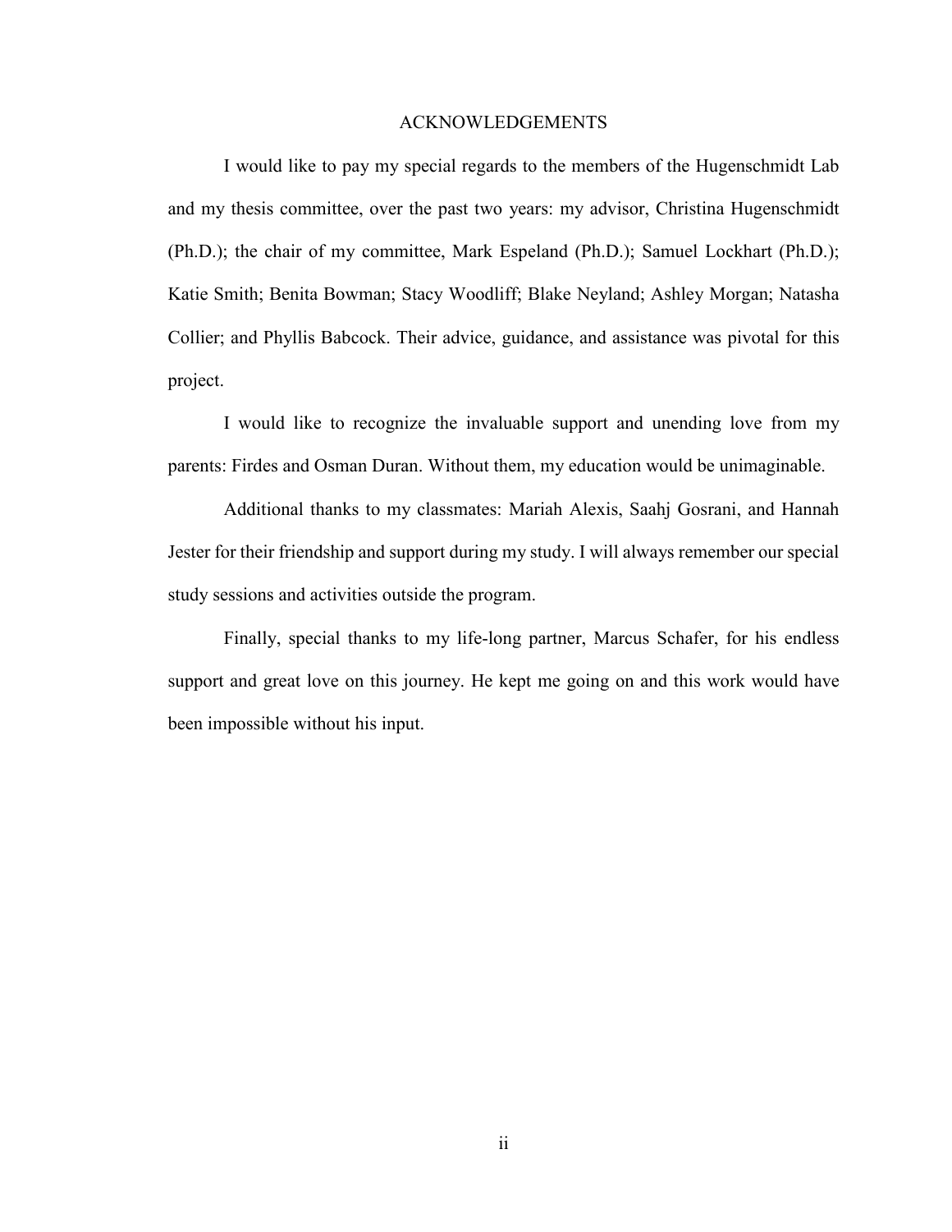# ACKNOWLEDGEMENTS

I would like to pay my special regards to the members of the Hugenschmidt Lab and my thesis committee, over the past two years: my advisor, Christina Hugenschmidt (Ph.D.); the chair of my committee, Mark Espeland (Ph.D.); Samuel Lockhart (Ph.D.); Katie Smith; Benita Bowman; Stacy Woodliff; Blake Neyland; Ashley Morgan; Natasha Collier; and Phyllis Babcock. Their advice, guidance, and assistance was pivotal for this project.

I would like to recognize the invaluable support and unending love from my parents: Firdes and Osman Duran. Without them, my education would be unimaginable.

Additional thanks to my classmates: Mariah Alexis, Saahj Gosrani, and Hannah Jester for their friendship and support during my study. I will always remember our special study sessions and activities outside the program.

Finally, special thanks to my life-long partner, Marcus Schafer, for his endless support and great love on this journey. He kept me going on and this work would have been impossible without his input.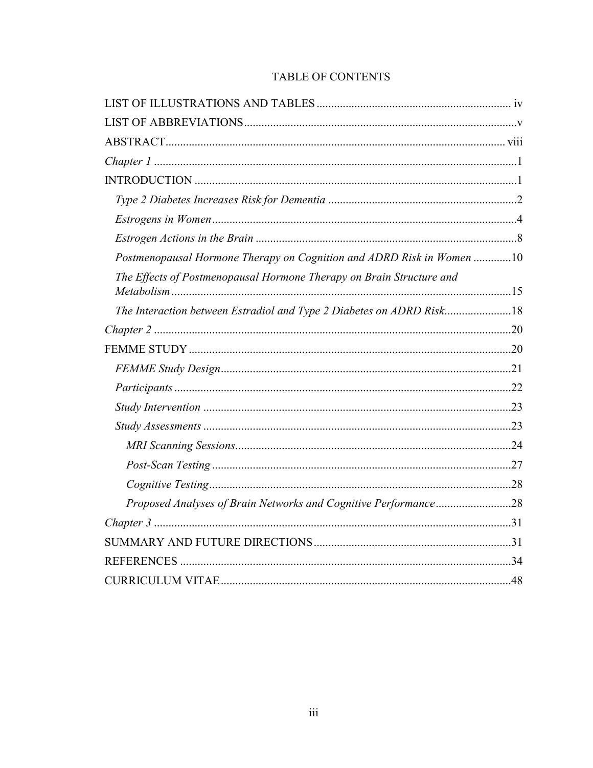# TABLE OF CONTENTS

LIST OF ILLUSTRATIONS AND TABLES .................................................................. iv

LIST OF ABBREVIATIONS .............................................................................................v

ABSTRACT .................................................................................................................... viii

*Chapter 1* .............................................................................................................................1

INTRODUCTION ..............................................................................................................1

- *Type 2 Diabetes Increases Risk for Dementia* .................................................................2
- *Estrogens in Women* .........................................................................................................4
- *Estrogen Actions in the Brain* ..........................................................................................8
- *Postmenopausal Hormone Therapy on Cognition and ADRD Risk in Women* .............10
- *The Effects of Postmenopausal Hormone Therapy on Brain Structure and Metabolism* .....................................................................................................................15
- *The Interaction between Estradiol and Type 2 Diabetes on ADRD Risk* .......................18

*Chapter 2* ...........................................................................................................................20

FEMME STUDY ...............................................................................................................20

- *FEMME Study Design* ....................................................................................................21
- *Participants* ....................................................................................................................22
- *Study Intervention* ..........................................................................................................23
- *Study Assessments* ..........................................................................................................23
  - *MRI Scanning Sessions* ...............................................................................................24
  - *Post-Scan Testing* .......................................................................................................27
  - *Cognitive Testing* ........................................................................................................28
  - *Proposed Analyses of Brain Networks and Cognitive Performance* ..........................28

*Chapter 3* ...........................................................................................................................31

SUMMARY AND FUTURE DIRECTIONS ....................................................................31

REFERENCES ..................................................................................................................34

CURRICULUM VITAE ....................................................................................................48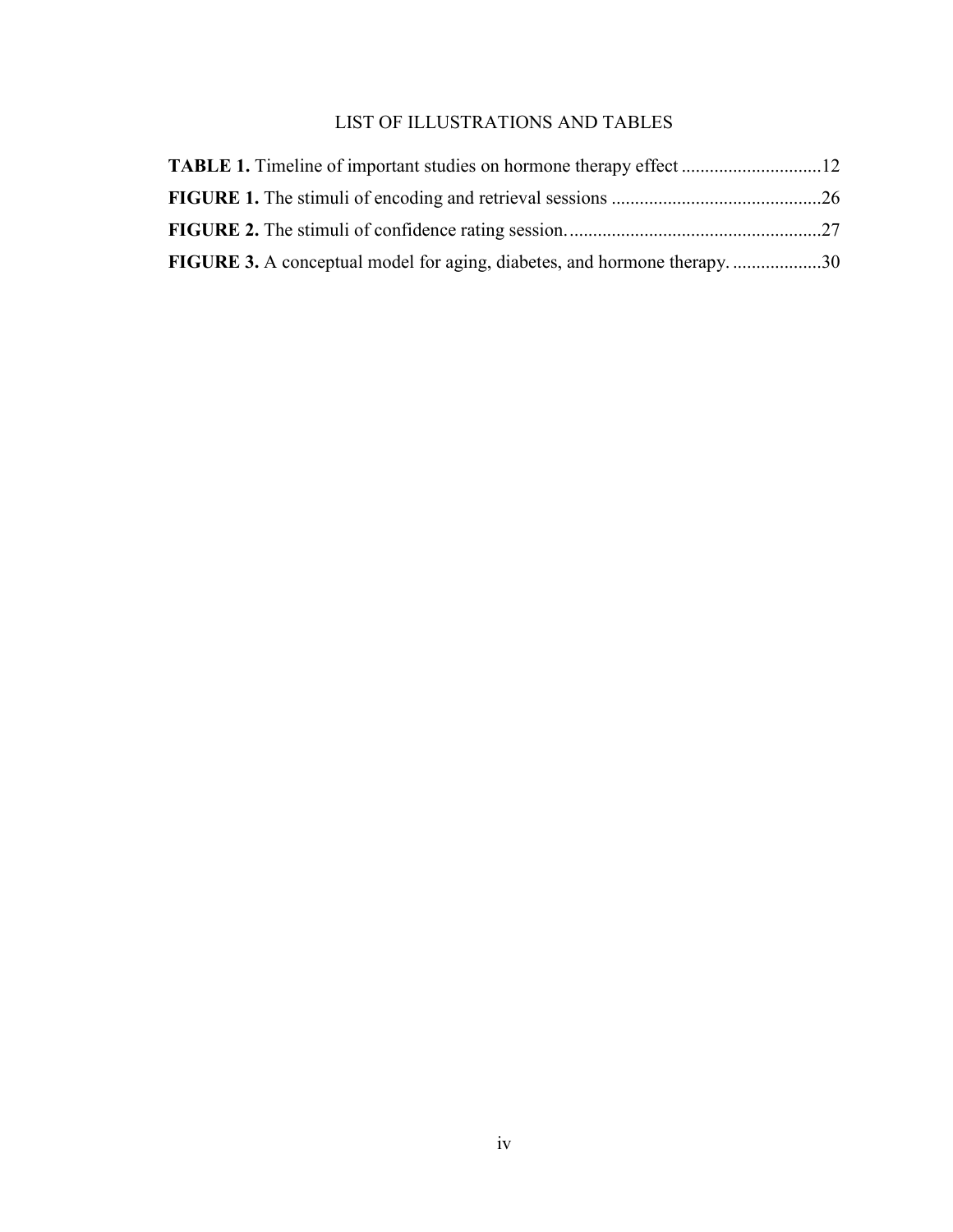# LIST OF ILLUSTRATIONS AND TABLES

**TABLE 1.** Timeline of important studies on hormone therapy effect ..............................12

**FIGURE 1.** The stimuli of encoding and retrieval sessions .............................................26

**FIGURE 2.** The stimuli of confidence rating session.......................................................27

**FIGURE 3.** A conceptual model for aging, diabetes, and hormone therapy. ...................30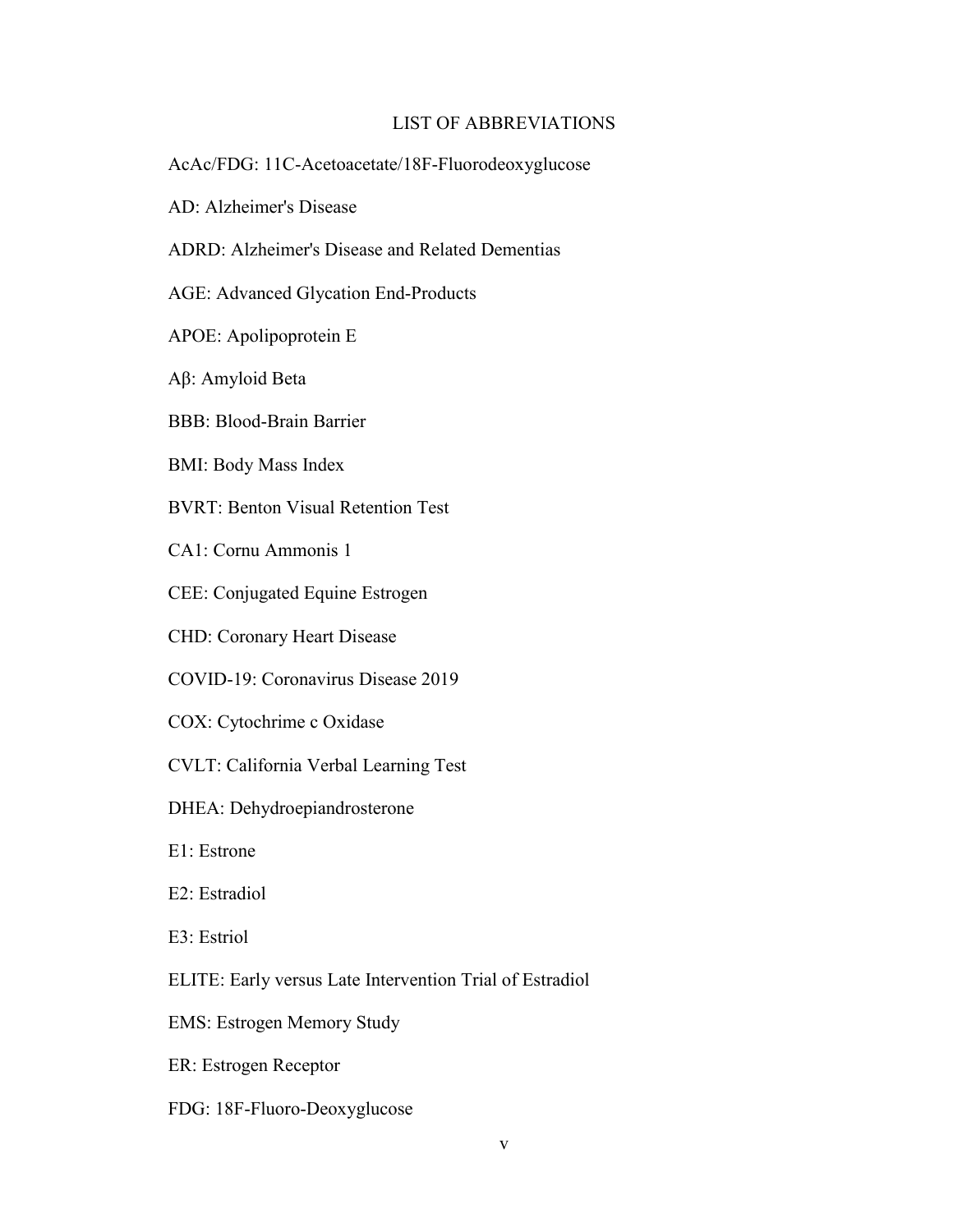# LIST OF ABBREVIATIONS

AcAc/FDG: 11C-Acetoacetate/18F-Fluorodeoxyglucose

AD: Alzheimer's Disease

ADRD: Alzheimer's Disease and Related Dementias

AGE: Advanced Glycation End-Products

APOE: Apolipoprotein E

Aβ: Amyloid Beta

BBB: Blood-Brain Barrier

BMI: Body Mass Index

BVRT: Benton Visual Retention Test

CA1: Cornu Ammonis 1

CEE: Conjugated Equine Estrogen

CHD: Coronary Heart Disease

COVID-19: Coronavirus Disease 2019

COX: Cytochrime c Oxidase

CVLT: California Verbal Learning Test

DHEA: Dehydroepiandrosterone

E1: Estrone

E2: Estradiol

E3: Estriol

ELITE: Early versus Late Intervention Trial of Estradiol

EMS: Estrogen Memory Study

ER: Estrogen Receptor

FDG: 18F-Fluoro-Deoxyglucose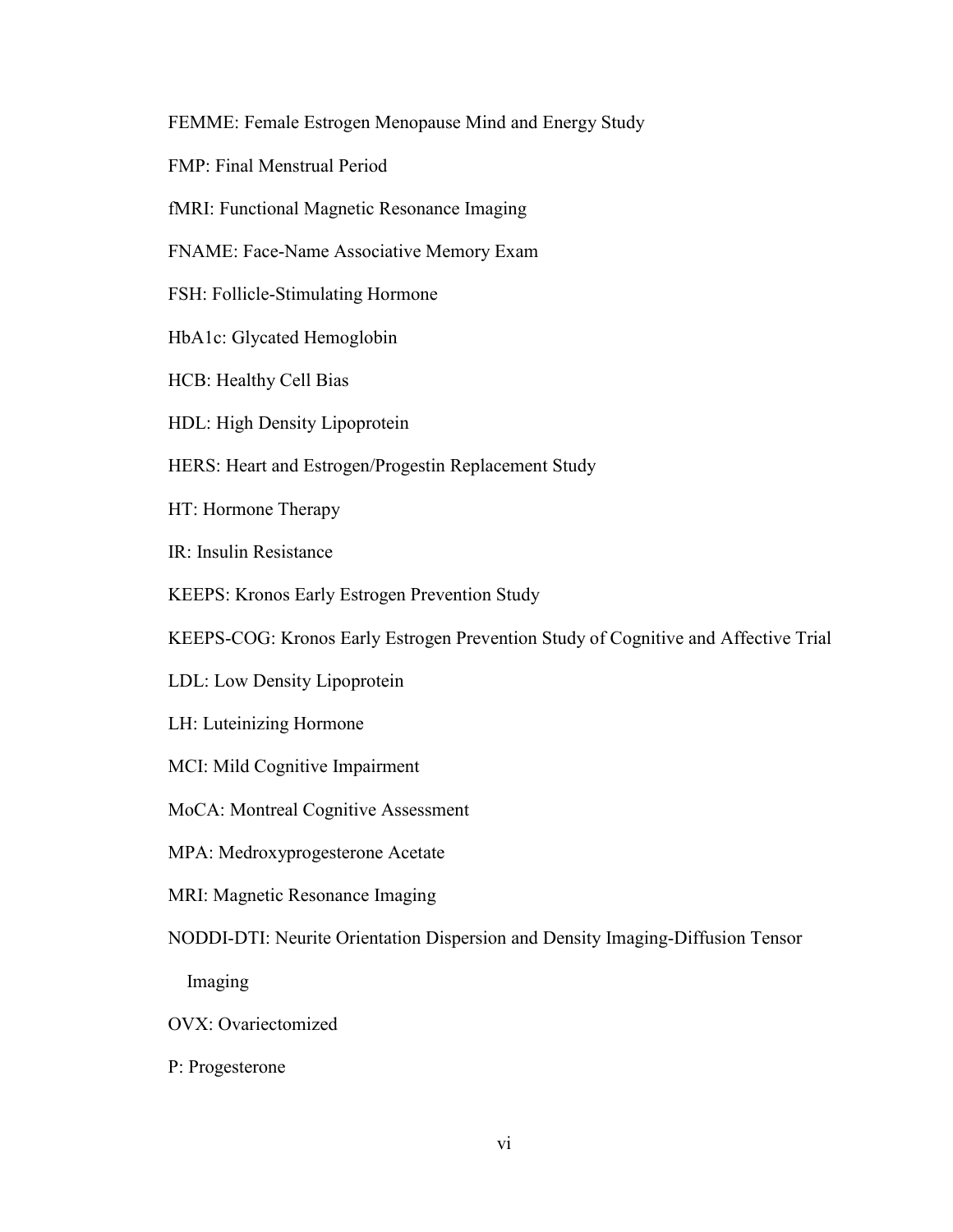FEMME: Female Estrogen Menopause Mind and Energy Study

FMP: Final Menstrual Period

fMRI: Functional Magnetic Resonance Imaging

FNAME: Face-Name Associative Memory Exam

FSH: Follicle-Stimulating Hormone

HbA1c: Glycated Hemoglobin

HCB: Healthy Cell Bias

HDL: High Density Lipoprotein

HERS: Heart and Estrogen/Progestin Replacement Study

HT: Hormone Therapy

IR: Insulin Resistance

KEEPS: Kronos Early Estrogen Prevention Study

KEEPS-COG: Kronos Early Estrogen Prevention Study of Cognitive and Affective Trial

LDL: Low Density Lipoprotein

LH: Luteinizing Hormone

MCI: Mild Cognitive Impairment

MoCA: Montreal Cognitive Assessment

MPA: Medroxyprogesterone Acetate

MRI: Magnetic Resonance Imaging

NODDI-DTI: Neurite Orientation Dispersion and Density Imaging-Diffusion Tensor Imaging

OVX: Ovariectomized

P: Progesterone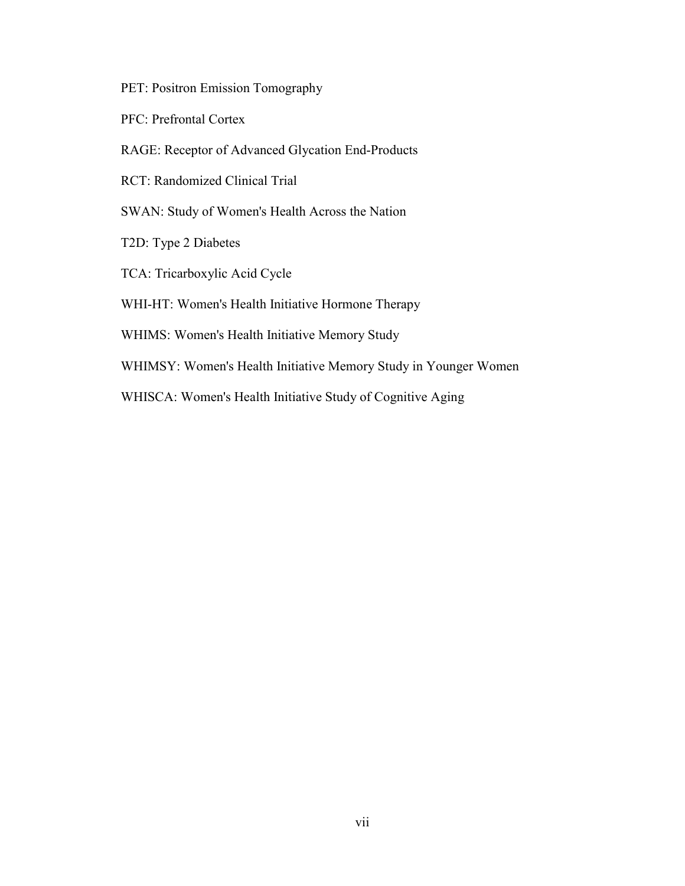PET: Positron Emission Tomography

PFC: Prefrontal Cortex

RAGE: Receptor of Advanced Glycation End-Products

RCT: Randomized Clinical Trial

SWAN: Study of Women's Health Across the Nation

T2D: Type 2 Diabetes

TCA: Tricarboxylic Acid Cycle

WHI-HT: Women's Health Initiative Hormone Therapy

WHIMS: Women's Health Initiative Memory Study

WHIMSY: Women's Health Initiative Memory Study in Younger Women

WHISCA: Women's Health Initiative Study of Cognitive Aging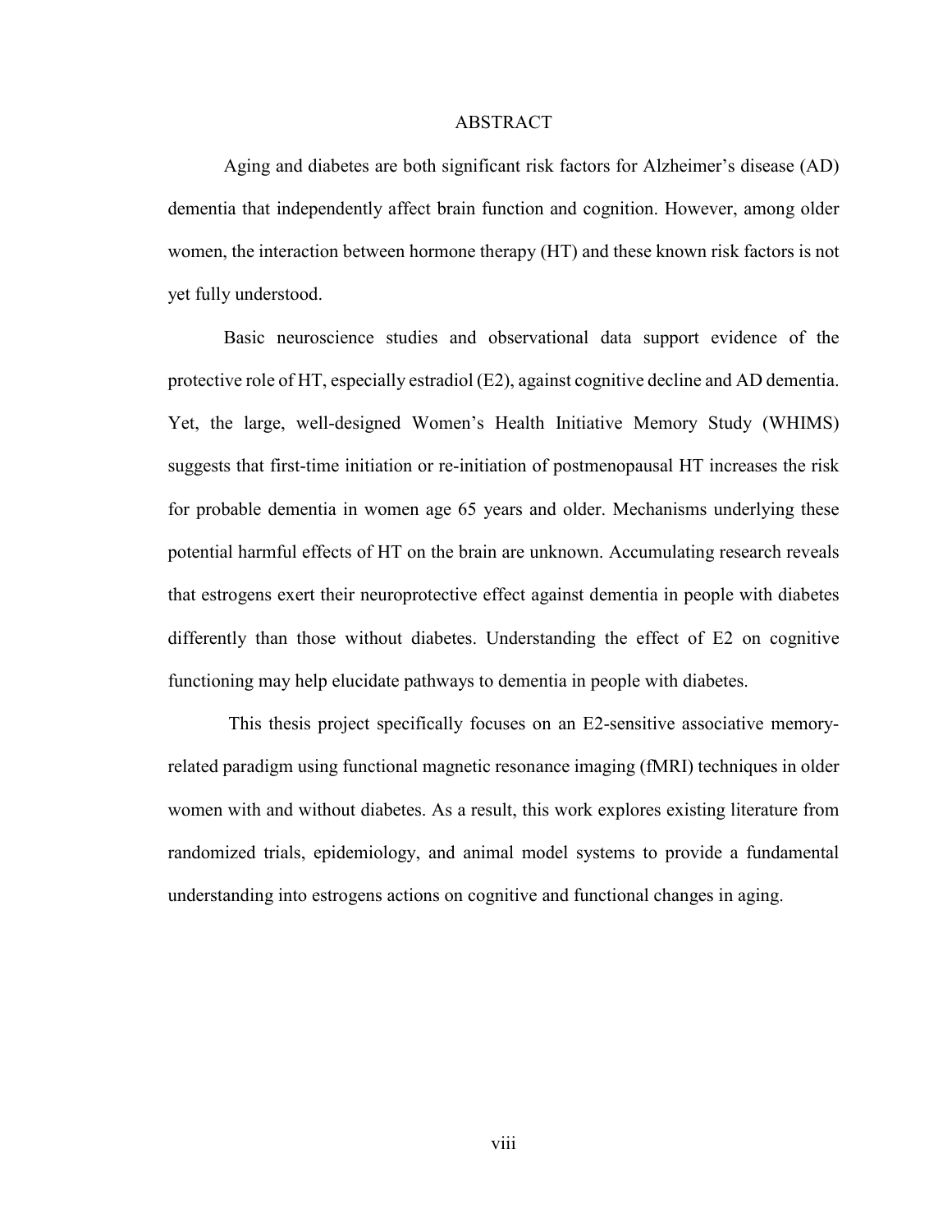# ABSTRACT

Aging and diabetes are both significant risk factors for Alzheimer's disease (AD) dementia that independently affect brain function and cognition. However, among older women, the interaction between hormone therapy (HT) and these known risk factors is not yet fully understood.

Basic neuroscience studies and observational data support evidence of the protective role of HT, especially estradiol (E2), against cognitive decline and AD dementia. Yet, the large, well-designed Women's Health Initiative Memory Study (WHIMS) suggests that first-time initiation or re-initiation of postmenopausal HT increases the risk for probable dementia in women age 65 years and older. Mechanisms underlying these potential harmful effects of HT on the brain are unknown. Accumulating research reveals that estrogens exert their neuroprotective effect against dementia in people with diabetes differently than those without diabetes. Understanding the effect of E2 on cognitive functioning may help elucidate pathways to dementia in people with diabetes.

This thesis project specifically focuses on an E2-sensitive associative memory-related paradigm using functional magnetic resonance imaging (fMRI) techniques in older women with and without diabetes. As a result, this work explores existing literature from randomized trials, epidemiology, and animal model systems to provide a fundamental understanding into estrogens actions on cognitive and functional changes in aging.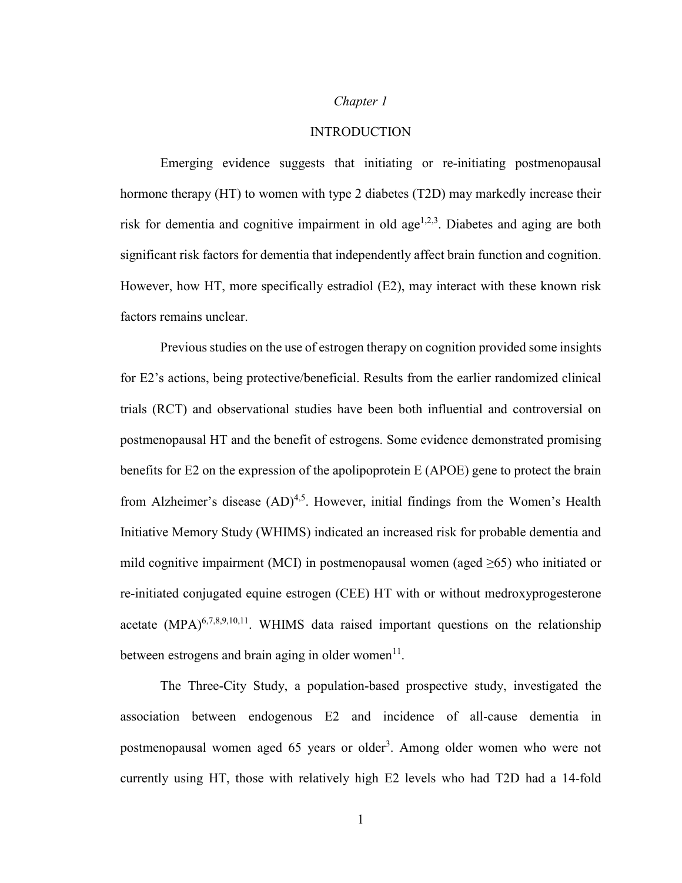*Chapter 1*

# INTRODUCTION

Emerging evidence suggests that initiating or re-initiating postmenopausal hormone therapy (HT) to women with type 2 diabetes (T2D) may markedly increase their risk for dementia and cognitive impairment in old age[1,2,3]. Diabetes and aging are both significant risk factors for dementia that independently affect brain function and cognition. However, how HT, more specifically estradiol (E2), may interact with these known risk factors remains unclear.

Previous studies on the use of estrogen therapy on cognition provided some insights for E2's actions, being protective/beneficial. Results from the earlier randomized clinical trials (RCT) and observational studies have been both influential and controversial on postmenopausal HT and the benefit of estrogens. Some evidence demonstrated promising benefits for E2 on the expression of the apolipoprotein E (APOE) gene to protect the brain from Alzheimer's disease (AD)[4,5]. However, initial findings from the Women's Health Initiative Memory Study (WHIMS) indicated an increased risk for probable dementia and mild cognitive impairment (MCI) in postmenopausal women (aged ≥65) who initiated or re-initiated conjugated equine estrogen (CEE) HT with or without medroxyprogesterone acetate (MPA)[6,7,8,9,10,11]. WHIMS data raised important questions on the relationship between estrogens and brain aging in older women[11].

The Three-City Study, a population-based prospective study, investigated the association between endogenous E2 and incidence of all-cause dementia in postmenopausal women aged 65 years or older[3]. Among older women who were not currently using HT, those with relatively high E2 levels who had T2D had a 14-fold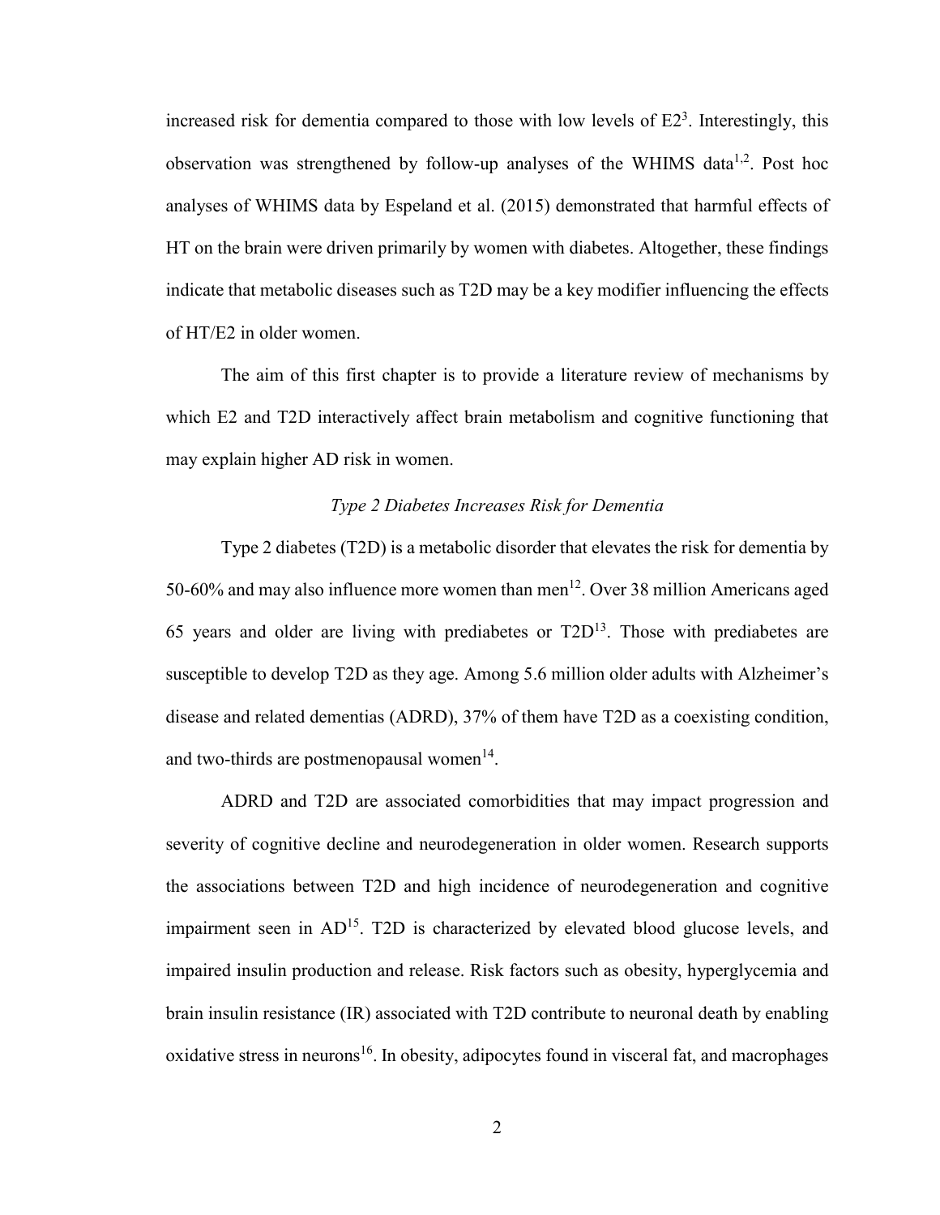increased risk for dementia compared to those with low levels of E2[3]. Interestingly, this observation was strengthened by follow-up analyses of the WHIMS data[1,2]. Post hoc analyses of WHIMS data by Espeland et al. (2015) demonstrated that harmful effects of HT on the brain were driven primarily by women with diabetes. Altogether, these findings indicate that metabolic diseases such as T2D may be a key modifier influencing the effects of HT/E2 in older women.

The aim of this first chapter is to provide a literature review of mechanisms by which E2 and T2D interactively affect brain metabolism and cognitive functioning that may explain higher AD risk in women.

### *Type 2 Diabetes Increases Risk for Dementia*

Type 2 diabetes (T2D) is a metabolic disorder that elevates the risk for dementia by 50-60% and may also influence more women than men[12]. Over 38 million Americans aged 65 years and older are living with prediabetes or T2D[13]. Those with prediabetes are susceptible to develop T2D as they age. Among 5.6 million older adults with Alzheimer's disease and related dementias (ADRD), 37% of them have T2D as a coexisting condition, and two-thirds are postmenopausal women[14].

ADRD and T2D are associated comorbidities that may impact progression and severity of cognitive decline and neurodegeneration in older women. Research supports the associations between T2D and high incidence of neurodegeneration and cognitive impairment seen in AD[15]. T2D is characterized by elevated blood glucose levels, and impaired insulin production and release. Risk factors such as obesity, hyperglycemia and brain insulin resistance (IR) associated with T2D contribute to neuronal death by enabling oxidative stress in neurons[16]. In obesity, adipocytes found in visceral fat, and macrophages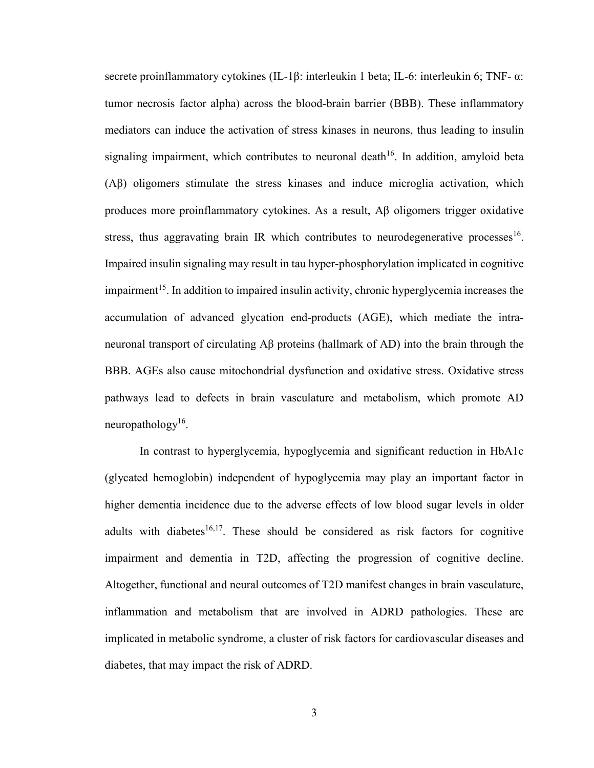secrete proinflammatory cytokines (IL-1β: interleukin 1 beta; IL-6: interleukin 6; TNF- α: tumor necrosis factor alpha) across the blood-brain barrier (BBB). These inflammatory mediators can induce the activation of stress kinases in neurons, thus leading to insulin signaling impairment, which contributes to neuronal death[16]. In addition, amyloid beta (Aβ) oligomers stimulate the stress kinases and induce microglia activation, which produces more proinflammatory cytokines. As a result, Aβ oligomers trigger oxidative stress, thus aggravating brain IR which contributes to neurodegenerative processes[16]. Impaired insulin signaling may result in tau hyper-phosphorylation implicated in cognitive impairment[15]. In addition to impaired insulin activity, chronic hyperglycemia increases the accumulation of advanced glycation end-products (AGE), which mediate the intra-neuronal transport of circulating Aβ proteins (hallmark of AD) into the brain through the BBB. AGEs also cause mitochondrial dysfunction and oxidative stress. Oxidative stress pathways lead to defects in brain vasculature and metabolism, which promote AD neuropathology[16].

In contrast to hyperglycemia, hypoglycemia and significant reduction in HbA1c (glycated hemoglobin) independent of hypoglycemia may play an important factor in higher dementia incidence due to the adverse effects of low blood sugar levels in older adults with diabetes[16,17]. These should be considered as risk factors for cognitive impairment and dementia in T2D, affecting the progression of cognitive decline. Altogether, functional and neural outcomes of T2D manifest changes in brain vasculature, inflammation and metabolism that are involved in ADRD pathologies. These are implicated in metabolic syndrome, a cluster of risk factors for cardiovascular diseases and diabetes, that may impact the risk of ADRD.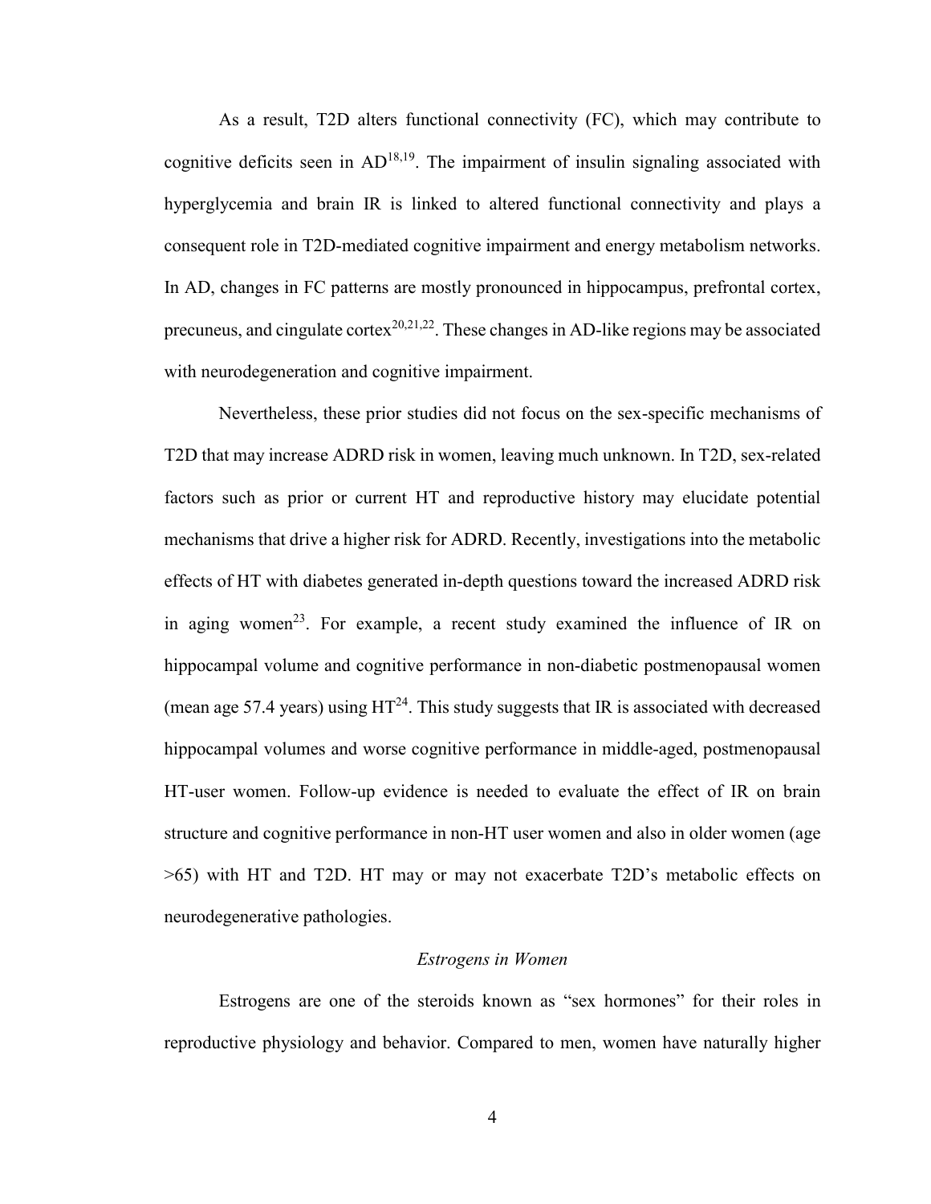As a result, T2D alters functional connectivity (FC), which may contribute to cognitive deficits seen in AD[18,19]. The impairment of insulin signaling associated with hyperglycemia and brain IR is linked to altered functional connectivity and plays a consequent role in T2D-mediated cognitive impairment and energy metabolism networks. In AD, changes in FC patterns are mostly pronounced in hippocampus, prefrontal cortex, precuneus, and cingulate cortex[20,21,22]. These changes in AD-like regions may be associated with neurodegeneration and cognitive impairment.

Nevertheless, these prior studies did not focus on the sex-specific mechanisms of T2D that may increase ADRD risk in women, leaving much unknown. In T2D, sex-related factors such as prior or current HT and reproductive history may elucidate potential mechanisms that drive a higher risk for ADRD. Recently, investigations into the metabolic effects of HT with diabetes generated in-depth questions toward the increased ADRD risk in aging women[23]. For example, a recent study examined the influence of IR on hippocampal volume and cognitive performance in non-diabetic postmenopausal women (mean age 57.4 years) using HT[24]. This study suggests that IR is associated with decreased hippocampal volumes and worse cognitive performance in middle-aged, postmenopausal HT-user women. Follow-up evidence is needed to evaluate the effect of IR on brain structure and cognitive performance in non-HT user women and also in older women (age >65) with HT and T2D. HT may or may not exacerbate T2D's metabolic effects on neurodegenerative pathologies.

### *Estrogens in Women*

Estrogens are one of the steroids known as "sex hormones" for their roles in reproductive physiology and behavior. Compared to men, women have naturally higher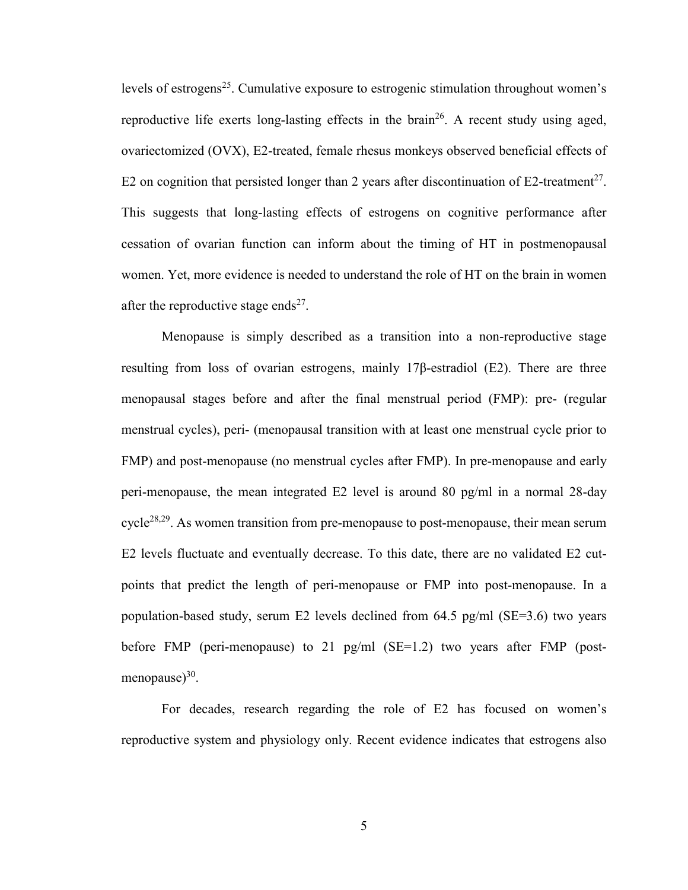levels of estrogens[25]. Cumulative exposure to estrogenic stimulation throughout women's reproductive life exerts long-lasting effects in the brain[26]. A recent study using aged, ovariectomized (OVX), E2-treated, female rhesus monkeys observed beneficial effects of E2 on cognition that persisted longer than 2 years after discontinuation of E2-treatment[27]. This suggests that long-lasting effects of estrogens on cognitive performance after cessation of ovarian function can inform about the timing of HT in postmenopausal women. Yet, more evidence is needed to understand the role of HT on the brain in women after the reproductive stage ends[27].

Menopause is simply described as a transition into a non-reproductive stage resulting from loss of ovarian estrogens, mainly 17β-estradiol (E2). There are three menopausal stages before and after the final menstrual period (FMP): pre- (regular menstrual cycles), peri- (menopausal transition with at least one menstrual cycle prior to FMP) and post-menopause (no menstrual cycles after FMP). In pre-menopause and early peri-menopause, the mean integrated E2 level is around 80 pg/ml in a normal 28-day cycle[28,29]. As women transition from pre-menopause to post-menopause, their mean serum E2 levels fluctuate and eventually decrease. To this date, there are no validated E2 cut-points that predict the length of peri-menopause or FMP into post-menopause. In a population-based study, serum E2 levels declined from 64.5 pg/ml (SE=3.6) two years before FMP (peri-menopause) to 21 pg/ml (SE=1.2) two years after FMP (post-menopause)[30].

For decades, research regarding the role of E2 has focused on women's reproductive system and physiology only. Recent evidence indicates that estrogens also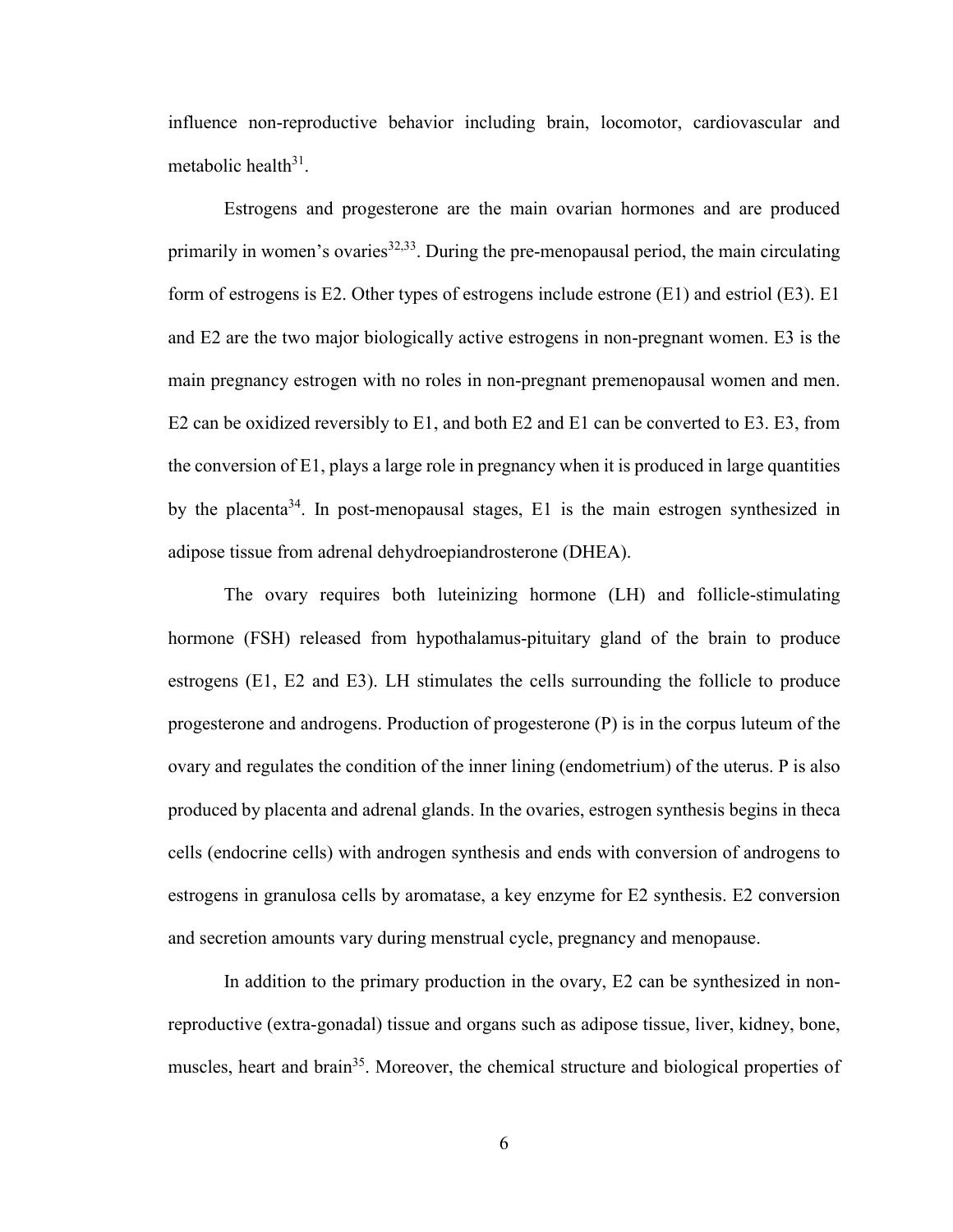influence non-reproductive behavior including brain, locomotor, cardiovascular and metabolic health[31].

Estrogens and progesterone are the main ovarian hormones and are produced primarily in women's ovaries[32,33]. During the pre-menopausal period, the main circulating form of estrogens is E2. Other types of estrogens include estrone (E1) and estriol (E3). E1 and E2 are the two major biologically active estrogens in non-pregnant women. E3 is the main pregnancy estrogen with no roles in non-pregnant premenopausal women and men. E2 can be oxidized reversibly to E1, and both E2 and E1 can be converted to E3. E3, from the conversion of E1, plays a large role in pregnancy when it is produced in large quantities by the placenta[34]. In post-menopausal stages, E1 is the main estrogen synthesized in adipose tissue from adrenal dehydroepiandrosterone (DHEA).

The ovary requires both luteinizing hormone (LH) and follicle-stimulating hormone (FSH) released from hypothalamus-pituitary gland of the brain to produce estrogens (E1, E2 and E3). LH stimulates the cells surrounding the follicle to produce progesterone and androgens. Production of progesterone (P) is in the corpus luteum of the ovary and regulates the condition of the inner lining (endometrium) of the uterus. P is also produced by placenta and adrenal glands. In the ovaries, estrogen synthesis begins in theca cells (endocrine cells) with androgen synthesis and ends with conversion of androgens to estrogens in granulosa cells by aromatase, a key enzyme for E2 synthesis. E2 conversion and secretion amounts vary during menstrual cycle, pregnancy and menopause.

In addition to the primary production in the ovary, E2 can be synthesized in non-reproductive (extra-gonadal) tissue and organs such as adipose tissue, liver, kidney, bone, muscles, heart and brain[35]. Moreover, the chemical structure and biological properties of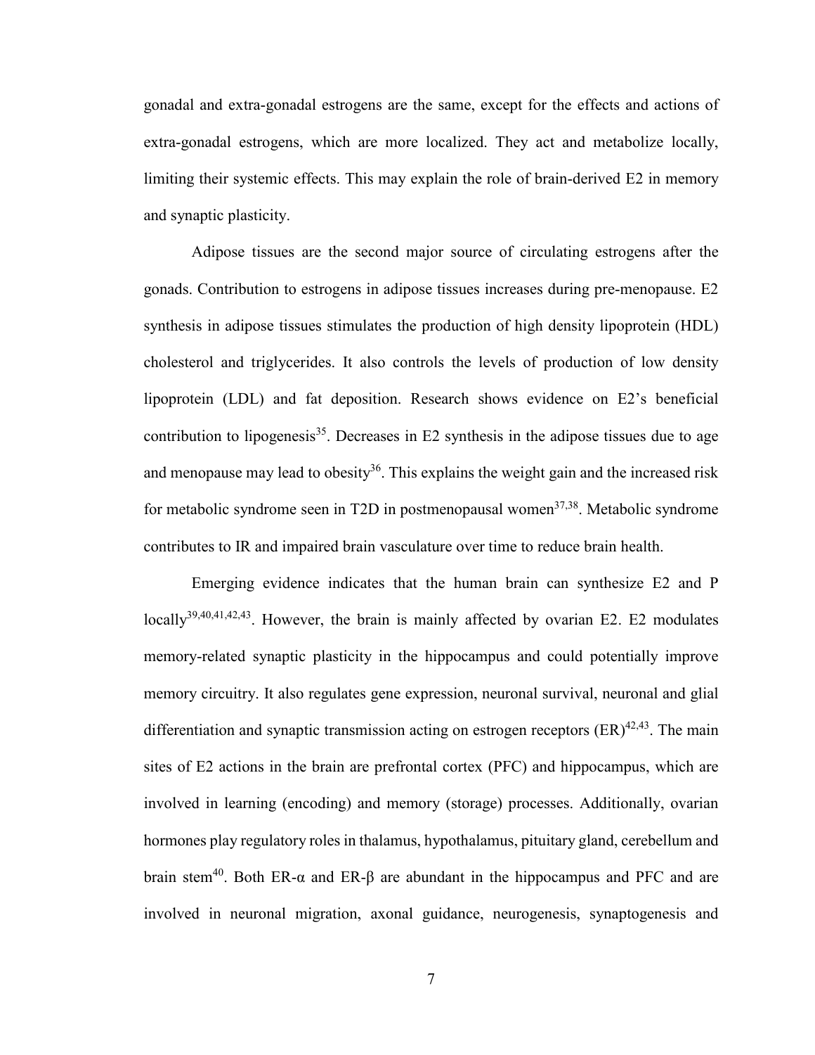gonadal and extra-gonadal estrogens are the same, except for the effects and actions of extra-gonadal estrogens, which are more localized. They act and metabolize locally, limiting their systemic effects. This may explain the role of brain-derived E2 in memory and synaptic plasticity.

Adipose tissues are the second major source of circulating estrogens after the gonads. Contribution to estrogens in adipose tissues increases during pre-menopause. E2 synthesis in adipose tissues stimulates the production of high density lipoprotein (HDL) cholesterol and triglycerides. It also controls the levels of production of low density lipoprotein (LDL) and fat deposition. Research shows evidence on E2's beneficial contribution to lipogenesis[35]. Decreases in E2 synthesis in the adipose tissues due to age and menopause may lead to obesity[36]. This explains the weight gain and the increased risk for metabolic syndrome seen in T2D in postmenopausal women[37,38]. Metabolic syndrome contributes to IR and impaired brain vasculature over time to reduce brain health.

Emerging evidence indicates that the human brain can synthesize E2 and P locally[39,40,41,42,43]. However, the brain is mainly affected by ovarian E2. E2 modulates memory-related synaptic plasticity in the hippocampus and could potentially improve memory circuitry. It also regulates gene expression, neuronal survival, neuronal and glial differentiation and synaptic transmission acting on estrogen receptors (ER)[42,43]. The main sites of E2 actions in the brain are prefrontal cortex (PFC) and hippocampus, which are involved in learning (encoding) and memory (storage) processes. Additionally, ovarian hormones play regulatory roles in thalamus, hypothalamus, pituitary gland, cerebellum and brain stem[40]. Both ER-α and ER-β are abundant in the hippocampus and PFC and are involved in neuronal migration, axonal guidance, neurogenesis, synaptogenesis and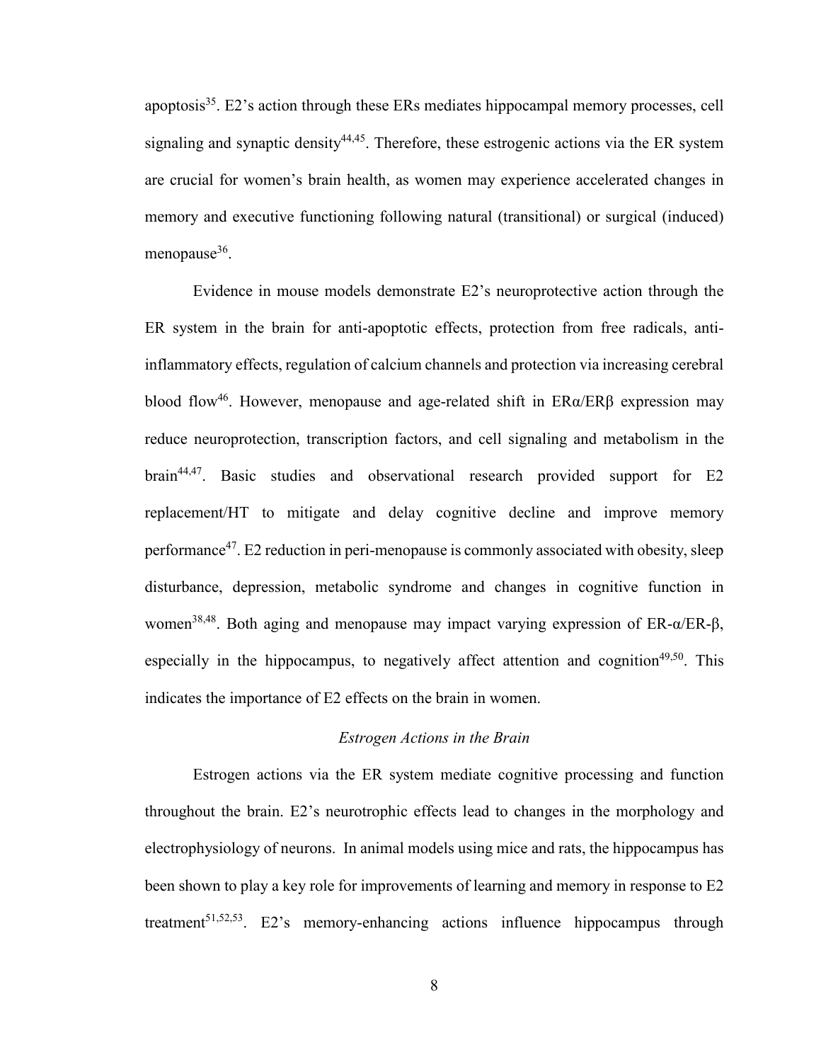apoptosis[35]. E2's action through these ERs mediates hippocampal memory processes, cell signaling and synaptic density[44,45]. Therefore, these estrogenic actions via the ER system are crucial for women's brain health, as women may experience accelerated changes in memory and executive functioning following natural (transitional) or surgical (induced) menopause[36].

Evidence in mouse models demonstrate E2's neuroprotective action through the ER system in the brain for anti-apoptotic effects, protection from free radicals, anti-inflammatory effects, regulation of calcium channels and protection via increasing cerebral blood flow[46]. However, menopause and age-related shift in ERα/ERβ expression may reduce neuroprotection, transcription factors, and cell signaling and metabolism in the brain[44,47]. Basic studies and observational research provided support for E2 replacement/HT to mitigate and delay cognitive decline and improve memory performance[47]. E2 reduction in peri-menopause is commonly associated with obesity, sleep disturbance, depression, metabolic syndrome and changes in cognitive function in women[38,48]. Both aging and menopause may impact varying expression of ER-α/ER-β, especially in the hippocampus, to negatively affect attention and cognition[49,50]. This indicates the importance of E2 effects on the brain in women.

### *Estrogen Actions in the Brain*

Estrogen actions via the ER system mediate cognitive processing and function throughout the brain. E2's neurotrophic effects lead to changes in the morphology and electrophysiology of neurons. In animal models using mice and rats, the hippocampus has been shown to play a key role for improvements of learning and memory in response to E2 treatment[51,52,53]. E2's memory-enhancing actions influence hippocampus through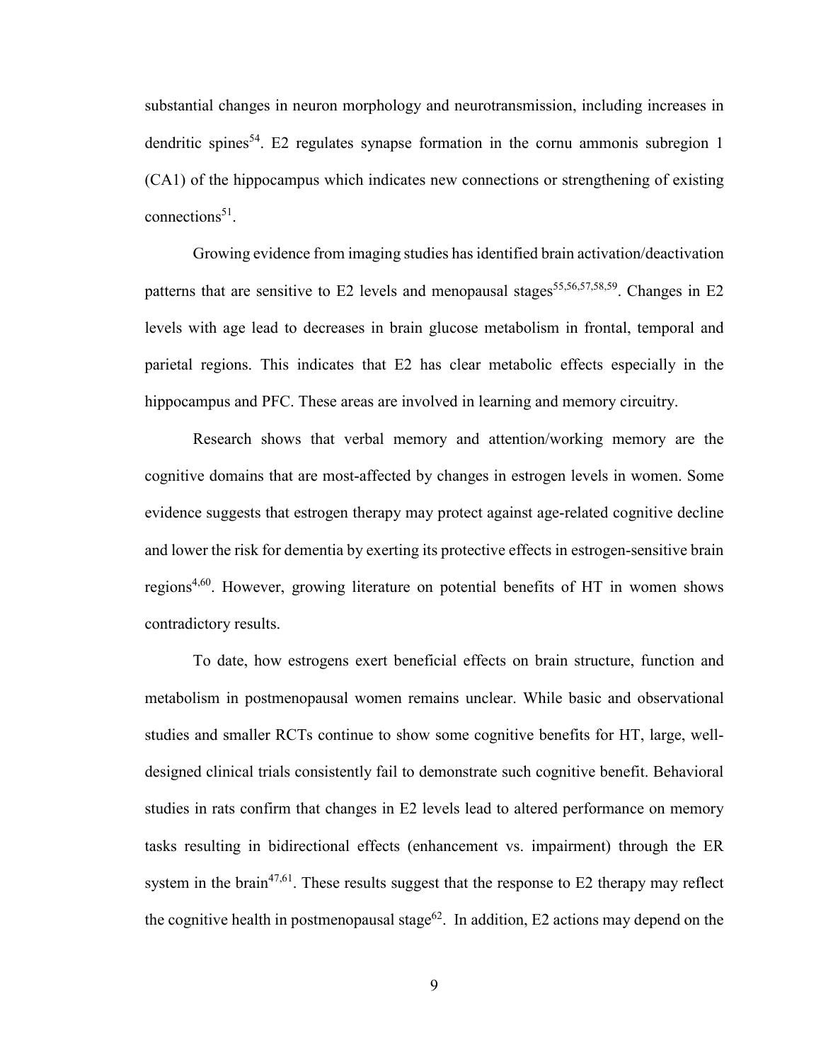substantial changes in neuron morphology and neurotransmission, including increases in dendritic spines[54]. E2 regulates synapse formation in the cornu ammonis subregion 1 (CA1) of the hippocampus which indicates new connections or strengthening of existing connections[51].

Growing evidence from imaging studies has identified brain activation/deactivation patterns that are sensitive to E2 levels and menopausal stages[55,56,57,58,59]. Changes in E2 levels with age lead to decreases in brain glucose metabolism in frontal, temporal and parietal regions. This indicates that E2 has clear metabolic effects especially in the hippocampus and PFC. These areas are involved in learning and memory circuitry.

Research shows that verbal memory and attention/working memory are the cognitive domains that are most-affected by changes in estrogen levels in women. Some evidence suggests that estrogen therapy may protect against age-related cognitive decline and lower the risk for dementia by exerting its protective effects in estrogen-sensitive brain regions[4,60]. However, growing literature on potential benefits of HT in women shows contradictory results.

To date, how estrogens exert beneficial effects on brain structure, function and metabolism in postmenopausal women remains unclear. While basic and observational studies and smaller RCTs continue to show some cognitive benefits for HT, large, well-designed clinical trials consistently fail to demonstrate such cognitive benefit. Behavioral studies in rats confirm that changes in E2 levels lead to altered performance on memory tasks resulting in bidirectional effects (enhancement vs. impairment) through the ER system in the brain[47,61]. These results suggest that the response to E2 therapy may reflect the cognitive health in postmenopausal stage[62]. In addition, E2 actions may depend on the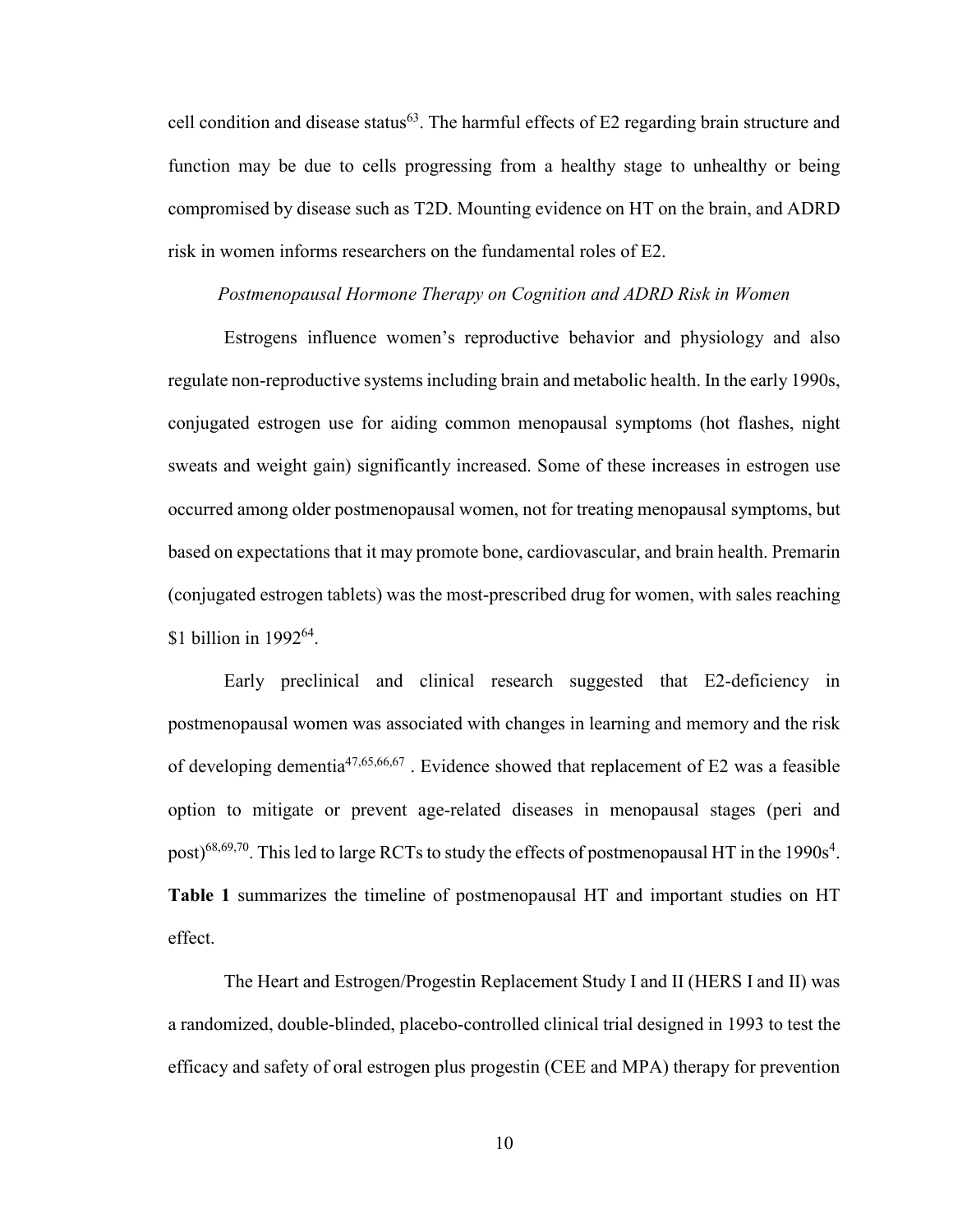cell condition and disease status[63]. The harmful effects of E2 regarding brain structure and function may be due to cells progressing from a healthy stage to unhealthy or being compromised by disease such as T2D. Mounting evidence on HT on the brain, and ADRD risk in women informs researchers on the fundamental roles of E2.

### *Postmenopausal Hormone Therapy on Cognition and ADRD Risk in Women*

Estrogens influence women's reproductive behavior and physiology and also regulate non-reproductive systems including brain and metabolic health. In the early 1990s, conjugated estrogen use for aiding common menopausal symptoms (hot flashes, night sweats and weight gain) significantly increased. Some of these increases in estrogen use occurred among older postmenopausal women, not for treating menopausal symptoms, but based on expectations that it may promote bone, cardiovascular, and brain health. Premarin (conjugated estrogen tablets) was the most-prescribed drug for women, with sales reaching $1 billion in 1992[64].

Early preclinical and clinical research suggested that E2-deficiency in postmenopausal women was associated with changes in learning and memory and the risk of developing dementia[47,65,66,67]. Evidence showed that replacement of E2 was a feasible option to mitigate or prevent age-related diseases in menopausal stages (peri and post)[68,69,70]. This led to large RCTs to study the effects of postmenopausal HT in the 1990s[4]. **Table 1** summarizes the timeline of postmenopausal HT and important studies on HT effect.

The Heart and Estrogen/Progestin Replacement Study I and II (HERS I and II) was a randomized, double-blinded, placebo-controlled clinical trial designed in 1993 to test the efficacy and safety of oral estrogen plus progestin (CEE and MPA) therapy for prevention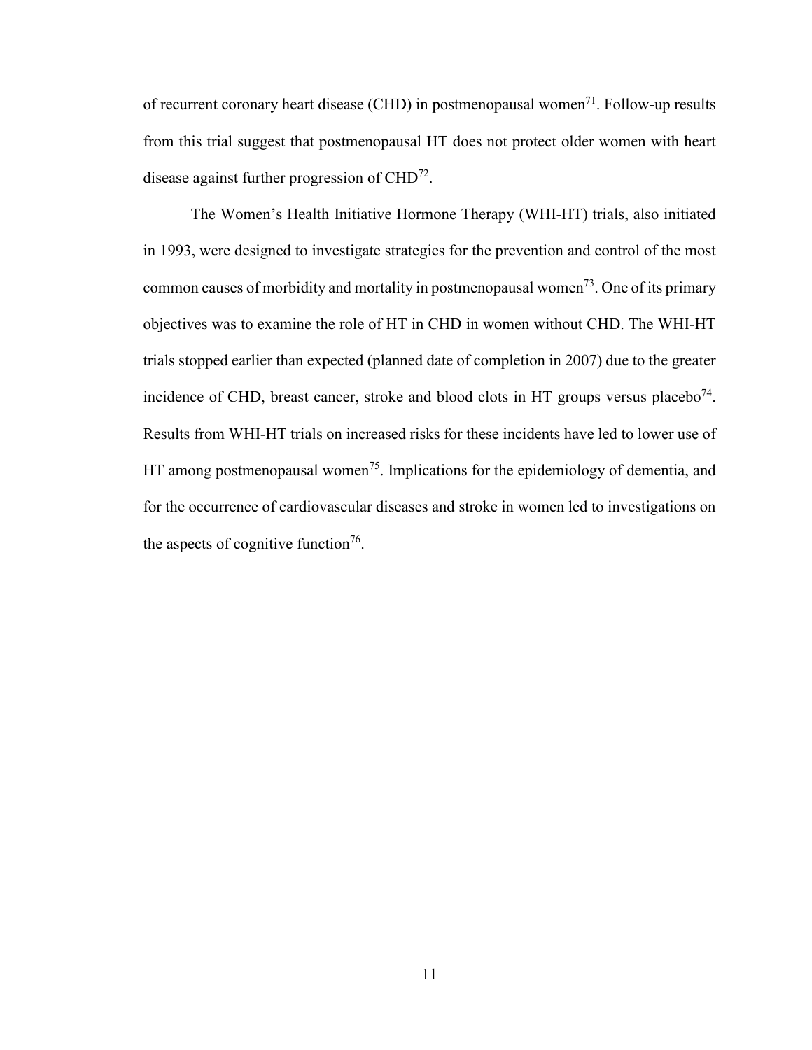of recurrent coronary heart disease (CHD) in postmenopausal women[71]. Follow-up results from this trial suggest that postmenopausal HT does not protect older women with heart disease against further progression of CHD[72].

The Women's Health Initiative Hormone Therapy (WHI-HT) trials, also initiated in 1993, were designed to investigate strategies for the prevention and control of the most common causes of morbidity and mortality in postmenopausal women[73]. One of its primary objectives was to examine the role of HT in CHD in women without CHD. The WHI-HT trials stopped earlier than expected (planned date of completion in 2007) due to the greater incidence of CHD, breast cancer, stroke and blood clots in HT groups versus placebo[74]. Results from WHI-HT trials on increased risks for these incidents have led to lower use of HT among postmenopausal women[75]. Implications for the epidemiology of dementia, and for the occurrence of cardiovascular diseases and stroke in women led to investigations on the aspects of cognitive function[76].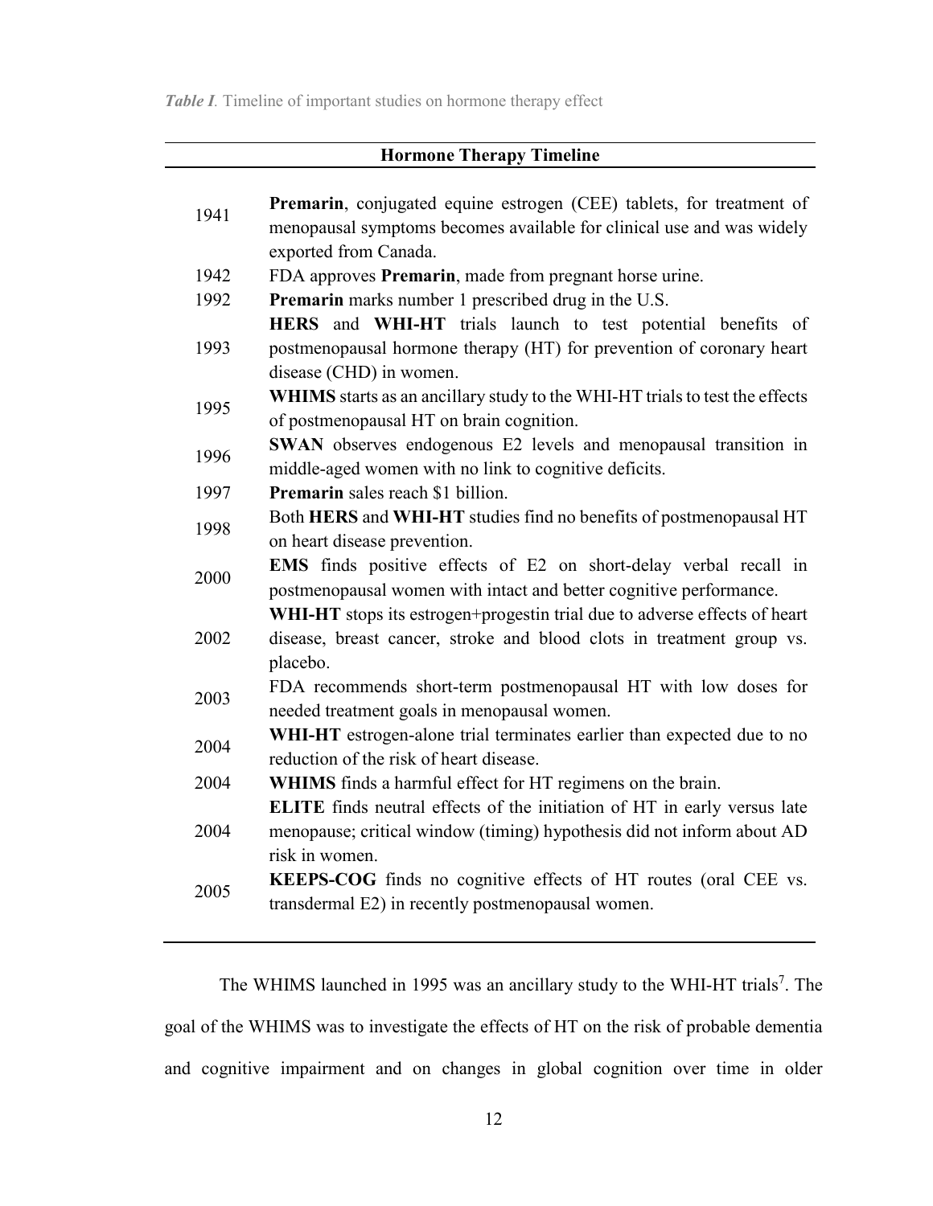***Table I*.** Timeline of important studies on hormone therapy effect

| Hormone Therapy Timeline | |
|---|---|
| 1941 | **Premarin**, conjugated equine estrogen (CEE) tablets, for treatment of menopausal symptoms becomes available for clinical use and was widely exported from Canada. |
| 1942 | FDA approves **Premarin**, made from pregnant horse urine. |
| 1992 | **Premarin** marks number 1 prescribed drug in the U.S. |
| 1993 | **HERS** and **WHI-HT** trials launch to test potential benefits of postmenopausal hormone therapy (HT) for prevention of coronary heart disease (CHD) in women. |
| 1995 | **WHIMS** starts as an ancillary study to the WHI-HT trials to test the effects of postmenopausal HT on brain cognition. |
| 1996 | **SWAN** observes endogenous E2 levels and menopausal transition in middle-aged women with no link to cognitive deficits. |
| 1997 | **Premarin** sales reach $1 billion. |
| 1998 | Both **HERS** and **WHI-HT** studies find no benefits of postmenopausal HT on heart disease prevention. |
| 2000 | **EMS** finds positive effects of E2 on short-delay verbal recall in postmenopausal women with intact and better cognitive performance. |
| 2002 | **WHI-HT** stops its estrogen+progestin trial due to adverse effects of heart disease, breast cancer, stroke and blood clots in treatment group vs. placebo. |
| 2003 | FDA recommends short-term postmenopausal HT with low doses for needed treatment goals in menopausal women. |
| 2004 | **WHI-HT** estrogen-alone trial terminates earlier than expected due to no reduction of the risk of heart disease. |
| 2004 | **WHIMS** finds a harmful effect for HT regimens on the brain. |
| 2004 | **ELITE** finds neutral effects of the initiation of HT in early versus late menopause; critical window (timing) hypothesis did not inform about AD risk in women. |
| 2005 | **KEEPS-COG** finds no cognitive effects of HT routes (oral CEE vs. transdermal E2) in recently postmenopausal women. |

The WHIMS launched in 1995 was an ancillary study to the WHI-HT trials[7]. The goal of the WHIMS was to investigate the effects of HT on the risk of probable dementia and cognitive impairment and on changes in global cognition over time in older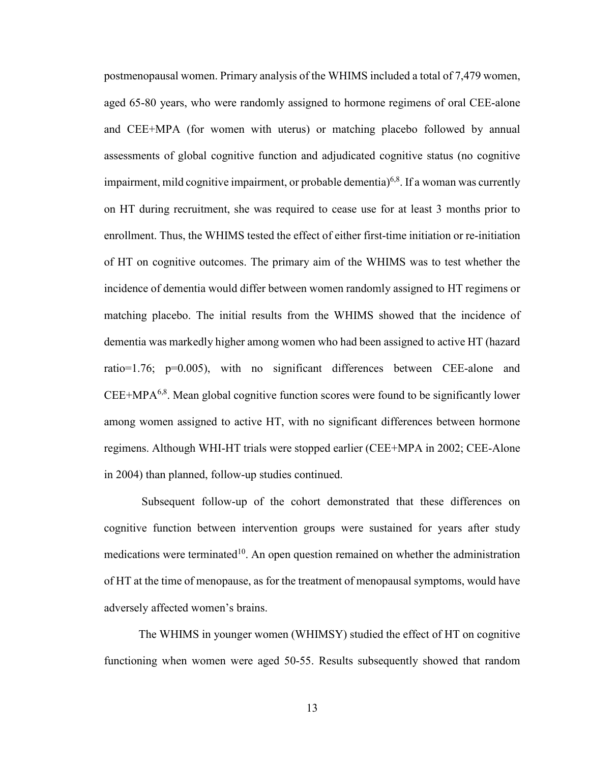postmenopausal women. Primary analysis of the WHIMS included a total of 7,479 women, aged 65-80 years, who were randomly assigned to hormone regimens of oral CEE-alone and CEE+MPA (for women with uterus) or matching placebo followed by annual assessments of global cognitive function and adjudicated cognitive status (no cognitive impairment, mild cognitive impairment, or probable dementia)[6,8]. If a woman was currently on HT during recruitment, she was required to cease use for at least 3 months prior to enrollment. Thus, the WHIMS tested the effect of either first-time initiation or re-initiation of HT on cognitive outcomes. The primary aim of the WHIMS was to test whether the incidence of dementia would differ between women randomly assigned to HT regimens or matching placebo. The initial results from the WHIMS showed that the incidence of dementia was markedly higher among women who had been assigned to active HT (hazard ratio=1.76; p=0.005), with no significant differences between CEE-alone and CEE+MPA[6,8]. Mean global cognitive function scores were found to be significantly lower among women assigned to active HT, with no significant differences between hormone regimens. Although WHI-HT trials were stopped earlier (CEE+MPA in 2002; CEE-Alone in 2004) than planned, follow-up studies continued.

Subsequent follow-up of the cohort demonstrated that these differences on cognitive function between intervention groups were sustained for years after study medications were terminated[10]. An open question remained on whether the administration of HT at the time of menopause, as for the treatment of menopausal symptoms, would have adversely affected women's brains.

The WHIMS in younger women (WHIMSY) studied the effect of HT on cognitive functioning when women were aged 50-55. Results subsequently showed that random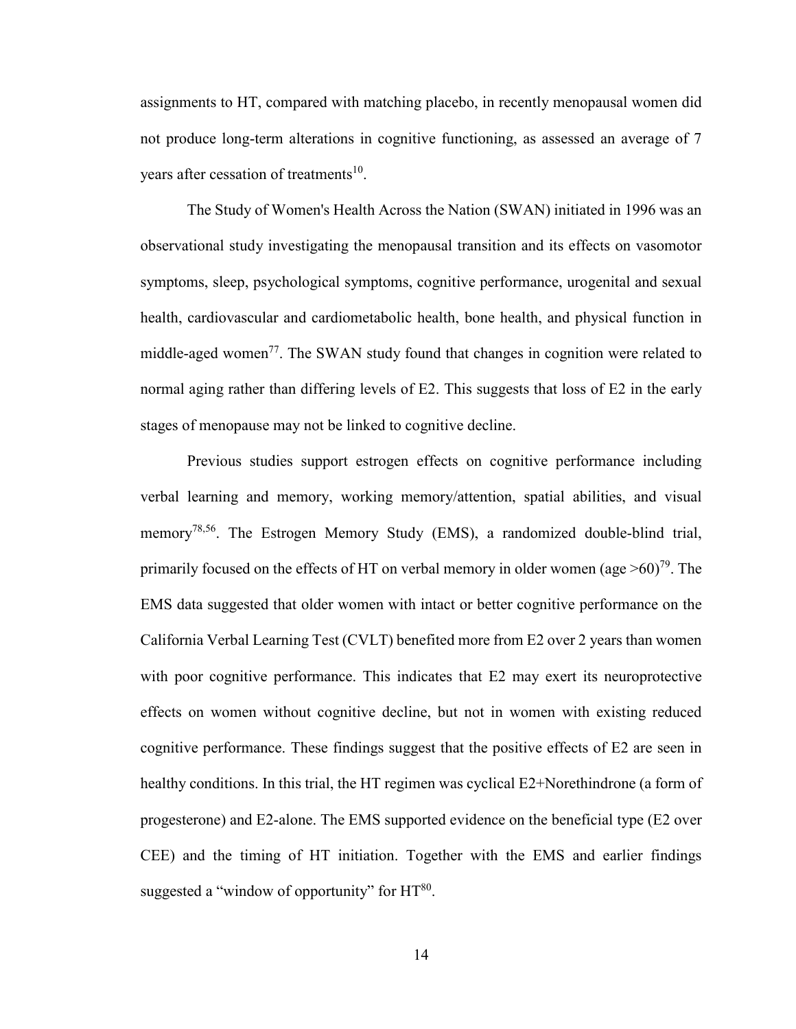assignments to HT, compared with matching placebo, in recently menopausal women did not produce long-term alterations in cognitive functioning, as assessed an average of 7 years after cessation of treatments[10].

The Study of Women's Health Across the Nation (SWAN) initiated in 1996 was an observational study investigating the menopausal transition and its effects on vasomotor symptoms, sleep, psychological symptoms, cognitive performance, urogenital and sexual health, cardiovascular and cardiometabolic health, bone health, and physical function in middle-aged women[77]. The SWAN study found that changes in cognition were related to normal aging rather than differing levels of E2. This suggests that loss of E2 in the early stages of menopause may not be linked to cognitive decline.

Previous studies support estrogen effects on cognitive performance including verbal learning and memory, working memory/attention, spatial abilities, and visual memory[78,56]. The Estrogen Memory Study (EMS), a randomized double-blind trial, primarily focused on the effects of HT on verbal memory in older women (age >60)[79]. The EMS data suggested that older women with intact or better cognitive performance on the California Verbal Learning Test (CVLT) benefited more from E2 over 2 years than women with poor cognitive performance. This indicates that E2 may exert its neuroprotective effects on women without cognitive decline, but not in women with existing reduced cognitive performance. These findings suggest that the positive effects of E2 are seen in healthy conditions. In this trial, the HT regimen was cyclical E2+Norethindrone (a form of progesterone) and E2-alone. The EMS supported evidence on the beneficial type (E2 over CEE) and the timing of HT initiation. Together with the EMS and earlier findings suggested a "window of opportunity" for HT[80].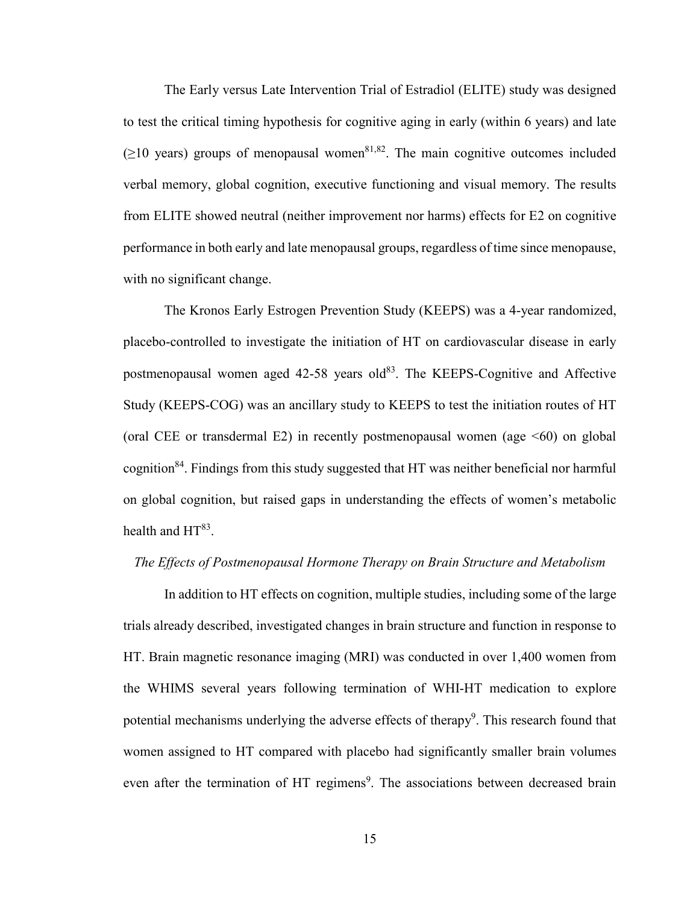The Early versus Late Intervention Trial of Estradiol (ELITE) study was designed to test the critical timing hypothesis for cognitive aging in early (within 6 years) and late ($\geq$10 years) groups of menopausal women[81,82]. The main cognitive outcomes included verbal memory, global cognition, executive functioning and visual memory. The results from ELITE showed neutral (neither improvement nor harms) effects for E2 on cognitive performance in both early and late menopausal groups, regardless of time since menopause, with no significant change.

The Kronos Early Estrogen Prevention Study (KEEPS) was a 4-year randomized, placebo-controlled to investigate the initiation of HT on cardiovascular disease in early postmenopausal women aged 42-58 years old[83]. The KEEPS-Cognitive and Affective Study (KEEPS-COG) was an ancillary study to KEEPS to test the initiation routes of HT (oral CEE or transdermal E2) in recently postmenopausal women (age <60) on global cognition[84]. Findings from this study suggested that HT was neither beneficial nor harmful on global cognition, but raised gaps in understanding the effects of women's metabolic health and HT[83].

*The Effects of Postmenopausal Hormone Therapy on Brain Structure and Metabolism*

In addition to HT effects on cognition, multiple studies, including some of the large trials already described, investigated changes in brain structure and function in response to HT. Brain magnetic resonance imaging (MRI) was conducted in over 1,400 women from the WHIMS several years following termination of WHI-HT medication to explore potential mechanisms underlying the adverse effects of therapy[9]. This research found that women assigned to HT compared with placebo had significantly smaller brain volumes even after the termination of HT regimens[9]. The associations between decreased brain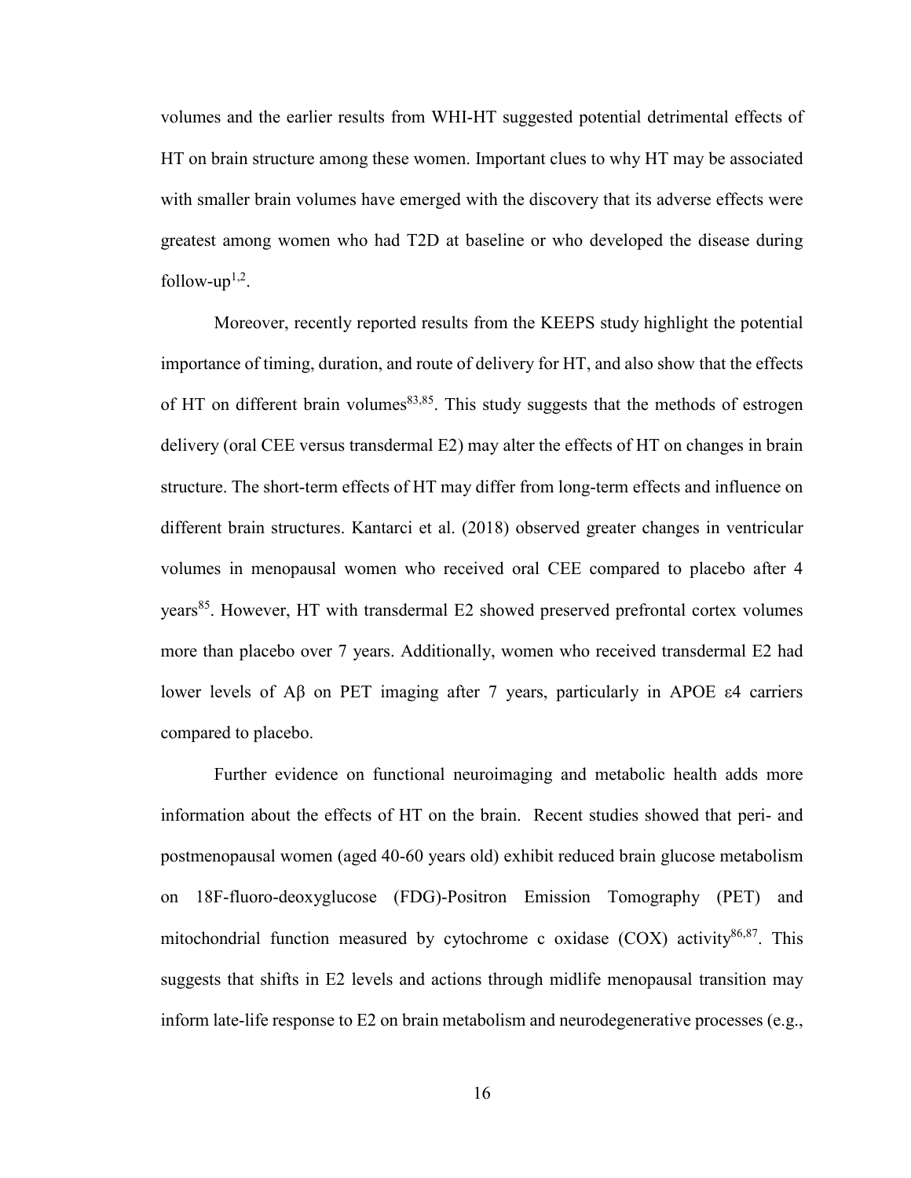volumes and the earlier results from WHI-HT suggested potential detrimental effects of HT on brain structure among these women. Important clues to why HT may be associated with smaller brain volumes have emerged with the discovery that its adverse effects were greatest among women who had T2D at baseline or who developed the disease during follow-up[1,2].

Moreover, recently reported results from the KEEPS study highlight the potential importance of timing, duration, and route of delivery for HT, and also show that the effects of HT on different brain volumes[83,85]. This study suggests that the methods of estrogen delivery (oral CEE versus transdermal E2) may alter the effects of HT on changes in brain structure. The short-term effects of HT may differ from long-term effects and influence on different brain structures. Kantarci et al. (2018) observed greater changes in ventricular volumes in menopausal women who received oral CEE compared to placebo after 4 years[85]. However, HT with transdermal E2 showed preserved prefrontal cortex volumes more than placebo over 7 years. Additionally, women who received transdermal E2 had lower levels of Aβ on PET imaging after 7 years, particularly in APOE ε4 carriers compared to placebo.

Further evidence on functional neuroimaging and metabolic health adds more information about the effects of HT on the brain. Recent studies showed that peri- and postmenopausal women (aged 40-60 years old) exhibit reduced brain glucose metabolism on 18F-fluoro-deoxyglucose (FDG)-Positron Emission Tomography (PET) and mitochondrial function measured by cytochrome c oxidase (COX) activity[86,87]. This suggests that shifts in E2 levels and actions through midlife menopausal transition may inform late-life response to E2 on brain metabolism and neurodegenerative processes (e.g.,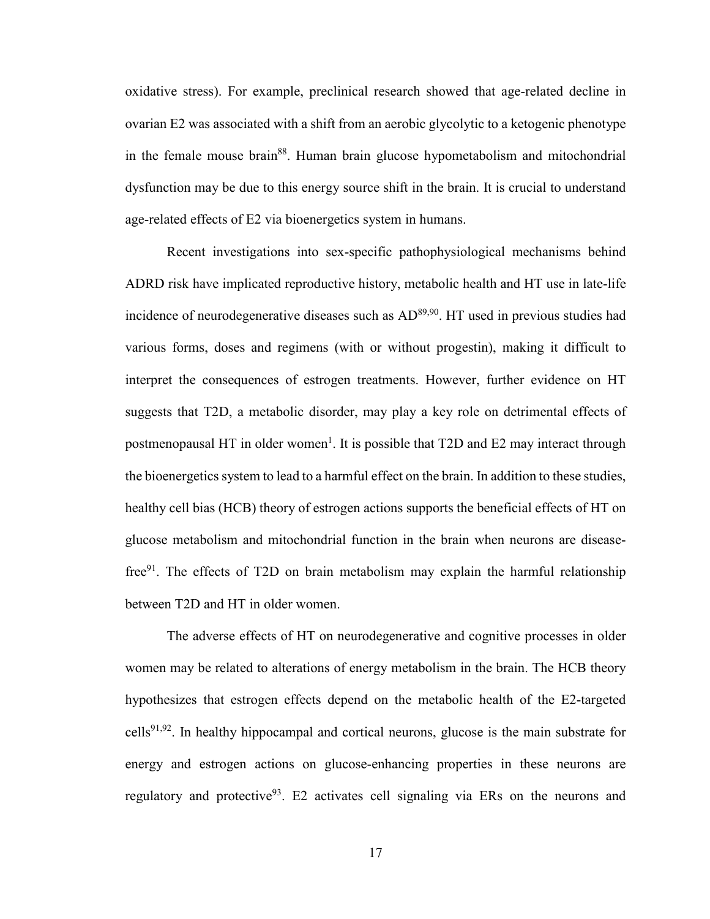oxidative stress). For example, preclinical research showed that age-related decline in ovarian E2 was associated with a shift from an aerobic glycolytic to a ketogenic phenotype in the female mouse brain[88]. Human brain glucose hypometabolism and mitochondrial dysfunction may be due to this energy source shift in the brain. It is crucial to understand age-related effects of E2 via bioenergetics system in humans.

Recent investigations into sex-specific pathophysiological mechanisms behind ADRD risk have implicated reproductive history, metabolic health and HT use in late-life incidence of neurodegenerative diseases such as AD[89,90]. HT used in previous studies had various forms, doses and regimens (with or without progestin), making it difficult to interpret the consequences of estrogen treatments. However, further evidence on HT suggests that T2D, a metabolic disorder, may play a key role on detrimental effects of postmenopausal HT in older women[1]. It is possible that T2D and E2 may interact through the bioenergetics system to lead to a harmful effect on the brain. In addition to these studies, healthy cell bias (HCB) theory of estrogen actions supports the beneficial effects of HT on glucose metabolism and mitochondrial function in the brain when neurons are disease-free[91]. The effects of T2D on brain metabolism may explain the harmful relationship between T2D and HT in older women.

The adverse effects of HT on neurodegenerative and cognitive processes in older women may be related to alterations of energy metabolism in the brain. The HCB theory hypothesizes that estrogen effects depend on the metabolic health of the E2-targeted cells[91,92]. In healthy hippocampal and cortical neurons, glucose is the main substrate for energy and estrogen actions on glucose-enhancing properties in these neurons are regulatory and protective[93]. E2 activates cell signaling via ERs on the neurons and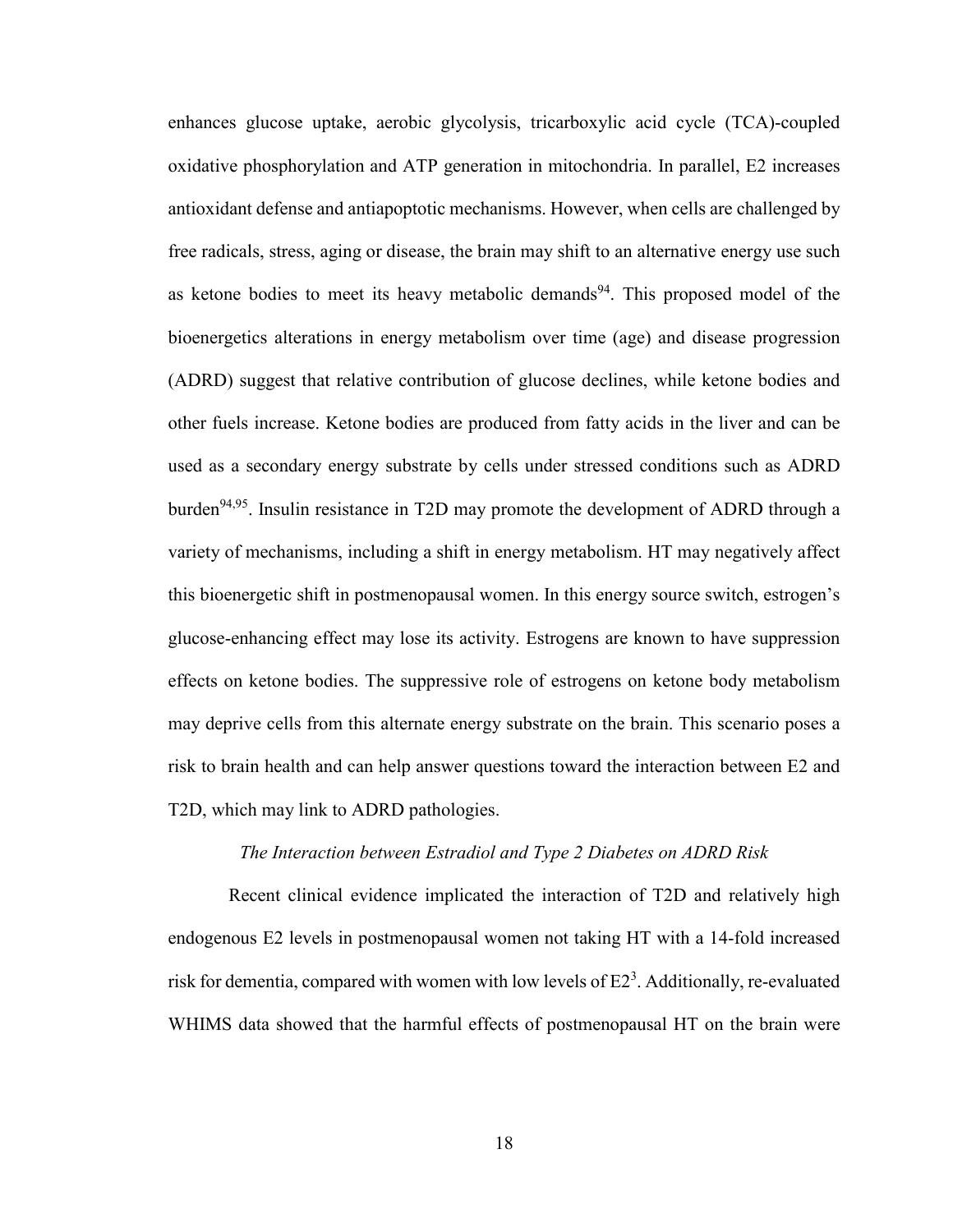enhances glucose uptake, aerobic glycolysis, tricarboxylic acid cycle (TCA)-coupled oxidative phosphorylation and ATP generation in mitochondria. In parallel, E2 increases antioxidant defense and antiapoptotic mechanisms. However, when cells are challenged by free radicals, stress, aging or disease, the brain may shift to an alternative energy use such as ketone bodies to meet its heavy metabolic demands[94]. This proposed model of the bioenergetics alterations in energy metabolism over time (age) and disease progression (ADRD) suggest that relative contribution of glucose declines, while ketone bodies and other fuels increase. Ketone bodies are produced from fatty acids in the liver and can be used as a secondary energy substrate by cells under stressed conditions such as ADRD burden[94,95]. Insulin resistance in T2D may promote the development of ADRD through a variety of mechanisms, including a shift in energy metabolism. HT may negatively affect this bioenergetic shift in postmenopausal women. In this energy source switch, estrogen's glucose-enhancing effect may lose its activity. Estrogens are known to have suppression effects on ketone bodies. The suppressive role of estrogens on ketone body metabolism may deprive cells from this alternate energy substrate on the brain. This scenario poses a risk to brain health and can help answer questions toward the interaction between E2 and T2D, which may link to ADRD pathologies.

### *The Interaction between Estradiol and Type 2 Diabetes on ADRD Risk*

Recent clinical evidence implicated the interaction of T2D and relatively high endogenous E2 levels in postmenopausal women not taking HT with a 14-fold increased risk for dementia, compared with women with low levels of E2[3]. Additionally, re-evaluated WHIMS data showed that the harmful effects of postmenopausal HT on the brain were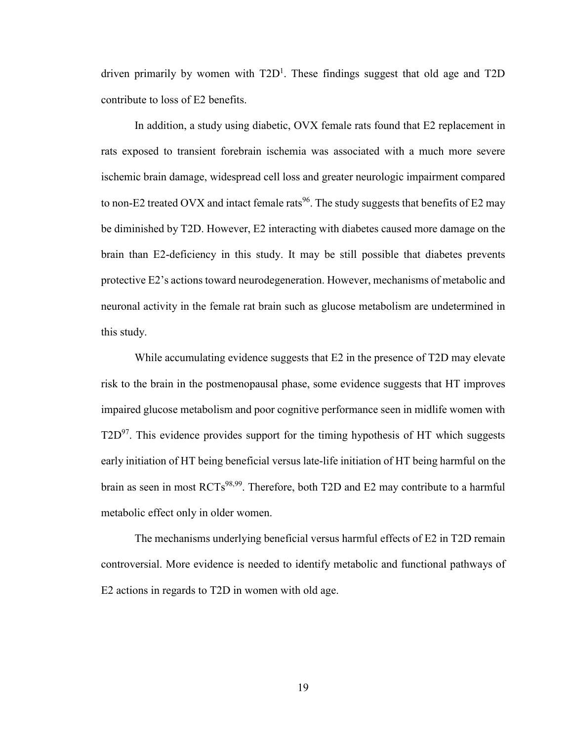driven primarily by women with T2D[1]. These findings suggest that old age and T2D contribute to loss of E2 benefits.

In addition, a study using diabetic, OVX female rats found that E2 replacement in rats exposed to transient forebrain ischemia was associated with a much more severe ischemic brain damage, widespread cell loss and greater neurologic impairment compared to non-E2 treated OVX and intact female rats[96]. The study suggests that benefits of E2 may be diminished by T2D. However, E2 interacting with diabetes caused more damage on the brain than E2-deficiency in this study. It may be still possible that diabetes prevents protective E2's actions toward neurodegeneration. However, mechanisms of metabolic and neuronal activity in the female rat brain such as glucose metabolism are undetermined in this study.

While accumulating evidence suggests that E2 in the presence of T2D may elevate risk to the brain in the postmenopausal phase, some evidence suggests that HT improves impaired glucose metabolism and poor cognitive performance seen in midlife women with T2D[97]. This evidence provides support for the timing hypothesis of HT which suggests early initiation of HT being beneficial versus late-life initiation of HT being harmful on the brain as seen in most RCTs[98,99]. Therefore, both T2D and E2 may contribute to a harmful metabolic effect only in older women.

The mechanisms underlying beneficial versus harmful effects of E2 in T2D remain controversial. More evidence is needed to identify metabolic and functional pathways of E2 actions in regards to T2D in women with old age.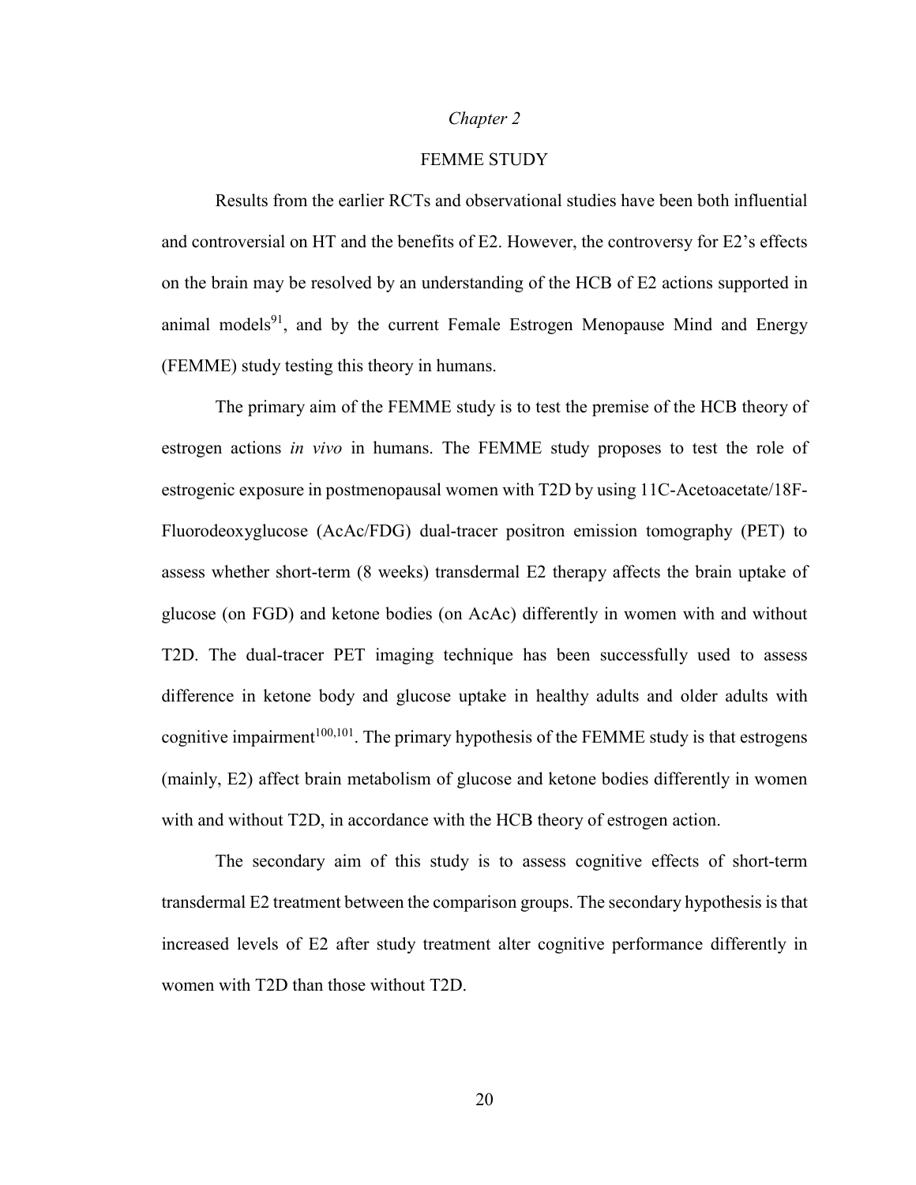# *Chapter 2*

## FEMME STUDY

Results from the earlier RCTs and observational studies have been both influential and controversial on HT and the benefits of E2. However, the controversy for E2's effects on the brain may be resolved by an understanding of the HCB of E2 actions supported in animal models[91], and by the current Female Estrogen Menopause Mind and Energy (FEMME) study testing this theory in humans.

The primary aim of the FEMME study is to test the premise of the HCB theory of estrogen actions *in vivo* in humans. The FEMME study proposes to test the role of estrogenic exposure in postmenopausal women with T2D by using 11C-Acetoacetate/18F-Fluorodeoxyglucose (AcAc/FDG) dual-tracer positron emission tomography (PET) to assess whether short-term (8 weeks) transdermal E2 therapy affects the brain uptake of glucose (on FGD) and ketone bodies (on AcAc) differently in women with and without T2D. The dual-tracer PET imaging technique has been successfully used to assess difference in ketone body and glucose uptake in healthy adults and older adults with cognitive impairment[100,101]. The primary hypothesis of the FEMME study is that estrogens (mainly, E2) affect brain metabolism of glucose and ketone bodies differently in women with and without T2D, in accordance with the HCB theory of estrogen action.

The secondary aim of this study is to assess cognitive effects of short-term transdermal E2 treatment between the comparison groups. The secondary hypothesis is that increased levels of E2 after study treatment alter cognitive performance differently in women with T2D than those without T2D.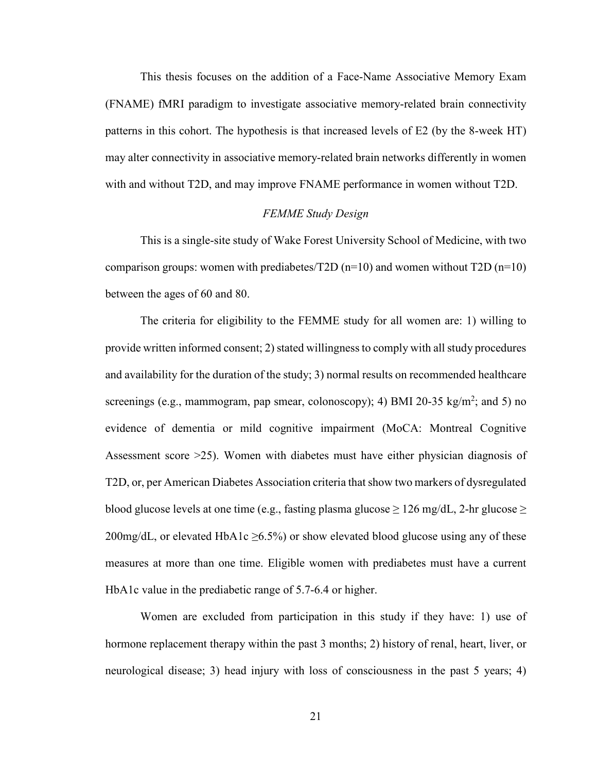This thesis focuses on the addition of a Face-Name Associative Memory Exam (FNAME) fMRI paradigm to investigate associative memory-related brain connectivity patterns in this cohort. The hypothesis is that increased levels of E2 (by the 8-week HT) may alter connectivity in associative memory-related brain networks differently in women with and without T2D, and may improve FNAME performance in women without T2D.

*FEMME Study Design*

This is a single-site study of Wake Forest University School of Medicine, with two comparison groups: women with prediabetes/T2D (n=10) and women without T2D (n=10) between the ages of 60 and 80.

The criteria for eligibility to the FEMME study for all women are: 1) willing to provide written informed consent; 2) stated willingness to comply with all study procedures and availability for the duration of the study; 3) normal results on recommended healthcare screenings (e.g., mammogram, pap smear, colonoscopy); 4) BMI 20-35 kg/m$^2$; and 5) no evidence of dementia or mild cognitive impairment (MoCA: Montreal Cognitive Assessment score >25). Women with diabetes must have either physician diagnosis of T2D, or, per American Diabetes Association criteria that show two markers of dysregulated blood glucose levels at one time (e.g., fasting plasma glucose ≥ 126 mg/dL, 2-hr glucose ≥ 200mg/dL, or elevated HbA1c ≥6.5%) or show elevated blood glucose using any of these measures at more than one time. Eligible women with prediabetes must have a current HbA1c value in the prediabetic range of 5.7-6.4 or higher.

Women are excluded from participation in this study if they have: 1) use of hormone replacement therapy within the past 3 months; 2) history of renal, heart, liver, or neurological disease; 3) head injury with loss of consciousness in the past 5 years; 4)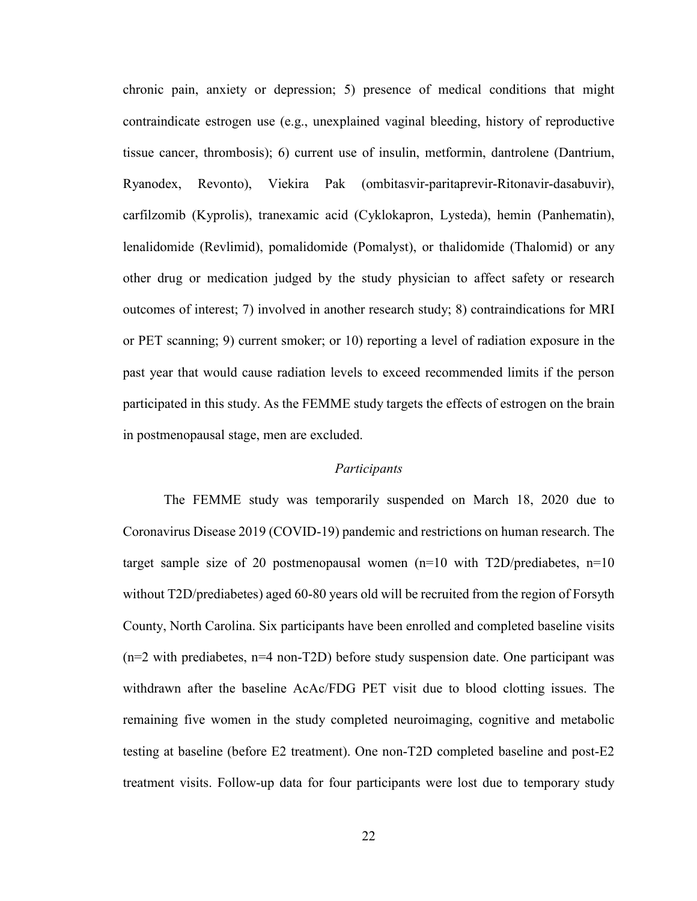chronic pain, anxiety or depression; 5) presence of medical conditions that might contraindicate estrogen use (e.g., unexplained vaginal bleeding, history of reproductive tissue cancer, thrombosis); 6) current use of insulin, metformin, dantrolene (Dantrium, Ryanodex, Revonto), Viekira Pak (ombitasvir-paritaprevir-Ritonavir-dasabuvir), carfilzomib (Kyprolis), tranexamic acid (Cyklokapron, Lysteda), hemin (Panhematin), lenalidomide (Revlimid), pomalidomide (Pomalyst), or thalidomide (Thalomid) or any other drug or medication judged by the study physician to affect safety or research outcomes of interest; 7) involved in another research study; 8) contraindications for MRI or PET scanning; 9) current smoker; or 10) reporting a level of radiation exposure in the past year that would cause radiation levels to exceed recommended limits if the person participated in this study. As the FEMME study targets the effects of estrogen on the brain in postmenopausal stage, men are excluded.

### *Participants*

The FEMME study was temporarily suspended on March 18, 2020 due to Coronavirus Disease 2019 (COVID-19) pandemic and restrictions on human research. The target sample size of 20 postmenopausal women (n=10 with T2D/prediabetes, n=10 without T2D/prediabetes) aged 60-80 years old will be recruited from the region of Forsyth County, North Carolina. Six participants have been enrolled and completed baseline visits (n=2 with prediabetes, n=4 non-T2D) before study suspension date. One participant was withdrawn after the baseline AcAc/FDG PET visit due to blood clotting issues. The remaining five women in the study completed neuroimaging, cognitive and metabolic testing at baseline (before E2 treatment). One non-T2D completed baseline and post-E2 treatment visits. Follow-up data for four participants were lost due to temporary study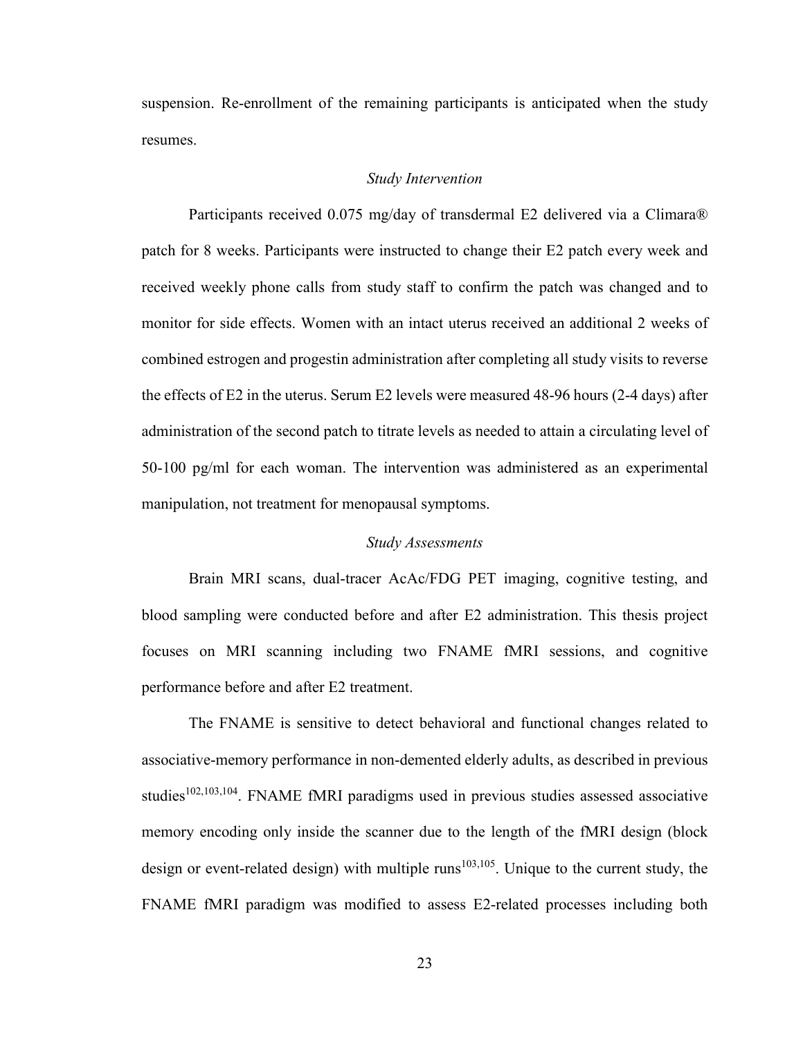suspension. Re-enrollment of the remaining participants is anticipated when the study resumes.

*Study Intervention*

Participants received 0.075 mg/day of transdermal E2 delivered via a Climara® patch for 8 weeks. Participants were instructed to change their E2 patch every week and received weekly phone calls from study staff to confirm the patch was changed and to monitor for side effects. Women with an intact uterus received an additional 2 weeks of combined estrogen and progestin administration after completing all study visits to reverse the effects of E2 in the uterus. Serum E2 levels were measured 48-96 hours (2-4 days) after administration of the second patch to titrate levels as needed to attain a circulating level of 50-100 pg/ml for each woman. The intervention was administered as an experimental manipulation, not treatment for menopausal symptoms.

*Study Assessments*

Brain MRI scans, dual-tracer AcAc/FDG PET imaging, cognitive testing, and blood sampling were conducted before and after E2 administration. This thesis project focuses on MRI scanning including two FNAME fMRI sessions, and cognitive performance before and after E2 treatment.

The FNAME is sensitive to detect behavioral and functional changes related to associative-memory performance in non-demented elderly adults, as described in previous studies[102,103,104]. FNAME fMRI paradigms used in previous studies assessed associative memory encoding only inside the scanner due to the length of the fMRI design (block design or event-related design) with multiple runs[103,105]. Unique to the current study, the FNAME fMRI paradigm was modified to assess E2-related processes including both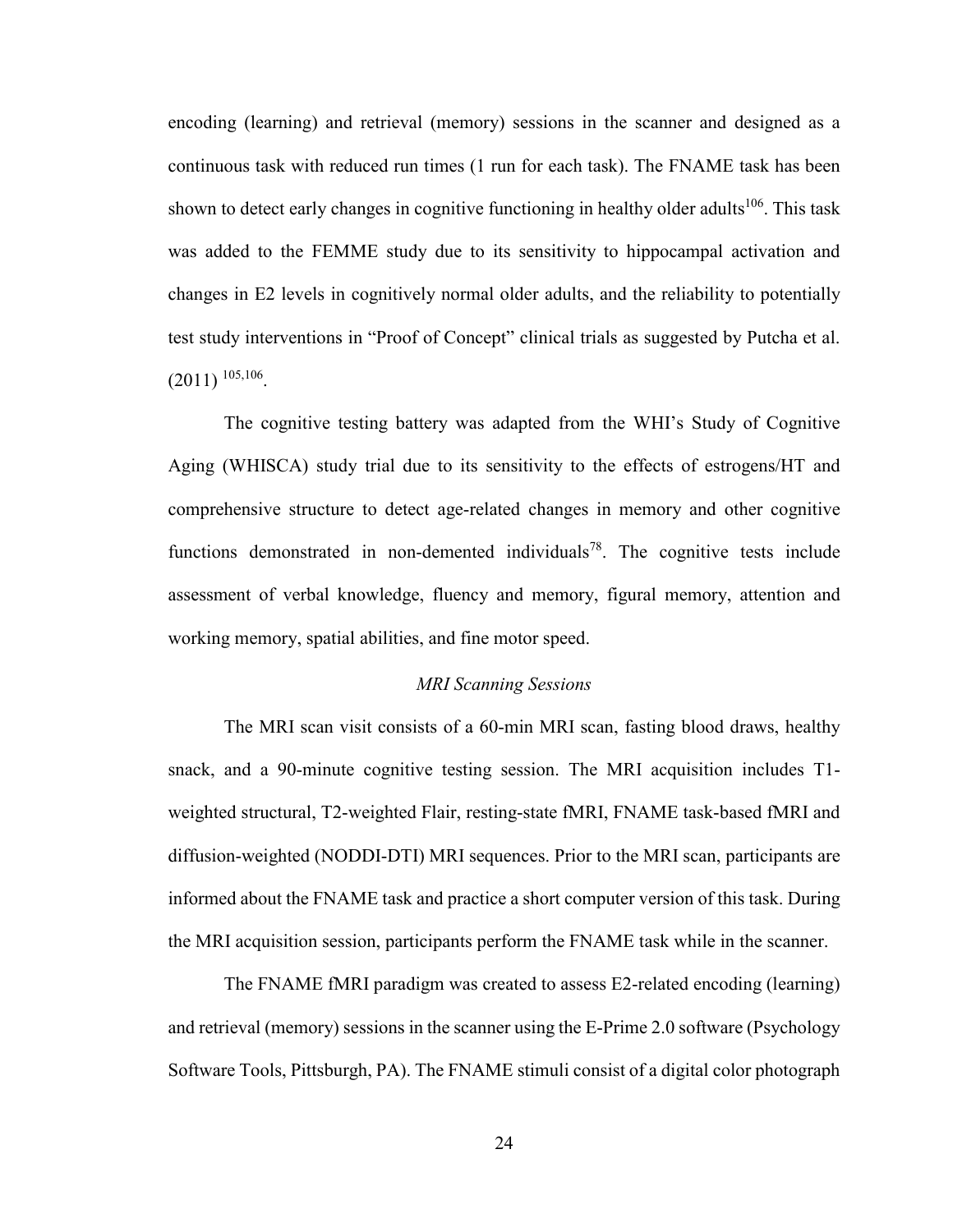encoding (learning) and retrieval (memory) sessions in the scanner and designed as a continuous task with reduced run times (1 run for each task). The FNAME task has been shown to detect early changes in cognitive functioning in healthy older adults[106]. This task was added to the FEMME study due to its sensitivity to hippocampal activation and changes in E2 levels in cognitively normal older adults, and the reliability to potentially test study interventions in "Proof of Concept" clinical trials as suggested by Putcha et al. (2011) [105,106].

The cognitive testing battery was adapted from the WHI's Study of Cognitive Aging (WHISCA) study trial due to its sensitivity to the effects of estrogens/HT and comprehensive structure to detect age-related changes in memory and other cognitive functions demonstrated in non-demented individuals[78]. The cognitive tests include assessment of verbal knowledge, fluency and memory, figural memory, attention and working memory, spatial abilities, and fine motor speed.

*MRI Scanning Sessions*

The MRI scan visit consists of a 60-min MRI scan, fasting blood draws, healthy snack, and a 90-minute cognitive testing session. The MRI acquisition includes T1-weighted structural, T2-weighted Flair, resting-state fMRI, FNAME task-based fMRI and diffusion-weighted (NODDI-DTI) MRI sequences. Prior to the MRI scan, participants are informed about the FNAME task and practice a short computer version of this task. During the MRI acquisition session, participants perform the FNAME task while in the scanner.

The FNAME fMRI paradigm was created to assess E2-related encoding (learning) and retrieval (memory) sessions in the scanner using the E-Prime 2.0 software (Psychology Software Tools, Pittsburgh, PA). The FNAME stimuli consist of a digital color photograph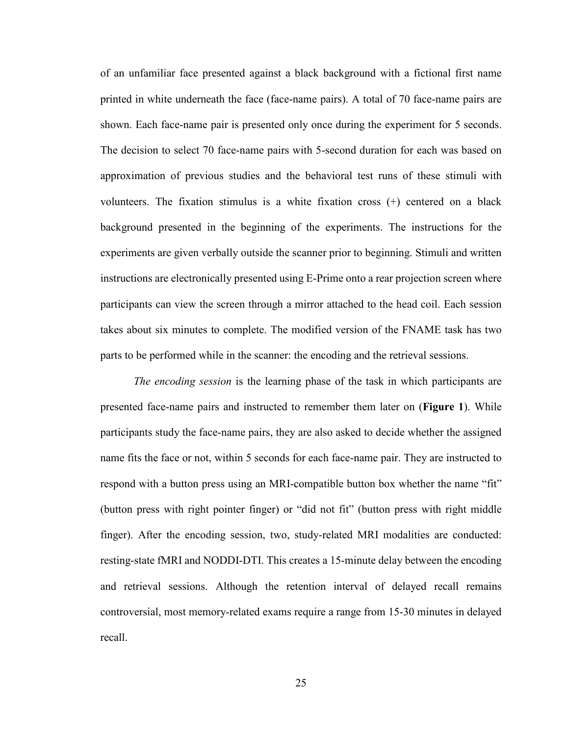of an unfamiliar face presented against a black background with a fictional first name printed in white underneath the face (face-name pairs). A total of 70 face-name pairs are shown. Each face-name pair is presented only once during the experiment for 5 seconds. The decision to select 70 face-name pairs with 5-second duration for each was based on approximation of previous studies and the behavioral test runs of these stimuli with volunteers. The fixation stimulus is a white fixation cross (+) centered on a black background presented in the beginning of the experiments. The instructions for the experiments are given verbally outside the scanner prior to beginning. Stimuli and written instructions are electronically presented using E-Prime onto a rear projection screen where participants can view the screen through a mirror attached to the head coil. Each session takes about six minutes to complete. The modified version of the FNAME task has two parts to be performed while in the scanner: the encoding and the retrieval sessions.

*The encoding session* is the learning phase of the task in which participants are presented face-name pairs and instructed to remember them later on (**Figure 1**). While participants study the face-name pairs, they are also asked to decide whether the assigned name fits the face or not, within 5 seconds for each face-name pair. They are instructed to respond with a button press using an MRI-compatible button box whether the name "fit" (button press with right pointer finger) or "did not fit" (button press with right middle finger). After the encoding session, two, study-related MRI modalities are conducted: resting-state fMRI and NODDI-DTI. This creates a 15-minute delay between the encoding and retrieval sessions. Although the retention interval of delayed recall remains controversial, most memory-related exams require a range from 15-30 minutes in delayed recall.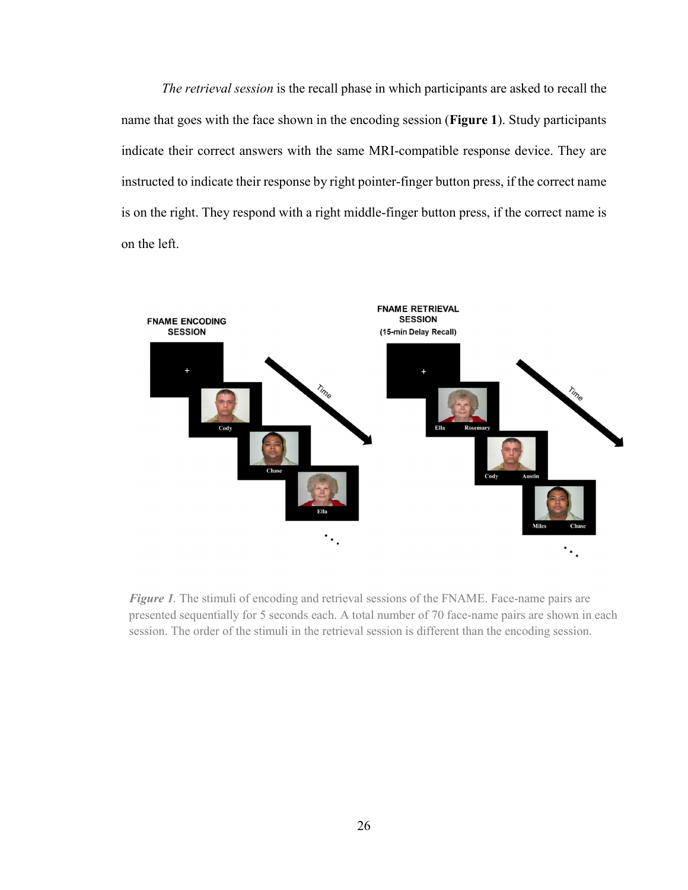*The retrieval session* is the recall phase in which participants are asked to recall the name that goes with the face shown in the encoding session (**Figure 1**). Study participants indicate their correct answers with the same MRI-compatible response device. They are instructed to indicate their response by right pointer-finger button press, if the correct name is on the right. They respond with a right middle-finger button press, if the correct name is on the left.

*Figure 1*. The stimuli of encoding and retrieval sessions of the FNAME. Face-name pairs are presented sequentially for 5 seconds each. A total number of 70 face-name pairs are shown in each session. The order of the stimuli in the retrieval session is different than the encoding session.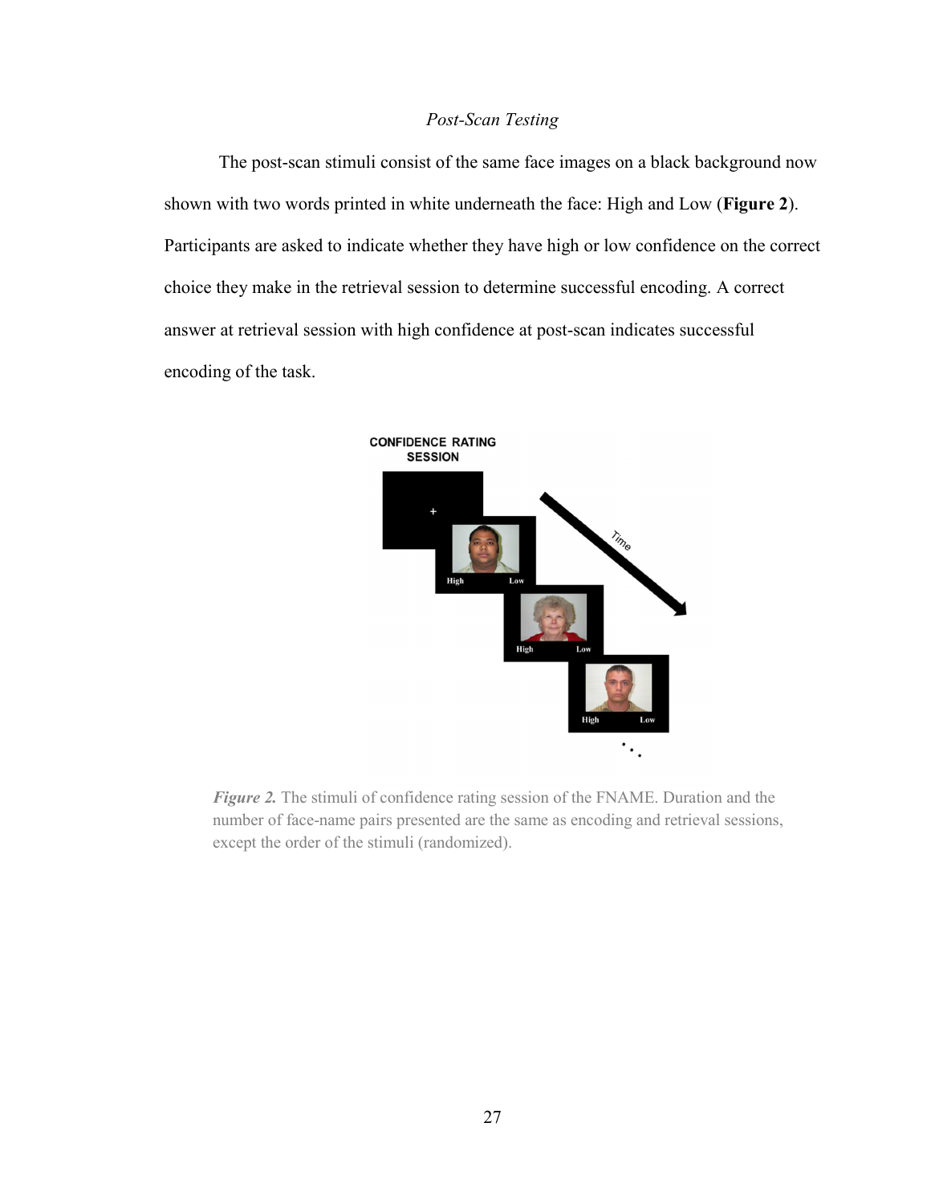*Post-Scan Testing*

The post-scan stimuli consist of the same face images on a black background now shown with two words printed in white underneath the face: High and Low (**Figure 2**). Participants are asked to indicate whether they have high or low confidence on the correct choice they make in the retrieval session to determine successful encoding. A correct answer at retrieval session with high confidence at post-scan indicates successful encoding of the task.

***Figure 2.*** The stimuli of confidence rating session of the FNAME. Duration and the number of face-name pairs presented are the same as encoding and retrieval sessions, except the order of the stimuli (randomized).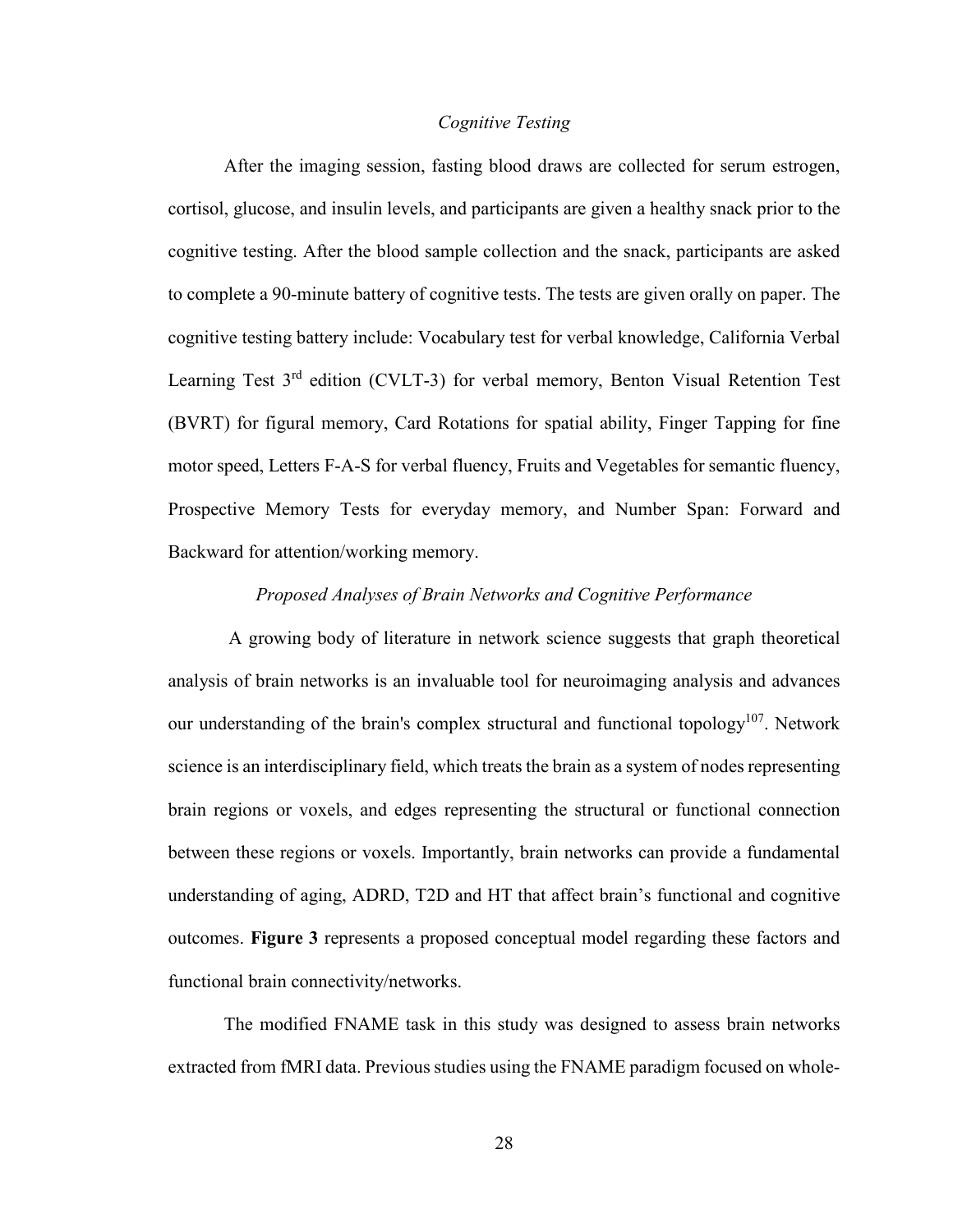*Cognitive Testing*

After the imaging session, fasting blood draws are collected for serum estrogen, cortisol, glucose, and insulin levels, and participants are given a healthy snack prior to the cognitive testing. After the blood sample collection and the snack, participants are asked to complete a 90-minute battery of cognitive tests. The tests are given orally on paper. The cognitive testing battery include: Vocabulary test for verbal knowledge, California Verbal Learning Test 3rd edition (CVLT-3) for verbal memory, Benton Visual Retention Test (BVRT) for figural memory, Card Rotations for spatial ability, Finger Tapping for fine motor speed, Letters F-A-S for verbal fluency, Fruits and Vegetables for semantic fluency, Prospective Memory Tests for everyday memory, and Number Span: Forward and Backward for attention/working memory.

*Proposed Analyses of Brain Networks and Cognitive Performance*

A growing body of literature in network science suggests that graph theoretical analysis of brain networks is an invaluable tool for neuroimaging analysis and advances our understanding of the brain's complex structural and functional topology[107]. Network science is an interdisciplinary field, which treats the brain as a system of nodes representing brain regions or voxels, and edges representing the structural or functional connection between these regions or voxels. Importantly, brain networks can provide a fundamental understanding of aging, ADRD, T2D and HT that affect brain's functional and cognitive outcomes. **Figure 3** represents a proposed conceptual model regarding these factors and functional brain connectivity/networks.

The modified FNAME task in this study was designed to assess brain networks extracted from fMRI data. Previous studies using the FNAME paradigm focused on whole-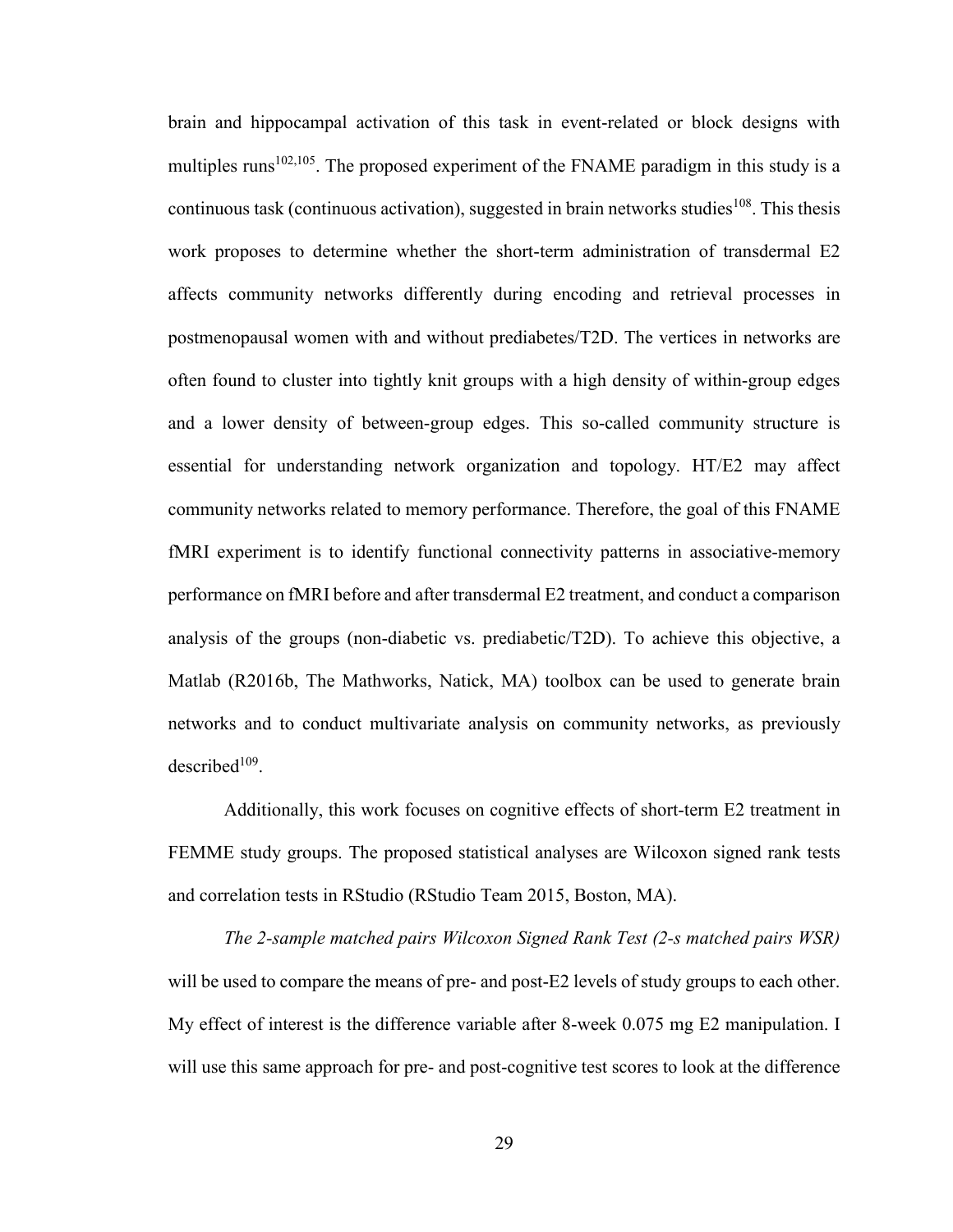brain and hippocampal activation of this task in event-related or block designs with multiples runs[102,105]. The proposed experiment of the FNAME paradigm in this study is a continuous task (continuous activation), suggested in brain networks studies[108]. This thesis work proposes to determine whether the short-term administration of transdermal E2 affects community networks differently during encoding and retrieval processes in postmenopausal women with and without prediabetes/T2D. The vertices in networks are often found to cluster into tightly knit groups with a high density of within-group edges and a lower density of between-group edges. This so-called community structure is essential for understanding network organization and topology. HT/E2 may affect community networks related to memory performance. Therefore, the goal of this FNAME fMRI experiment is to identify functional connectivity patterns in associative-memory performance on fMRI before and after transdermal E2 treatment, and conduct a comparison analysis of the groups (non-diabetic vs. prediabetic/T2D). To achieve this objective, a Matlab (R2016b, The Mathworks, Natick, MA) toolbox can be used to generate brain networks and to conduct multivariate analysis on community networks, as previously described[109].

Additionally, this work focuses on cognitive effects of short-term E2 treatment in FEMME study groups. The proposed statistical analyses are Wilcoxon signed rank tests and correlation tests in RStudio (RStudio Team 2015, Boston, MA).

*The 2-sample matched pairs Wilcoxon Signed Rank Test (2-s matched pairs WSR)* will be used to compare the means of pre- and post-E2 levels of study groups to each other. My effect of interest is the difference variable after 8-week 0.075 mg E2 manipulation. I will use this same approach for pre- and post-cognitive test scores to look at the difference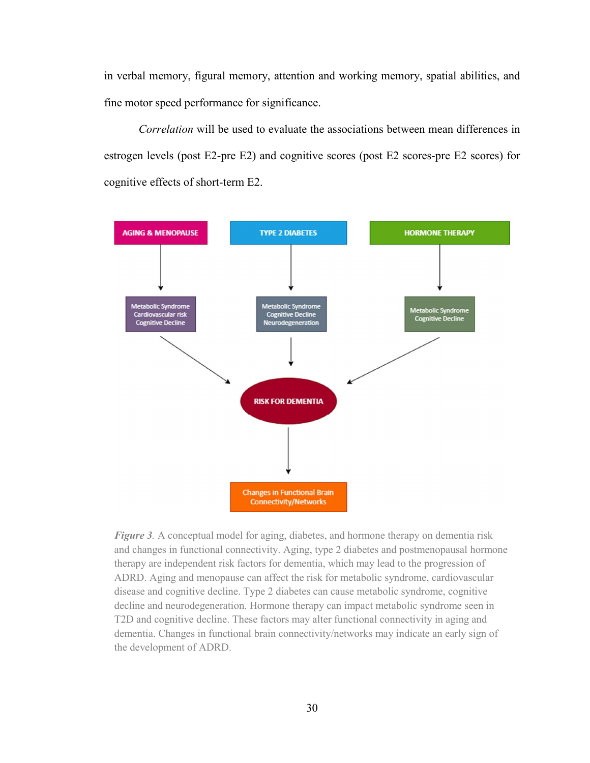in verbal memory, figural memory, attention and working memory, spatial abilities, and fine motor speed performance for significance.

*Correlation* will be used to evaluate the associations between mean differences in estrogen levels (post E2-pre E2) and cognitive scores (post E2 scores-pre E2 scores) for cognitive effects of short-term E2.

*Figure 3.* A conceptual model for aging, diabetes, and hormone therapy on dementia risk and changes in functional connectivity. Aging, type 2 diabetes and postmenopausal hormone therapy are independent risk factors for dementia, which may lead to the progression of ADRD. Aging and menopause can affect the risk for metabolic syndrome, cardiovascular disease and cognitive decline. Type 2 diabetes can cause metabolic syndrome, cognitive decline and neurodegeneration. Hormone therapy can impact metabolic syndrome seen in T2D and cognitive decline. These factors may alter functional connectivity in aging and dementia. Changes in functional brain connectivity/networks may indicate an early sign of the development of ADRD.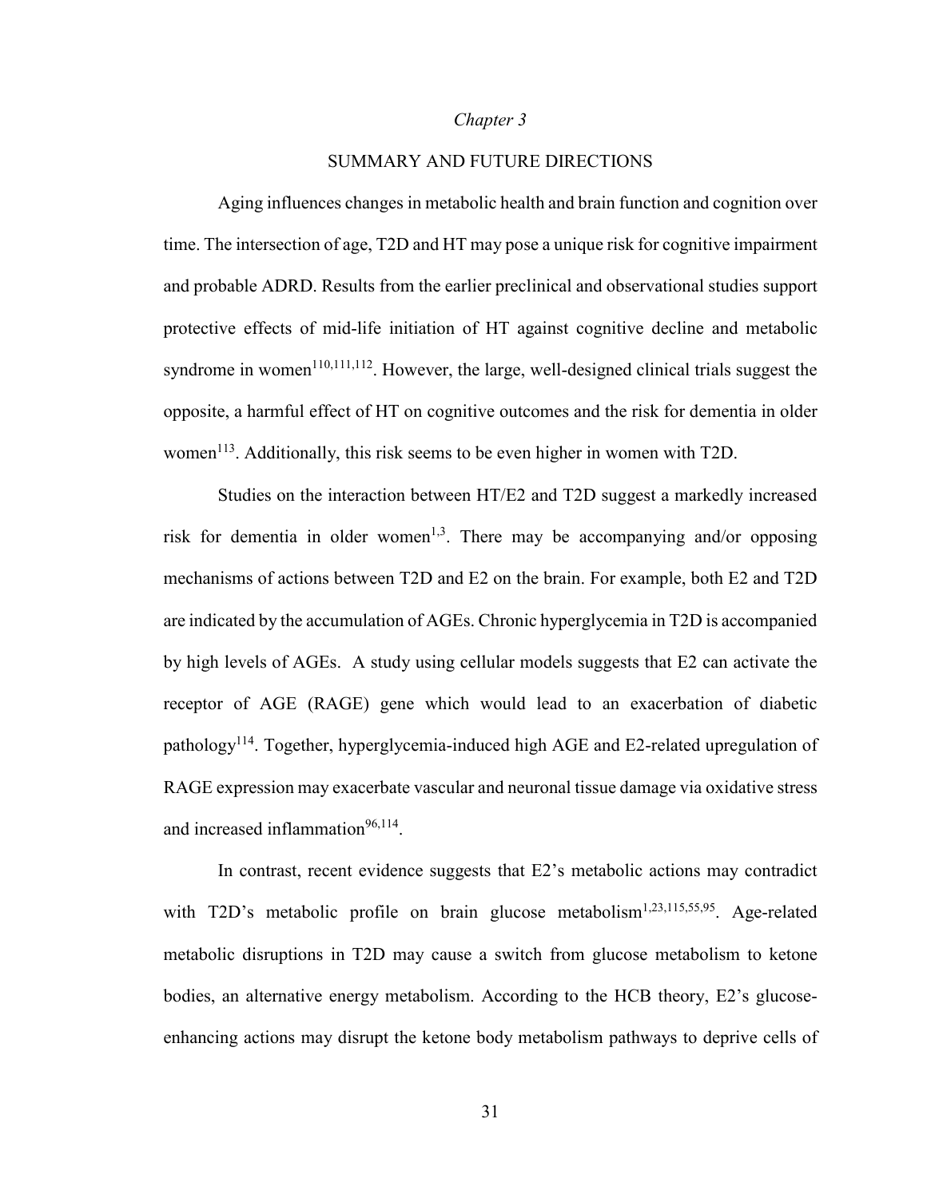*Chapter 3*

# SUMMARY AND FUTURE DIRECTIONS

Aging influences changes in metabolic health and brain function and cognition over time. The intersection of age, T2D and HT may pose a unique risk for cognitive impairment and probable ADRD. Results from the earlier preclinical and observational studies support protective effects of mid-life initiation of HT against cognitive decline and metabolic syndrome in women[110,111,112]. However, the large, well-designed clinical trials suggest the opposite, a harmful effect of HT on cognitive outcomes and the risk for dementia in older women[113]. Additionally, this risk seems to be even higher in women with T2D.

Studies on the interaction between HT/E2 and T2D suggest a markedly increased risk for dementia in older women[1,3]. There may be accompanying and/or opposing mechanisms of actions between T2D and E2 on the brain. For example, both E2 and T2D are indicated by the accumulation of AGEs. Chronic hyperglycemia in T2D is accompanied by high levels of AGEs. A study using cellular models suggests that E2 can activate the receptor of AGE (RAGE) gene which would lead to an exacerbation of diabetic pathology[114]. Together, hyperglycemia-induced high AGE and E2-related upregulation of RAGE expression may exacerbate vascular and neuronal tissue damage via oxidative stress and increased inflammation[96,114].

In contrast, recent evidence suggests that E2's metabolic actions may contradict with T2D's metabolic profile on brain glucose metabolism[1,23,115,55,95]. Age-related metabolic disruptions in T2D may cause a switch from glucose metabolism to ketone bodies, an alternative energy metabolism. According to the HCB theory, E2's glucose-enhancing actions may disrupt the ketone body metabolism pathways to deprive cells of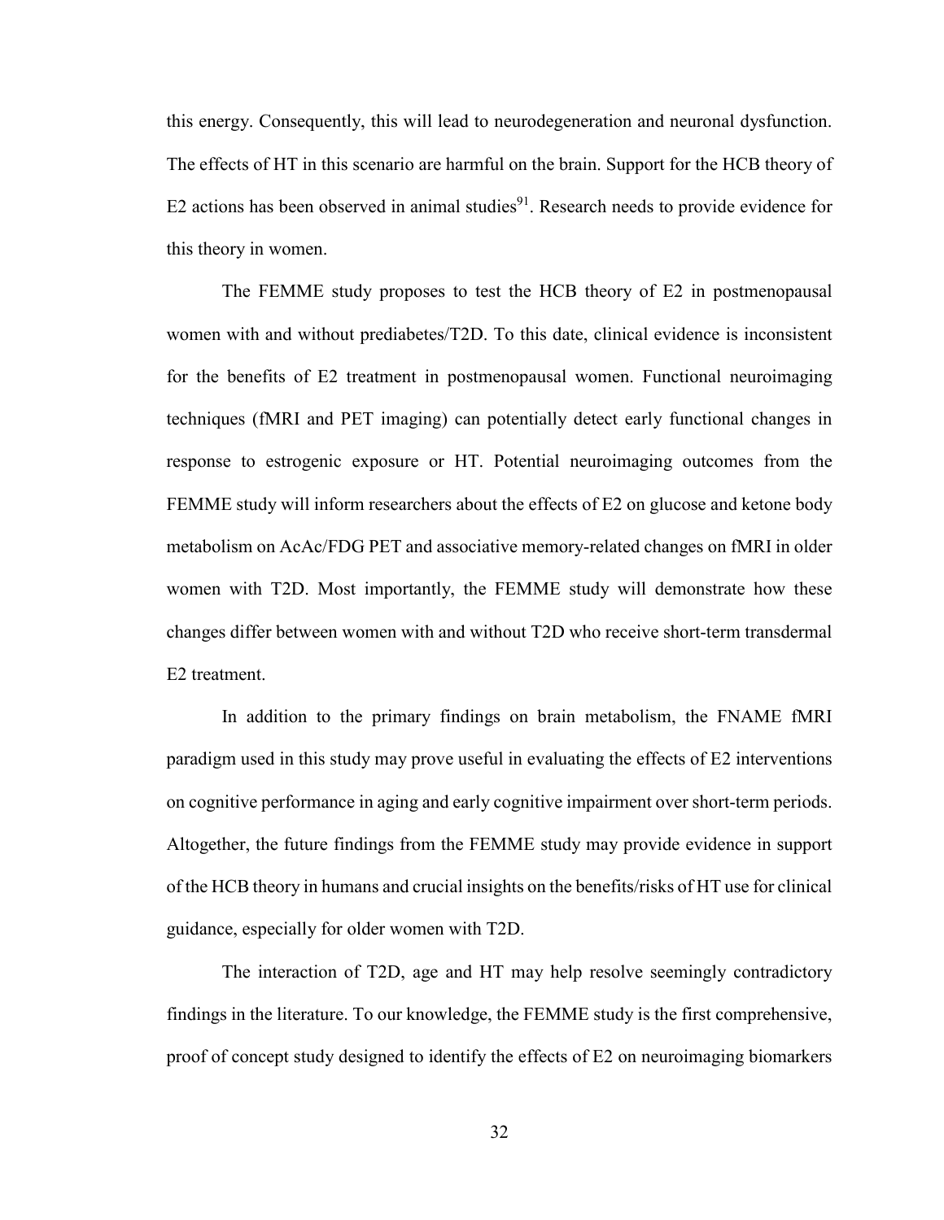this energy. Consequently, this will lead to neurodegeneration and neuronal dysfunction. The effects of HT in this scenario are harmful on the brain. Support for the HCB theory of E2 actions has been observed in animal studies[91]. Research needs to provide evidence for this theory in women.

The FEMME study proposes to test the HCB theory of E2 in postmenopausal women with and without prediabetes/T2D. To this date, clinical evidence is inconsistent for the benefits of E2 treatment in postmenopausal women. Functional neuroimaging techniques (fMRI and PET imaging) can potentially detect early functional changes in response to estrogenic exposure or HT. Potential neuroimaging outcomes from the FEMME study will inform researchers about the effects of E2 on glucose and ketone body metabolism on AcAc/FDG PET and associative memory-related changes on fMRI in older women with T2D. Most importantly, the FEMME study will demonstrate how these changes differ between women with and without T2D who receive short-term transdermal E2 treatment.

In addition to the primary findings on brain metabolism, the FNAME fMRI paradigm used in this study may prove useful in evaluating the effects of E2 interventions on cognitive performance in aging and early cognitive impairment over short-term periods. Altogether, the future findings from the FEMME study may provide evidence in support of the HCB theory in humans and crucial insights on the benefits/risks of HT use for clinical guidance, especially for older women with T2D.

The interaction of T2D, age and HT may help resolve seemingly contradictory findings in the literature. To our knowledge, the FEMME study is the first comprehensive, proof of concept study designed to identify the effects of E2 on neuroimaging biomarkers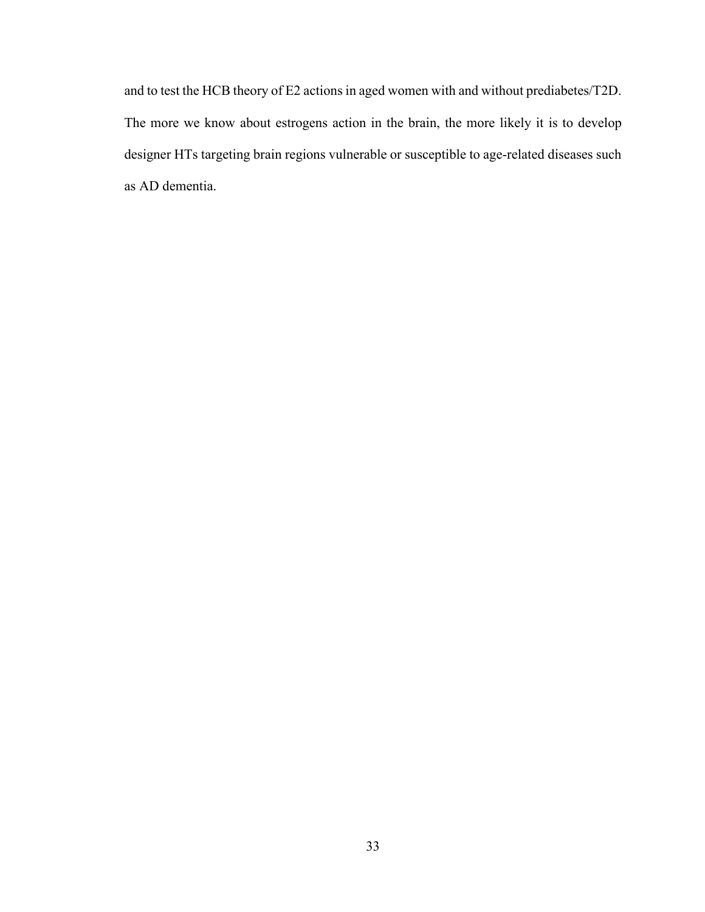and to test the HCB theory of E2 actions in aged women with and without prediabetes/T2D. The more we know about estrogens action in the brain, the more likely it is to develop designer HTs targeting brain regions vulnerable or susceptible to age-related diseases such as AD dementia.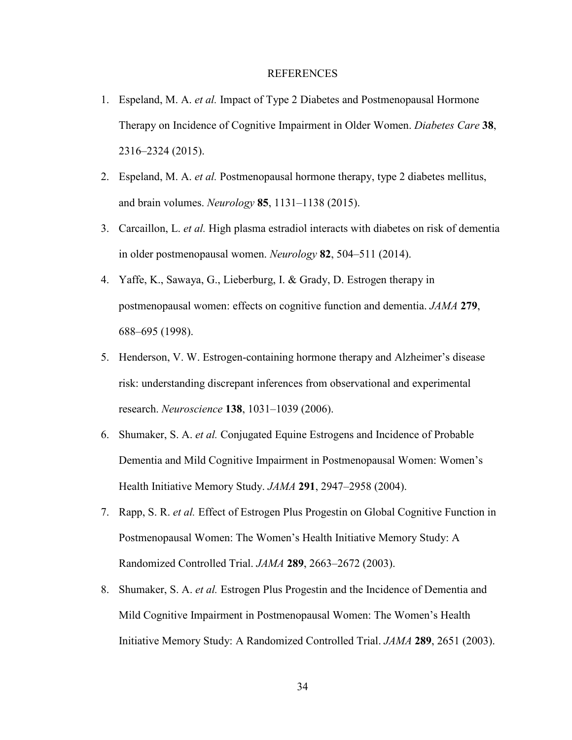# REFERENCES

1. Espeland, M. A. *et al.* Impact of Type 2 Diabetes and Postmenopausal Hormone Therapy on Incidence of Cognitive Impairment in Older Women. *Diabetes Care* **38**, 2316–2324 (2015).
2. Espeland, M. A. *et al.* Postmenopausal hormone therapy, type 2 diabetes mellitus, and brain volumes. *Neurology* **85**, 1131–1138 (2015).
3. Carcaillon, L. *et al.* High plasma estradiol interacts with diabetes on risk of dementia in older postmenopausal women. *Neurology* **82**, 504–511 (2014).
4. Yaffe, K., Sawaya, G., Lieberburg, I. & Grady, D. Estrogen therapy in postmenopausal women: effects on cognitive function and dementia. *JAMA* **279**, 688–695 (1998).
5. Henderson, V. W. Estrogen-containing hormone therapy and Alzheimer's disease risk: understanding discrepant inferences from observational and experimental research. *Neuroscience* **138**, 1031–1039 (2006).
6. Shumaker, S. A. *et al.* Conjugated Equine Estrogens and Incidence of Probable Dementia and Mild Cognitive Impairment in Postmenopausal Women: Women's Health Initiative Memory Study. *JAMA* **291**, 2947–2958 (2004).
7. Rapp, S. R. *et al.* Effect of Estrogen Plus Progestin on Global Cognitive Function in Postmenopausal Women: The Women's Health Initiative Memory Study: A Randomized Controlled Trial. *JAMA* **289**, 2663–2672 (2003).
8. Shumaker, S. A. *et al.* Estrogen Plus Progestin and the Incidence of Dementia and Mild Cognitive Impairment in Postmenopausal Women: The Women's Health Initiative Memory Study: A Randomized Controlled Trial. *JAMA* **289**, 2651 (2003).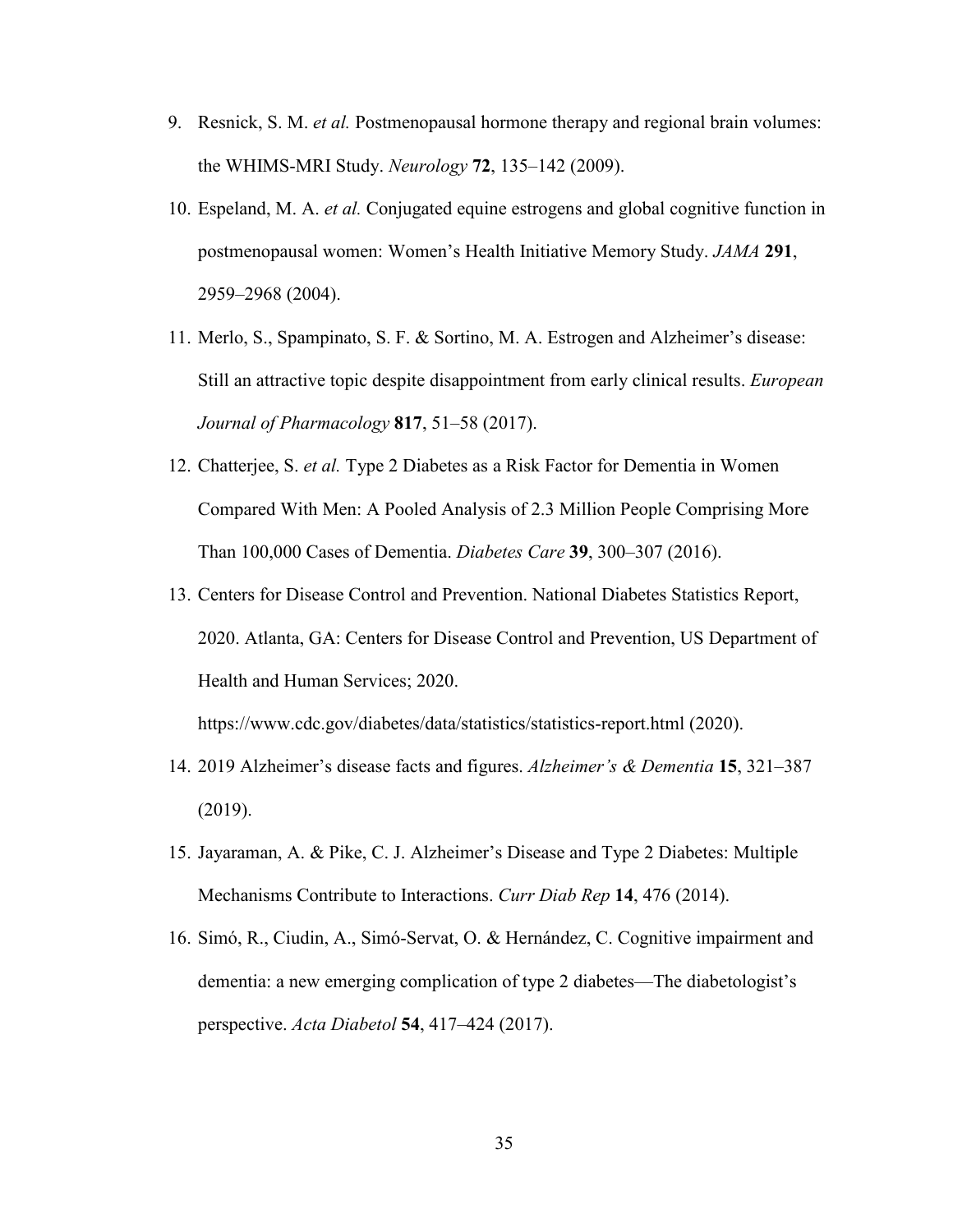9. Resnick, S. M. *et al.* Postmenopausal hormone therapy and regional brain volumes: the WHIMS-MRI Study. *Neurology* **72**, 135–142 (2009).
10. Espeland, M. A. *et al.* Conjugated equine estrogens and global cognitive function in postmenopausal women: Women's Health Initiative Memory Study. *JAMA* **291**, 2959–2968 (2004).
11. Merlo, S., Spampinato, S. F. & Sortino, M. A. Estrogen and Alzheimer's disease: Still an attractive topic despite disappointment from early clinical results. *European Journal of Pharmacology* **817**, 51–58 (2017).
12. Chatterjee, S. *et al.* Type 2 Diabetes as a Risk Factor for Dementia in Women Compared With Men: A Pooled Analysis of 2.3 Million People Comprising More Than 100,000 Cases of Dementia. *Diabetes Care* **39**, 300–307 (2016).
13. Centers for Disease Control and Prevention. National Diabetes Statistics Report, 2020. Atlanta, GA: Centers for Disease Control and Prevention, US Department of Health and Human Services; 2020. https://www.cdc.gov/diabetes/data/statistics/statistics-report.html (2020).
14. 2019 Alzheimer's disease facts and figures. *Alzheimer's & Dementia* **15**, 321–387 (2019).
15. Jayaraman, A. & Pike, C. J. Alzheimer's Disease and Type 2 Diabetes: Multiple Mechanisms Contribute to Interactions. *Curr Diab Rep* **14**, 476 (2014).
16. Simó, R., Ciudin, A., Simó-Servat, O. & Hernández, C. Cognitive impairment and dementia: a new emerging complication of type 2 diabetes—The diabetologist's perspective. *Acta Diabetol* **54**, 417–424 (2017).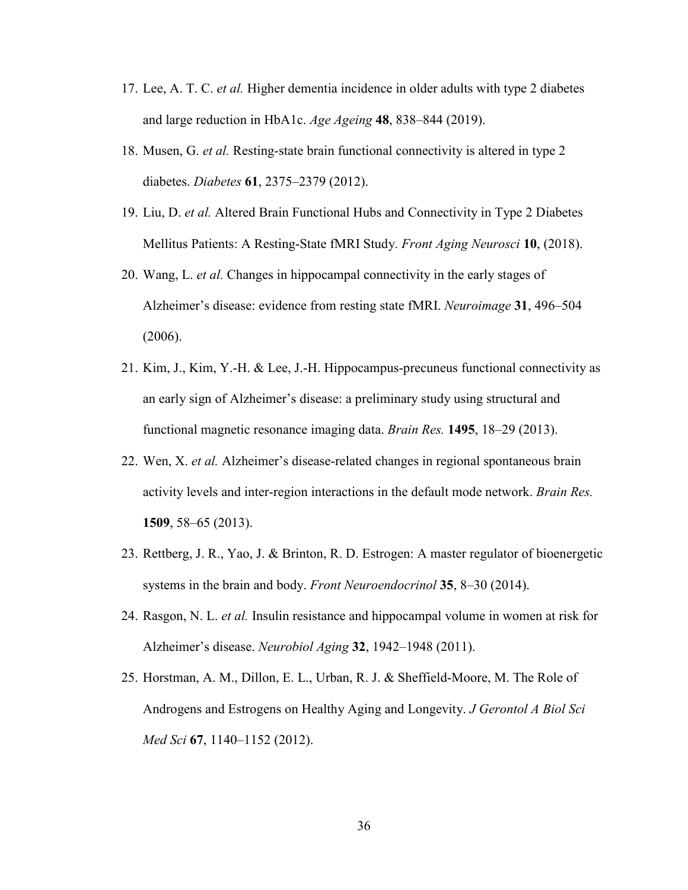17. Lee, A. T. C. *et al.* Higher dementia incidence in older adults with type 2 diabetes and large reduction in HbA1c. *Age Ageing* **48**, 838–844 (2019).
18. Musen, G. *et al.* Resting-state brain functional connectivity is altered in type 2 diabetes. *Diabetes* **61**, 2375–2379 (2012).
19. Liu, D. *et al.* Altered Brain Functional Hubs and Connectivity in Type 2 Diabetes Mellitus Patients: A Resting-State fMRI Study. *Front Aging Neurosci* **10**, (2018).
20. Wang, L. *et al.* Changes in hippocampal connectivity in the early stages of Alzheimer's disease: evidence from resting state fMRI. *Neuroimage* **31**, 496–504 (2006).
21. Kim, J., Kim, Y.-H. & Lee, J.-H. Hippocampus-precuneus functional connectivity as an early sign of Alzheimer's disease: a preliminary study using structural and functional magnetic resonance imaging data. *Brain Res.* **1495**, 18–29 (2013).
22. Wen, X. *et al.* Alzheimer's disease-related changes in regional spontaneous brain activity levels and inter-region interactions in the default mode network. *Brain Res.* **1509**, 58–65 (2013).
23. Rettberg, J. R., Yao, J. & Brinton, R. D. Estrogen: A master regulator of bioenergetic systems in the brain and body. *Front Neuroendocrinol* **35**, 8–30 (2014).
24. Rasgon, N. L. *et al.* Insulin resistance and hippocampal volume in women at risk for Alzheimer's disease. *Neurobiol Aging* **32**, 1942–1948 (2011).
25. Horstman, A. M., Dillon, E. L., Urban, R. J. & Sheffield-Moore, M. The Role of Androgens and Estrogens on Healthy Aging and Longevity. *J Gerontol A Biol Sci Med Sci* **67**, 1140–1152 (2012).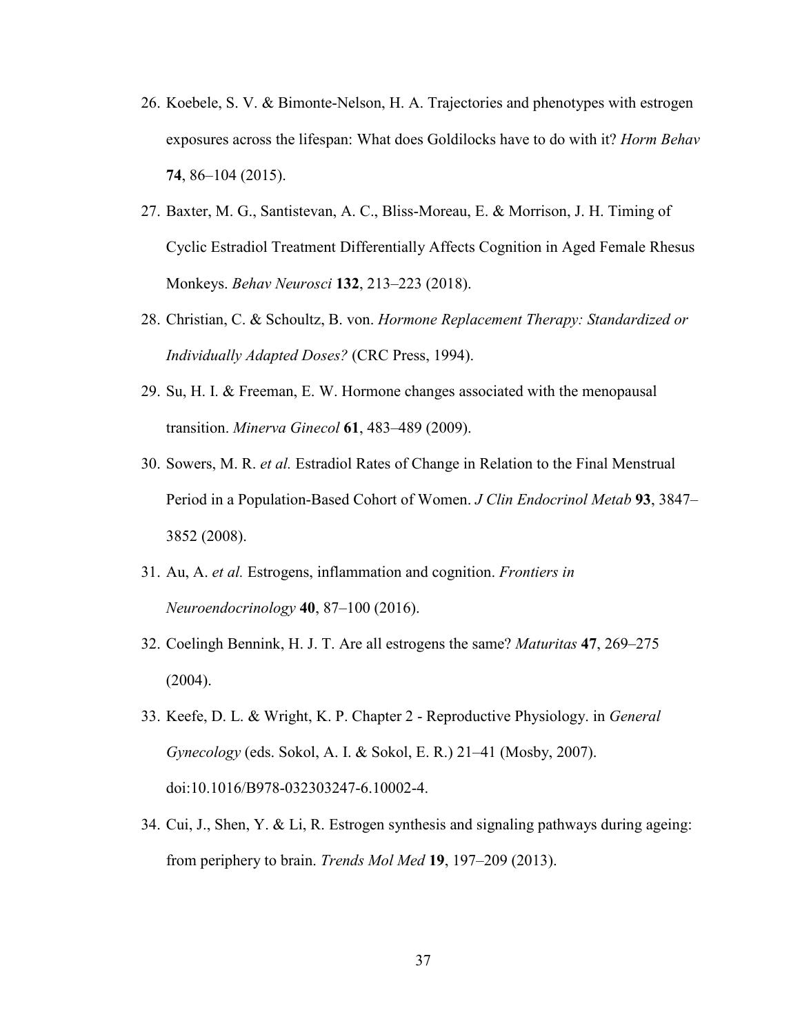26. Koebele, S. V. & Bimonte-Nelson, H. A. Trajectories and phenotypes with estrogen exposures across the lifespan: What does Goldilocks have to do with it? *Horm Behav* **74**, 86–104 (2015).
27. Baxter, M. G., Santistevan, A. C., Bliss-Moreau, E. & Morrison, J. H. Timing of Cyclic Estradiol Treatment Differentially Affects Cognition in Aged Female Rhesus Monkeys. *Behav Neurosci* **132**, 213–223 (2018).
28. Christian, C. & Schoultz, B. von. *Hormone Replacement Therapy: Standardized or Individually Adapted Doses?* (CRC Press, 1994).
29. Su, H. I. & Freeman, E. W. Hormone changes associated with the menopausal transition. *Minerva Ginecol* **61**, 483–489 (2009).
30. Sowers, M. R. *et al.* Estradiol Rates of Change in Relation to the Final Menstrual Period in a Population-Based Cohort of Women. *J Clin Endocrinol Metab* **93**, 3847–3852 (2008).
31. Au, A. *et al.* Estrogens, inflammation and cognition. *Frontiers in Neuroendocrinology* **40**, 87–100 (2016).
32. Coelingh Bennink, H. J. T. Are all estrogens the same? *Maturitas* **47**, 269–275 (2004).
33. Keefe, D. L. & Wright, K. P. Chapter 2 - Reproductive Physiology. in *General Gynecology* (eds. Sokol, A. I. & Sokol, E. R.) 21–41 (Mosby, 2007). doi:10.1016/B978-032303247-6.10002-4.
34. Cui, J., Shen, Y. & Li, R. Estrogen synthesis and signaling pathways during ageing: from periphery to brain. *Trends Mol Med* **19**, 197–209 (2013).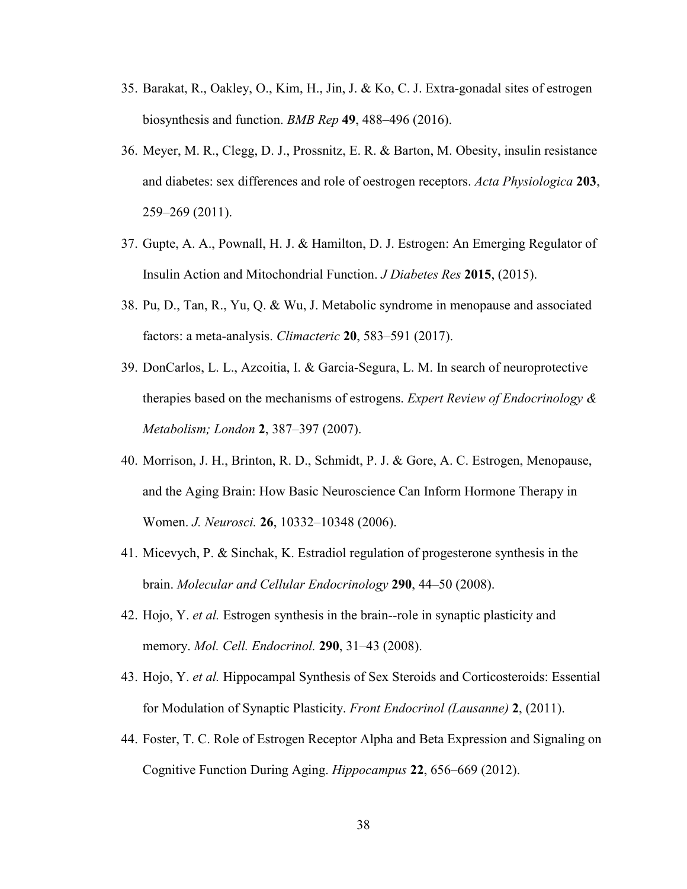35. Barakat, R., Oakley, O., Kim, H., Jin, J. & Ko, C. J. Extra-gonadal sites of estrogen biosynthesis and function. *BMB Rep* **49**, 488–496 (2016).
36. Meyer, M. R., Clegg, D. J., Prossnitz, E. R. & Barton, M. Obesity, insulin resistance and diabetes: sex differences and role of oestrogen receptors. *Acta Physiologica* **203**, 259–269 (2011).
37. Gupte, A. A., Pownall, H. J. & Hamilton, D. J. Estrogen: An Emerging Regulator of Insulin Action and Mitochondrial Function. *J Diabetes Res* **2015**, (2015).
38. Pu, D., Tan, R., Yu, Q. & Wu, J. Metabolic syndrome in menopause and associated factors: a meta-analysis. *Climacteric* **20**, 583–591 (2017).
39. DonCarlos, L. L., Azcoitia, I. & Garcia-Segura, L. M. In search of neuroprotective therapies based on the mechanisms of estrogens. *Expert Review of Endocrinology & Metabolism; London* **2**, 387–397 (2007).
40. Morrison, J. H., Brinton, R. D., Schmidt, P. J. & Gore, A. C. Estrogen, Menopause, and the Aging Brain: How Basic Neuroscience Can Inform Hormone Therapy in Women. *J. Neurosci.* **26**, 10332–10348 (2006).
41. Micevych, P. & Sinchak, K. Estradiol regulation of progesterone synthesis in the brain. *Molecular and Cellular Endocrinology* **290**, 44–50 (2008).
42. Hojo, Y. *et al.* Estrogen synthesis in the brain--role in synaptic plasticity and memory. *Mol. Cell. Endocrinol.* **290**, 31–43 (2008).
43. Hojo, Y. *et al.* Hippocampal Synthesis of Sex Steroids and Corticosteroids: Essential for Modulation of Synaptic Plasticity. *Front Endocrinol (Lausanne)* **2**, (2011).
44. Foster, T. C. Role of Estrogen Receptor Alpha and Beta Expression and Signaling on Cognitive Function During Aging. *Hippocampus* **22**, 656–669 (2012).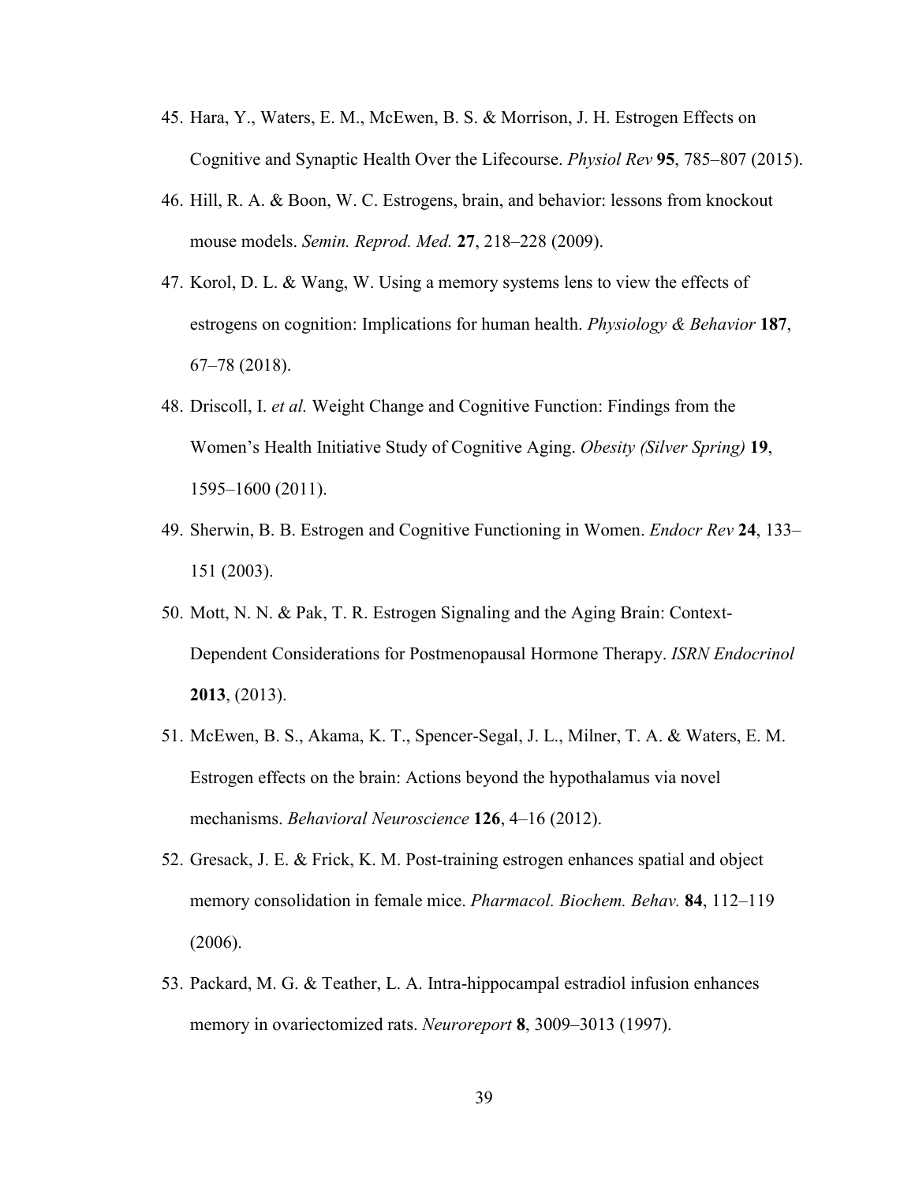45. Hara, Y., Waters, E. M., McEwen, B. S. & Morrison, J. H. Estrogen Effects on Cognitive and Synaptic Health Over the Lifecourse. *Physiol Rev* **95**, 785–807 (2015).
46. Hill, R. A. & Boon, W. C. Estrogens, brain, and behavior: lessons from knockout mouse models. *Semin. Reprod. Med.* **27**, 218–228 (2009).
47. Korol, D. L. & Wang, W. Using a memory systems lens to view the effects of estrogens on cognition: Implications for human health. *Physiology & Behavior* **187**, 67–78 (2018).
48. Driscoll, I. *et al.* Weight Change and Cognitive Function: Findings from the Women's Health Initiative Study of Cognitive Aging. *Obesity (Silver Spring)* **19**, 1595–1600 (2011).
49. Sherwin, B. B. Estrogen and Cognitive Functioning in Women. *Endocr Rev* **24**, 133–151 (2003).
50. Mott, N. N. & Pak, T. R. Estrogen Signaling and the Aging Brain: Context-Dependent Considerations for Postmenopausal Hormone Therapy. *ISRN Endocrinol* **2013**, (2013).
51. McEwen, B. S., Akama, K. T., Spencer-Segal, J. L., Milner, T. A. & Waters, E. M. Estrogen effects on the brain: Actions beyond the hypothalamus via novel mechanisms. *Behavioral Neuroscience* **126**, 4–16 (2012).
52. Gresack, J. E. & Frick, K. M. Post-training estrogen enhances spatial and object memory consolidation in female mice. *Pharmacol. Biochem. Behav.* **84**, 112–119 (2006).
53. Packard, M. G. & Teather, L. A. Intra-hippocampal estradiol infusion enhances memory in ovariectomized rats. *Neuroreport* **8**, 3009–3013 (1997).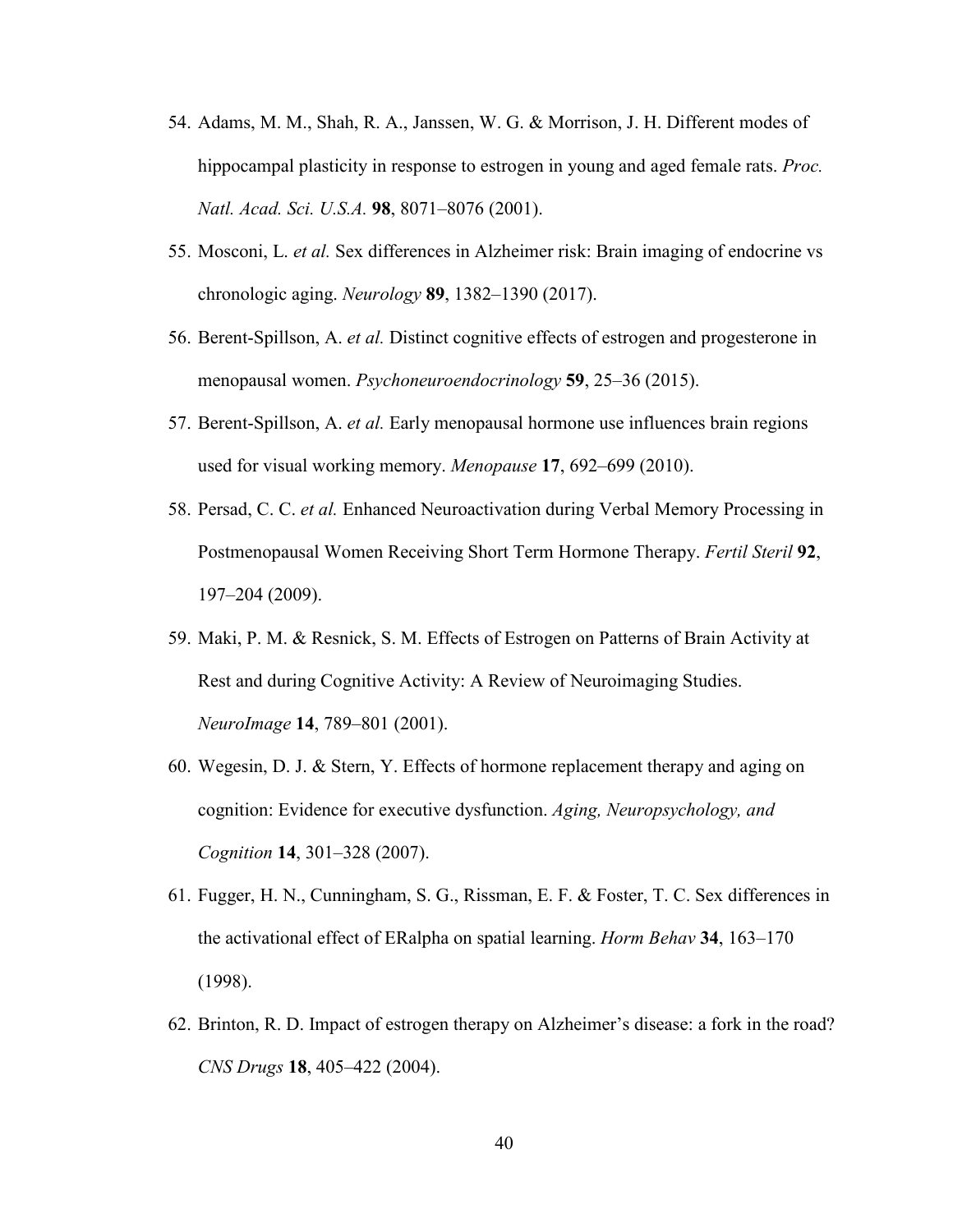54. Adams, M. M., Shah, R. A., Janssen, W. G. & Morrison, J. H. Different modes of hippocampal plasticity in response to estrogen in young and aged female rats. *Proc. Natl. Acad. Sci. U.S.A.* **98**, 8071–8076 (2001).
55. Mosconi, L. *et al.* Sex differences in Alzheimer risk: Brain imaging of endocrine vs chronologic aging. *Neurology* **89**, 1382–1390 (2017).
56. Berent-Spillson, A. *et al.* Distinct cognitive effects of estrogen and progesterone in menopausal women. *Psychoneuroendocrinology* **59**, 25–36 (2015).
57. Berent-Spillson, A. *et al.* Early menopausal hormone use influences brain regions used for visual working memory. *Menopause* **17**, 692–699 (2010).
58. Persad, C. C. *et al.* Enhanced Neuroactivation during Verbal Memory Processing in Postmenopausal Women Receiving Short Term Hormone Therapy. *Fertil Steril* **92**, 197–204 (2009).
59. Maki, P. M. & Resnick, S. M. Effects of Estrogen on Patterns of Brain Activity at Rest and during Cognitive Activity: A Review of Neuroimaging Studies. *NeuroImage* **14**, 789–801 (2001).
60. Wegesin, D. J. & Stern, Y. Effects of hormone replacement therapy and aging on cognition: Evidence for executive dysfunction. *Aging, Neuropsychology, and Cognition* **14**, 301–328 (2007).
61. Fugger, H. N., Cunningham, S. G., Rissman, E. F. & Foster, T. C. Sex differences in the activational effect of ERalpha on spatial learning. *Horm Behav* **34**, 163–170 (1998).
62. Brinton, R. D. Impact of estrogen therapy on Alzheimer's disease: a fork in the road? *CNS Drugs* **18**, 405–422 (2004).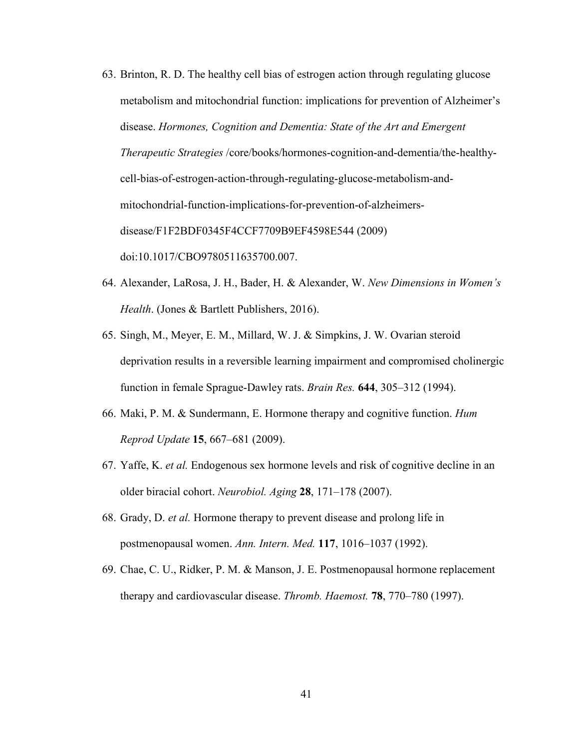63. Brinton, R. D. The healthy cell bias of estrogen action through regulating glucose metabolism and mitochondrial function: implications for prevention of Alzheimer's disease. *Hormones, Cognition and Dementia: State of the Art and Emergent Therapeutic Strategies* /core/books/hormones-cognition-and-dementia/the-healthy-cell-bias-of-estrogen-action-through-regulating-glucose-metabolism-and-mitochondrial-function-implications-for-prevention-of-alzheimers-disease/F1F2BDF0345F4CCF7709B9EF4598E544 (2009) doi:10.1017/CBO9780511635700.007.
64. Alexander, LaRosa, J. H., Bader, H. & Alexander, W. *New Dimensions in Women's Health*. (Jones & Bartlett Publishers, 2016).
65. Singh, M., Meyer, E. M., Millard, W. J. & Simpkins, J. W. Ovarian steroid deprivation results in a reversible learning impairment and compromised cholinergic function in female Sprague-Dawley rats. *Brain Res.* **644**, 305–312 (1994).
66. Maki, P. M. & Sundermann, E. Hormone therapy and cognitive function. *Hum Reprod Update* **15**, 667–681 (2009).
67. Yaffe, K. *et al.* Endogenous sex hormone levels and risk of cognitive decline in an older biracial cohort. *Neurobiol. Aging* **28**, 171–178 (2007).
68. Grady, D. *et al.* Hormone therapy to prevent disease and prolong life in postmenopausal women. *Ann. Intern. Med.* **117**, 1016–1037 (1992).
69. Chae, C. U., Ridker, P. M. & Manson, J. E. Postmenopausal hormone replacement therapy and cardiovascular disease. *Thromb. Haemost.* **78**, 770–780 (1997).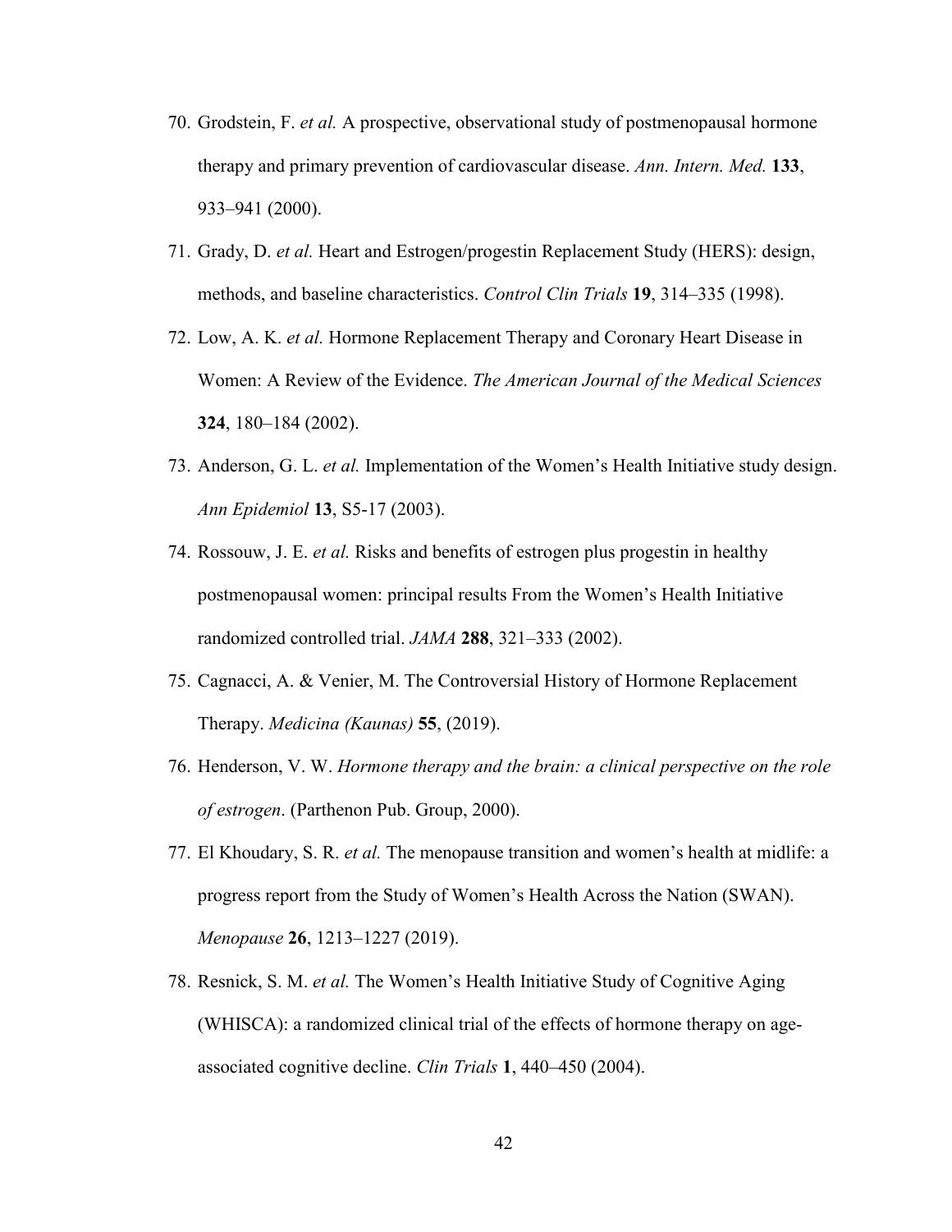70. Grodstein, F. *et al.* A prospective, observational study of postmenopausal hormone therapy and primary prevention of cardiovascular disease. *Ann. Intern. Med.* **133**, 933–941 (2000).
71. Grady, D. *et al.* Heart and Estrogen/progestin Replacement Study (HERS): design, methods, and baseline characteristics. *Control Clin Trials* **19**, 314–335 (1998).
72. Low, A. K. *et al.* Hormone Replacement Therapy and Coronary Heart Disease in Women: A Review of the Evidence. *The American Journal of the Medical Sciences* **324**, 180–184 (2002).
73. Anderson, G. L. *et al.* Implementation of the Women's Health Initiative study design. *Ann Epidemiol* **13**, S5-17 (2003).
74. Rossouw, J. E. *et al.* Risks and benefits of estrogen plus progestin in healthy postmenopausal women: principal results From the Women's Health Initiative randomized controlled trial. *JAMA* **288**, 321–333 (2002).
75. Cagnacci, A. & Venier, M. The Controversial History of Hormone Replacement Therapy. *Medicina (Kaunas)* **55**, (2019).
76. Henderson, V. W. *Hormone therapy and the brain: a clinical perspective on the role of estrogen*. (Parthenon Pub. Group, 2000).
77. El Khoudary, S. R. *et al.* The menopause transition and women's health at midlife: a progress report from the Study of Women's Health Across the Nation (SWAN). *Menopause* **26**, 1213–1227 (2019).
78. Resnick, S. M. *et al.* The Women's Health Initiative Study of Cognitive Aging (WHISCA): a randomized clinical trial of the effects of hormone therapy on age-associated cognitive decline. *Clin Trials* **1**, 440–450 (2004).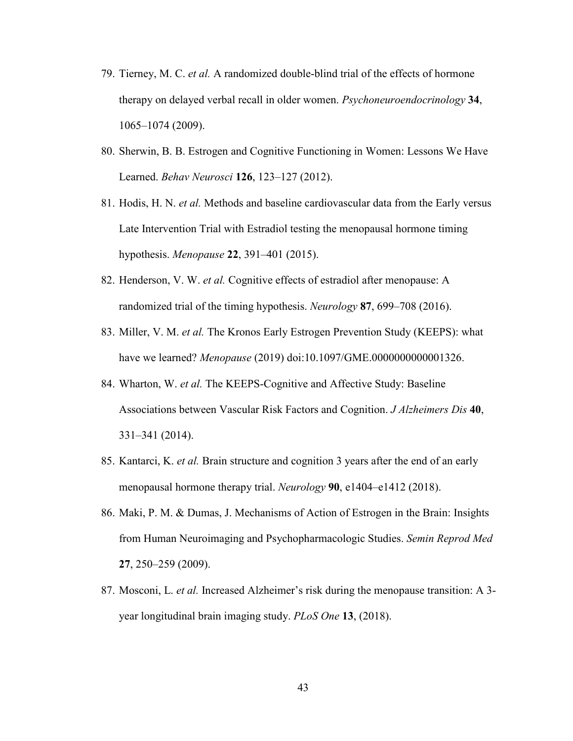79. Tierney, M. C. *et al.* A randomized double-blind trial of the effects of hormone therapy on delayed verbal recall in older women. *Psychoneuroendocrinology* **34**, 1065–1074 (2009).
80. Sherwin, B. B. Estrogen and Cognitive Functioning in Women: Lessons We Have Learned. *Behav Neurosci* **126**, 123–127 (2012).
81. Hodis, H. N. *et al.* Methods and baseline cardiovascular data from the Early versus Late Intervention Trial with Estradiol testing the menopausal hormone timing hypothesis. *Menopause* **22**, 391–401 (2015).
82. Henderson, V. W. *et al.* Cognitive effects of estradiol after menopause: A randomized trial of the timing hypothesis. *Neurology* **87**, 699–708 (2016).
83. Miller, V. M. *et al.* The Kronos Early Estrogen Prevention Study (KEEPS): what have we learned? *Menopause* (2019) doi:10.1097/GME.0000000000001326.
84. Wharton, W. *et al.* The KEEPS-Cognitive and Affective Study: Baseline Associations between Vascular Risk Factors and Cognition. *J Alzheimers Dis* **40**, 331–341 (2014).
85. Kantarci, K. *et al.* Brain structure and cognition 3 years after the end of an early menopausal hormone therapy trial. *Neurology* **90**, e1404–e1412 (2018).
86. Maki, P. M. & Dumas, J. Mechanisms of Action of Estrogen in the Brain: Insights from Human Neuroimaging and Psychopharmacologic Studies. *Semin Reprod Med* **27**, 250–259 (2009).
87. Mosconi, L. *et al.* Increased Alzheimer's risk during the menopause transition: A 3-year longitudinal brain imaging study. *PLoS One* **13**, (2018).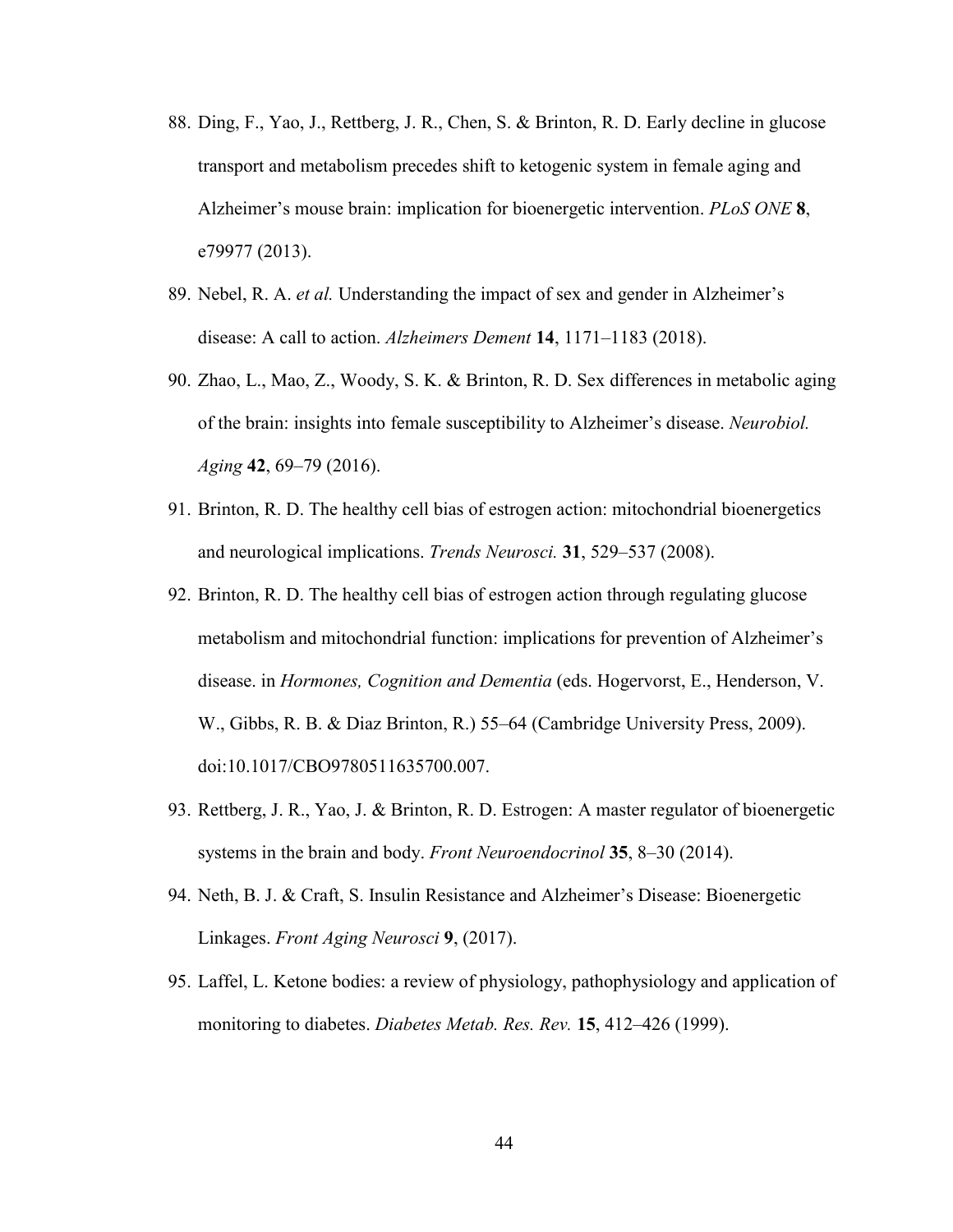88. Ding, F., Yao, J., Rettberg, J. R., Chen, S. & Brinton, R. D. Early decline in glucose transport and metabolism precedes shift to ketogenic system in female aging and Alzheimer's mouse brain: implication for bioenergetic intervention. *PLoS ONE* **8**, e79977 (2013).

89. Nebel, R. A. *et al.* Understanding the impact of sex and gender in Alzheimer's disease: A call to action. *Alzheimers Dement* **14**, 1171–1183 (2018).

90. Zhao, L., Mao, Z., Woody, S. K. & Brinton, R. D. Sex differences in metabolic aging of the brain: insights into female susceptibility to Alzheimer's disease. *Neurobiol. Aging* **42**, 69–79 (2016).

91. Brinton, R. D. The healthy cell bias of estrogen action: mitochondrial bioenergetics and neurological implications. *Trends Neurosci.* **31**, 529–537 (2008).

92. Brinton, R. D. The healthy cell bias of estrogen action through regulating glucose metabolism and mitochondrial function: implications for prevention of Alzheimer's disease. in *Hormones, Cognition and Dementia* (eds. Hogervorst, E., Henderson, V. W., Gibbs, R. B. & Diaz Brinton, R.) 55–64 (Cambridge University Press, 2009). doi:10.1017/CBO9780511635700.007.

93. Rettberg, J. R., Yao, J. & Brinton, R. D. Estrogen: A master regulator of bioenergetic systems in the brain and body. *Front Neuroendocrinol* **35**, 8–30 (2014).

94. Neth, B. J. & Craft, S. Insulin Resistance and Alzheimer's Disease: Bioenergetic Linkages. *Front Aging Neurosci* **9**, (2017).

95. Laffel, L. Ketone bodies: a review of physiology, pathophysiology and application of monitoring to diabetes. *Diabetes Metab. Res. Rev.* **15**, 412–426 (1999).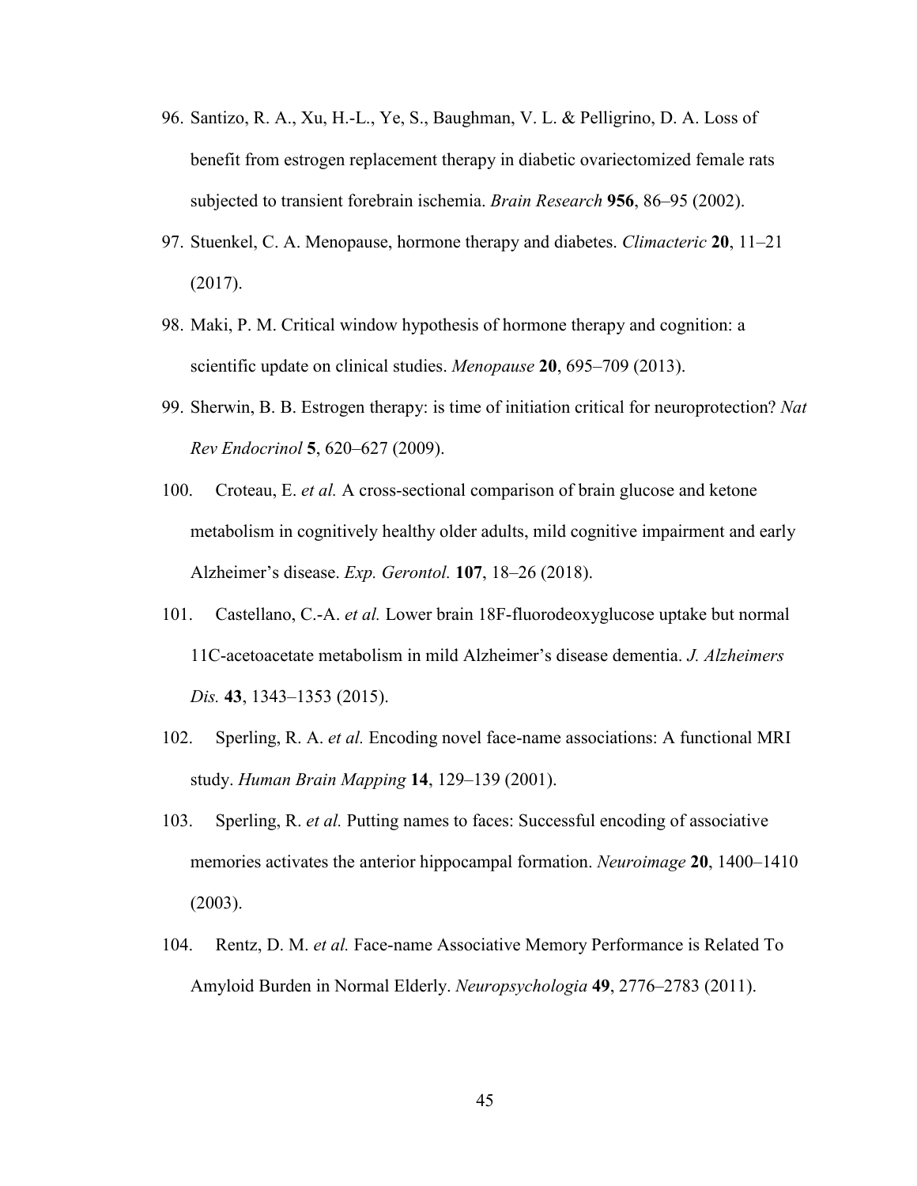96. Santizo, R. A., Xu, H.-L., Ye, S., Baughman, V. L. & Pelligrino, D. A. Loss of benefit from estrogen replacement therapy in diabetic ovariectomized female rats subjected to transient forebrain ischemia. *Brain Research* **956**, 86–95 (2002).
97. Stuenkel, C. A. Menopause, hormone therapy and diabetes. *Climacteric* **20**, 11–21 (2017).
98. Maki, P. M. Critical window hypothesis of hormone therapy and cognition: a scientific update on clinical studies. *Menopause* **20**, 695–709 (2013).
99. Sherwin, B. B. Estrogen therapy: is time of initiation critical for neuroprotection? *Nat Rev Endocrinol* **5**, 620–627 (2009).
100. Croteau, E. *et al.* A cross-sectional comparison of brain glucose and ketone metabolism in cognitively healthy older adults, mild cognitive impairment and early Alzheimer's disease. *Exp. Gerontol.* **107**, 18–26 (2018).
101. Castellano, C.-A. *et al.* Lower brain 18F-fluorodeoxyglucose uptake but normal 11C-acetoacetate metabolism in mild Alzheimer's disease dementia. *J. Alzheimers Dis.* **43**, 1343–1353 (2015).
102. Sperling, R. A. *et al.* Encoding novel face-name associations: A functional MRI study. *Human Brain Mapping* **14**, 129–139 (2001).
103. Sperling, R. *et al.* Putting names to faces: Successful encoding of associative memories activates the anterior hippocampal formation. *Neuroimage* **20**, 1400–1410 (2003).
104. Rentz, D. M. *et al.* Face-name Associative Memory Performance is Related To Amyloid Burden in Normal Elderly. *Neuropsychologia* **49**, 2776–2783 (2011).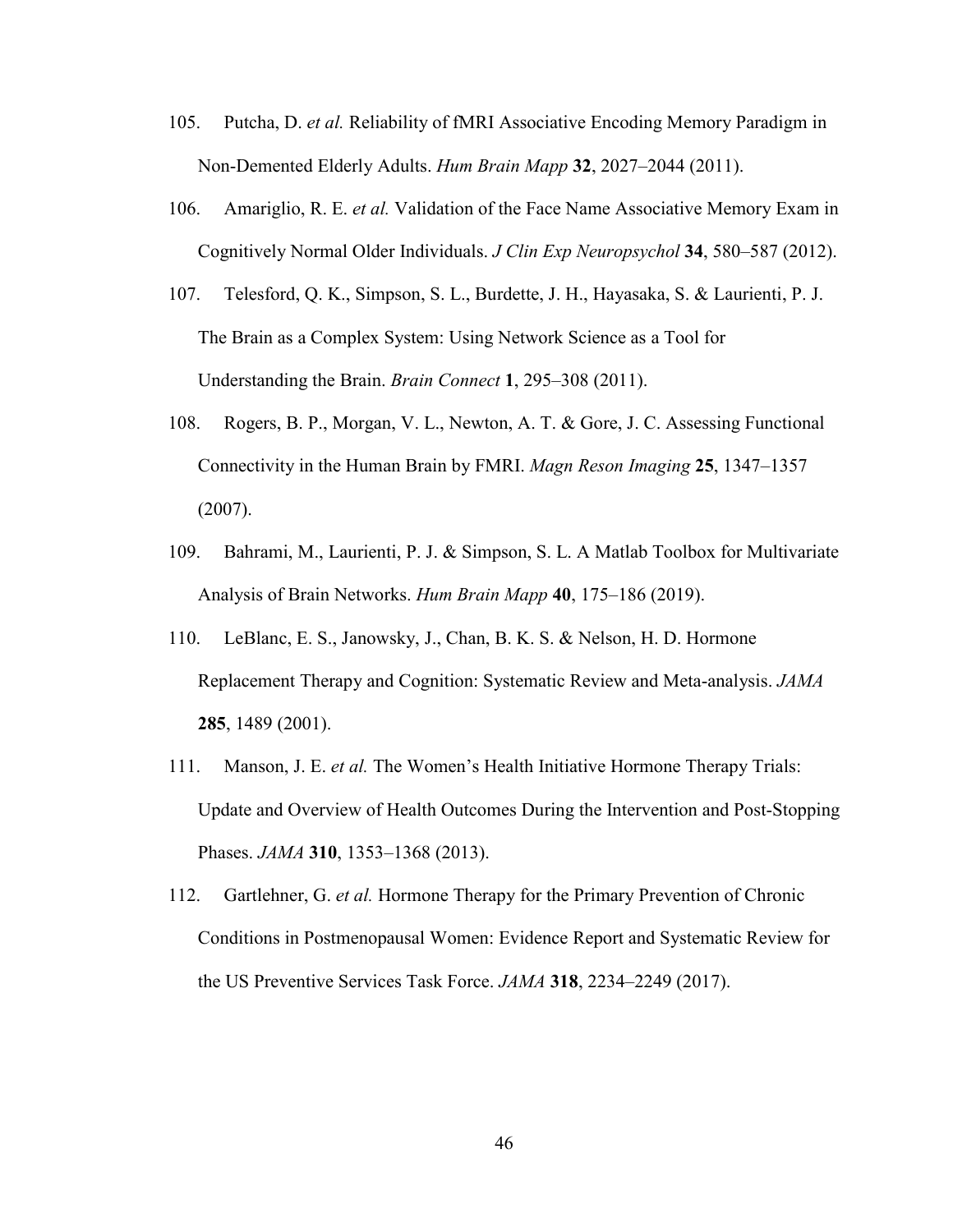105. Putcha, D. *et al.* Reliability of fMRI Associative Encoding Memory Paradigm in Non-Demented Elderly Adults. *Hum Brain Mapp* **32**, 2027–2044 (2011).

106. Amariglio, R. E. *et al.* Validation of the Face Name Associative Memory Exam in Cognitively Normal Older Individuals. *J Clin Exp Neuropsychol* **34**, 580–587 (2012).

107. Telesford, Q. K., Simpson, S. L., Burdette, J. H., Hayasaka, S. & Laurienti, P. J. The Brain as a Complex System: Using Network Science as a Tool for Understanding the Brain. *Brain Connect* **1**, 295–308 (2011).

108. Rogers, B. P., Morgan, V. L., Newton, A. T. & Gore, J. C. Assessing Functional Connectivity in the Human Brain by FMRI. *Magn Reson Imaging* **25**, 1347–1357 (2007).

109. Bahrami, M., Laurienti, P. J. & Simpson, S. L. A Matlab Toolbox for Multivariate Analysis of Brain Networks. *Hum Brain Mapp* **40**, 175–186 (2019).

110. LeBlanc, E. S., Janowsky, J., Chan, B. K. S. & Nelson, H. D. Hormone Replacement Therapy and Cognition: Systematic Review and Meta-analysis. *JAMA* **285**, 1489 (2001).

111. Manson, J. E. *et al.* The Women's Health Initiative Hormone Therapy Trials: Update and Overview of Health Outcomes During the Intervention and Post-Stopping Phases. *JAMA* **310**, 1353–1368 (2013).

112. Gartlehner, G. *et al.* Hormone Therapy for the Primary Prevention of Chronic Conditions in Postmenopausal Women: Evidence Report and Systematic Review for the US Preventive Services Task Force. *JAMA* **318**, 2234–2249 (2017).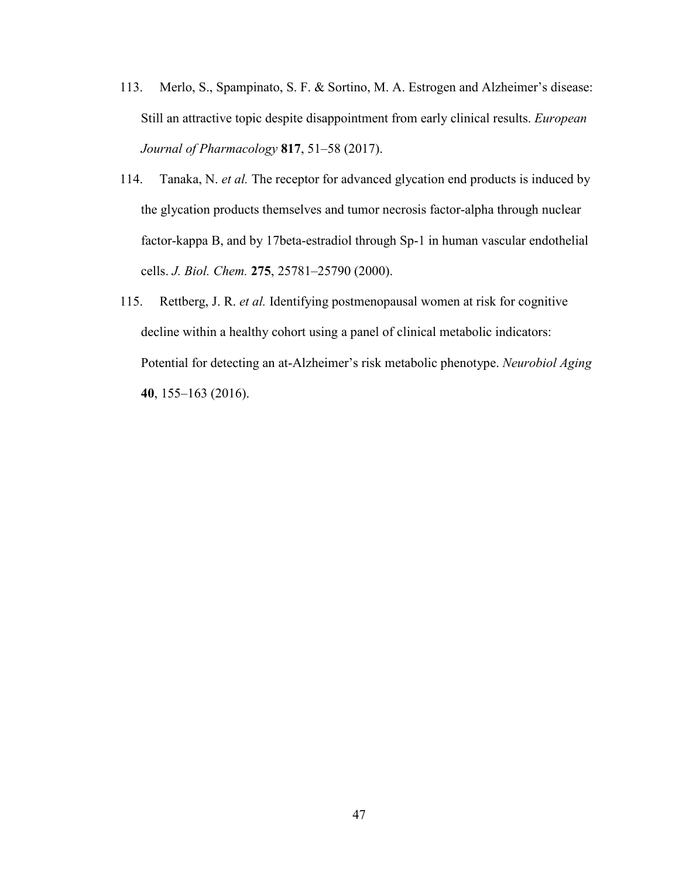113. Merlo, S., Spampinato, S. F. & Sortino, M. A. Estrogen and Alzheimer's disease: Still an attractive topic despite disappointment from early clinical results. *European Journal of Pharmacology* **817**, 51–58 (2017).

114. Tanaka, N. *et al.* The receptor for advanced glycation end products is induced by the glycation products themselves and tumor necrosis factor-alpha through nuclear factor-kappa B, and by 17beta-estradiol through Sp-1 in human vascular endothelial cells. *J. Biol. Chem.* **275**, 25781–25790 (2000).

115. Rettberg, J. R. *et al.* Identifying postmenopausal women at risk for cognitive decline within a healthy cohort using a panel of clinical metabolic indicators: Potential for detecting an at-Alzheimer's risk metabolic phenotype. *Neurobiol Aging* **40**, 155–163 (2016).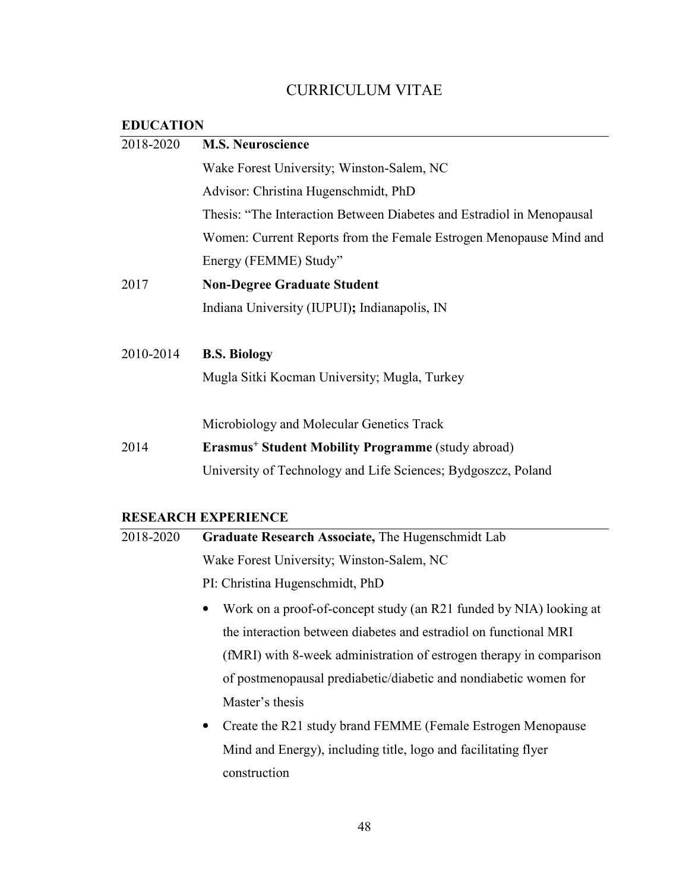# CURRICULUM VITAE

## EDUCATION

2018-2020 **M.S. Neuroscience**

Wake Forest University; Winston-Salem, NC

Advisor: Christina Hugenschmidt, PhD

Thesis: "The Interaction Between Diabetes and Estradiol in Menopausal Women: Current Reports from the Female Estrogen Menopause Mind and Energy (FEMME) Study"

2017 **Non-Degree Graduate Student**

Indiana University (IUPUI)**;** Indianapolis, IN

2010-2014 **B.S. Biology**

Mugla Sitki Kocman University; Mugla, Turkey

Microbiology and Molecular Genetics Track

2014 **Erasmus+ Student Mobility Programme** (study abroad)

University of Technology and Life Sciences; Bydgoszcz, Poland

## RESEARCH EXPERIENCE

2018-2020 **Graduate Research Associate,** The Hugenschmidt Lab

Wake Forest University; Winston-Salem, NC

PI: Christina Hugenschmidt, PhD

- Work on a proof-of-concept study (an R21 funded by NIA) looking at the interaction between diabetes and estradiol on functional MRI (fMRI) with 8-week administration of estrogen therapy in comparison of postmenopausal prediabetic/diabetic and nondiabetic women for Master's thesis
- Create the R21 study brand FEMME (Female Estrogen Menopause Mind and Energy), including title, logo and facilitating flyer construction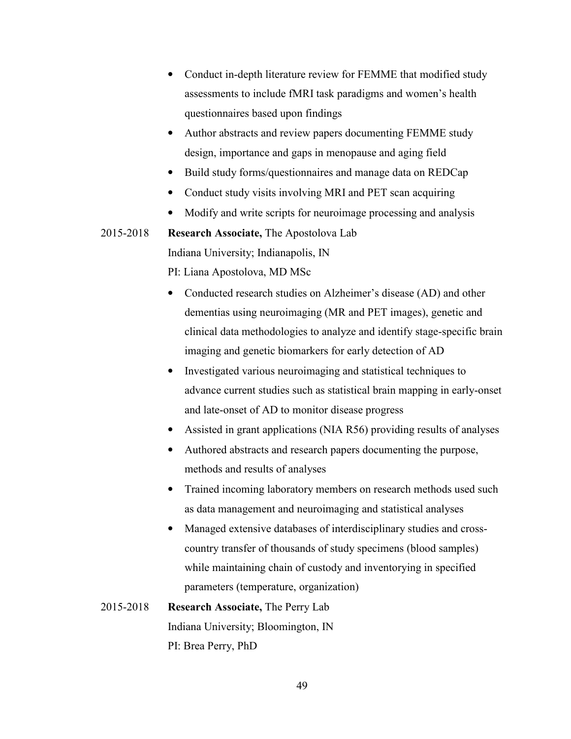- Conduct in-depth literature review for FEMME that modified study assessments to include fMRI task paradigms and women's health questionnaires based upon findings
- Author abstracts and review papers documenting FEMME study design, importance and gaps in menopause and aging field
- Build study forms/questionnaires and manage data on REDCap
- Conduct study visits involving MRI and PET scan acquiring
- Modify and write scripts for neuroimage processing and analysis

2015-2018 **Research Associate,** The Apostolova Lab
Indiana University; Indianapolis, IN
PI: Liana Apostolova, MD MSc

- Conducted research studies on Alzheimer's disease (AD) and other dementias using neuroimaging (MR and PET images), genetic and clinical data methodologies to analyze and identify stage-specific brain imaging and genetic biomarkers for early detection of AD
- Investigated various neuroimaging and statistical techniques to advance current studies such as statistical brain mapping in early-onset and late-onset of AD to monitor disease progress
- Assisted in grant applications (NIA R56) providing results of analyses
- Authored abstracts and research papers documenting the purpose, methods and results of analyses
- Trained incoming laboratory members on research methods used such as data management and neuroimaging and statistical analyses
- Managed extensive databases of interdisciplinary studies and cross-country transfer of thousands of study specimens (blood samples) while maintaining chain of custody and inventorying in specified parameters (temperature, organization)

2015-2018 **Research Associate,** The Perry Lab
Indiana University; Bloomington, IN
PI: Brea Perry, PhD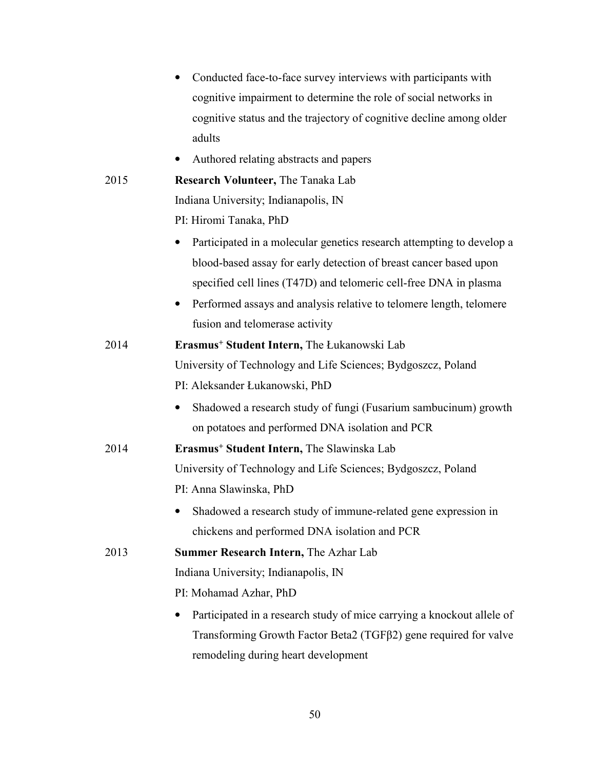- Conducted face-to-face survey interviews with participants with cognitive impairment to determine the role of social networks in cognitive status and the trajectory of cognitive decline among older adults
- Authored relating abstracts and papers

2015 **Research Volunteer,** The Tanaka Lab
Indiana University; Indianapolis, IN
PI: Hiromi Tanaka, PhD

- Participated in a molecular genetics research attempting to develop a blood-based assay for early detection of breast cancer based upon specified cell lines (T47D) and telomeric cell-free DNA in plasma
- Performed assays and analysis relative to telomere length, telomere fusion and telomerase activity

2014 **Erasmus⁺ Student Intern,** The Łukanowski Lab
University of Technology and Life Sciences; Bydgoszcz, Poland
PI: Aleksander Łukanowski, PhD

- Shadowed a research study of fungi (Fusarium sambucinum) growth on potatoes and performed DNA isolation and PCR

2014 **Erasmus⁺ Student Intern,** The Slawinska Lab
University of Technology and Life Sciences; Bydgoszcz, Poland
PI: Anna Slawinska, PhD

- Shadowed a research study of immune-related gene expression in chickens and performed DNA isolation and PCR

2013 **Summer Research Intern,** The Azhar Lab
Indiana University; Indianapolis, IN
PI: Mohamad Azhar, PhD

- Participated in a research study of mice carrying a knockout allele of Transforming Growth Factor Beta2 (TGFβ2) gene required for valve remodeling during heart development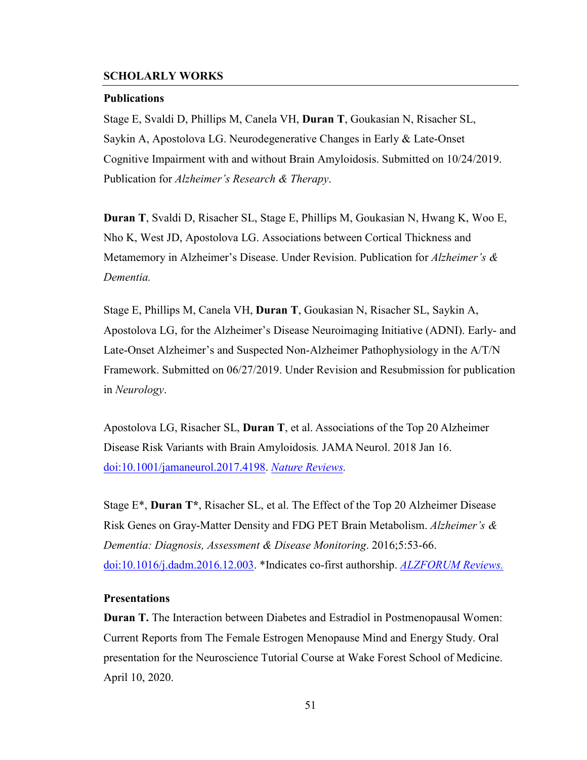## SCHOLARLY WORKS

### Publications

Stage E, Svaldi D, Phillips M, Canela VH, **Duran T**, Goukasian N, Risacher SL, Saykin A, Apostolova LG. Neurodegenerative Changes in Early & Late-Onset Cognitive Impairment with and without Brain Amyloidosis. Submitted on 10/24/2019. Publication for *Alzheimer's Research & Therapy*.

**Duran T**, Svaldi D, Risacher SL, Stage E, Phillips M, Goukasian N, Hwang K, Woo E, Nho K, West JD, Apostolova LG. Associations between Cortical Thickness and Metamemory in Alzheimer's Disease. Under Revision. Publication for *Alzheimer's & Dementia.*

Stage E, Phillips M, Canela VH, **Duran T**, Goukasian N, Risacher SL, Saykin A, Apostolova LG, for the Alzheimer's Disease Neuroimaging Initiative (ADNI). Early- and Late-Onset Alzheimer's and Suspected Non-Alzheimer Pathophysiology in the A/T/N Framework. Submitted on 06/27/2019. Under Revision and Resubmission for publication in *Neurology*.

Apostolova LG, Risacher SL, **Duran T**, et al. Associations of the Top 20 Alzheimer Disease Risk Variants with Brain Amyloidosis*.* JAMA Neurol. 2018 Jan 16. doi:10.1001/jamaneurol.2017.4198. *Nature Reviews.*

Stage E*, **Duran T***, Risacher SL, et al. The Effect of the Top 20 Alzheimer Disease Risk Genes on Gray-Matter Density and FDG PET Brain Metabolism. *Alzheimer's & Dementia: Diagnosis, Assessment & Disease Monitoring*. 2016;5:53-66. doi:10.1016/j.dadm.2016.12.003. *Indicates co-first authorship. *ALZFORUM Reviews.*

### Presentations

**Duran T.** The Interaction between Diabetes and Estradiol in Postmenopausal Women: Current Reports from The Female Estrogen Menopause Mind and Energy Study. Oral presentation for the Neuroscience Tutorial Course at Wake Forest School of Medicine. April 10, 2020.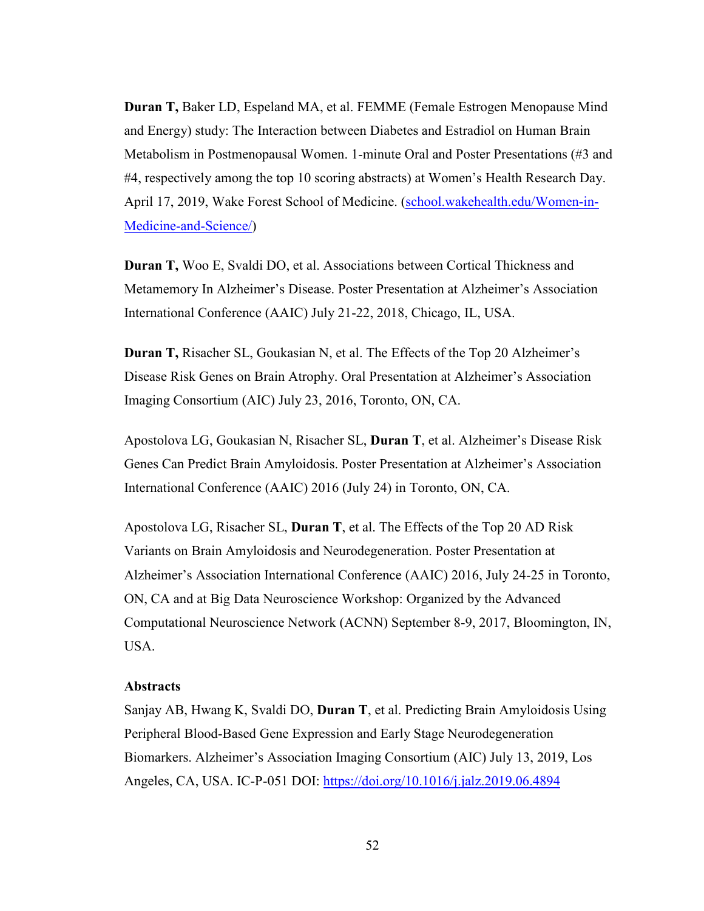**Duran T,** Baker LD, Espeland MA, et al. FEMME (Female Estrogen Menopause Mind and Energy) study: The Interaction between Diabetes and Estradiol on Human Brain Metabolism in Postmenopausal Women. 1-minute Oral and Poster Presentations (#3 and #4, respectively among the top 10 scoring abstracts) at Women's Health Research Day. April 17, 2019, Wake Forest School of Medicine. ([school.wakehealth.edu/Women-in-Medicine-and-Science/](school.wakehealth.edu/Women-in-Medicine-and-Science/))

**Duran T,** Woo E, Svaldi DO, et al. Associations between Cortical Thickness and Metamemory In Alzheimer's Disease. Poster Presentation at Alzheimer's Association International Conference (AAIC) July 21-22, 2018, Chicago, IL, USA.

**Duran T,** Risacher SL, Goukasian N, et al. The Effects of the Top 20 Alzheimer's Disease Risk Genes on Brain Atrophy. Oral Presentation at Alzheimer's Association Imaging Consortium (AIC) July 23, 2016, Toronto, ON, CA.

Apostolova LG, Goukasian N, Risacher SL, **Duran T**, et al. Alzheimer's Disease Risk Genes Can Predict Brain Amyloidosis. Poster Presentation at Alzheimer's Association International Conference (AAIC) 2016 (July 24) in Toronto, ON, CA.

Apostolova LG, Risacher SL, **Duran T**, et al. The Effects of the Top 20 AD Risk Variants on Brain Amyloidosis and Neurodegeneration. Poster Presentation at Alzheimer's Association International Conference (AAIC) 2016, July 24-25 in Toronto, ON, CA and at Big Data Neuroscience Workshop: Organized by the Advanced Computational Neuroscience Network (ACNN) September 8-9, 2017, Bloomington, IN, USA.

**Abstracts**

Sanjay AB, Hwang K, Svaldi DO, **Duran T**, et al. Predicting Brain Amyloidosis Using Peripheral Blood-Based Gene Expression and Early Stage Neurodegeneration Biomarkers. Alzheimer's Association Imaging Consortium (AIC) July 13, 2019, Los Angeles, CA, USA. IC-P-051 DOI: [https://doi.org/10.1016/j.jalz.2019.06.4894](https://doi.org/10.1016/j.jalz.2019.06.4894)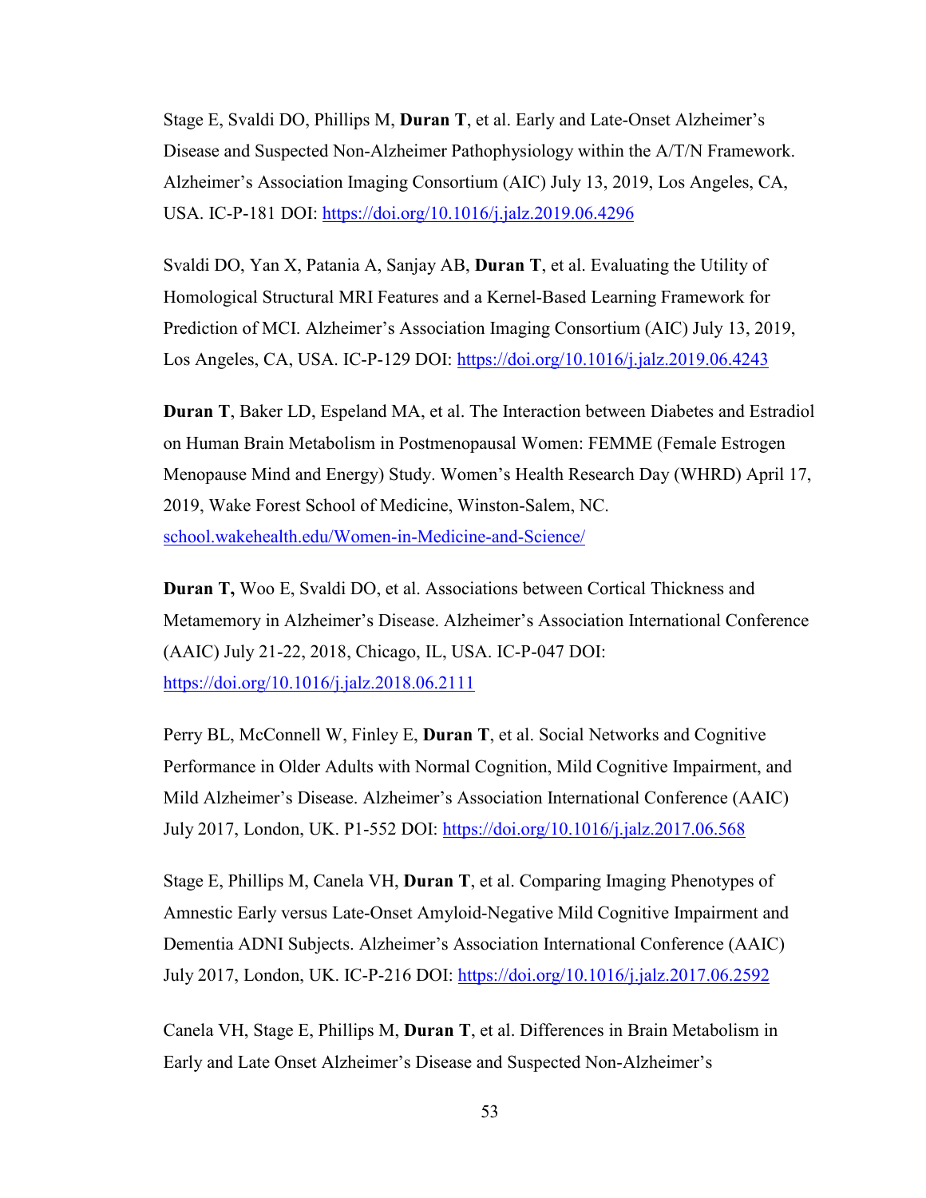Stage E, Svaldi DO, Phillips M, **Duran T**, et al. Early and Late-Onset Alzheimer's Disease and Suspected Non-Alzheimer Pathophysiology within the A/T/N Framework. Alzheimer's Association Imaging Consortium (AIC) July 13, 2019, Los Angeles, CA, USA. IC-P-181 DOI: https://doi.org/10.1016/j.jalz.2019.06.4296

Svaldi DO, Yan X, Patania A, Sanjay AB, **Duran T**, et al. Evaluating the Utility of Homological Structural MRI Features and a Kernel-Based Learning Framework for Prediction of MCI. Alzheimer's Association Imaging Consortium (AIC) July 13, 2019, Los Angeles, CA, USA. IC-P-129 DOI: https://doi.org/10.1016/j.jalz.2019.06.4243

**Duran T**, Baker LD, Espeland MA, et al. The Interaction between Diabetes and Estradiol on Human Brain Metabolism in Postmenopausal Women: FEMME (Female Estrogen Menopause Mind and Energy) Study. Women's Health Research Day (WHRD) April 17, 2019, Wake Forest School of Medicine, Winston-Salem, NC. school.wakehealth.edu/Women-in-Medicine-and-Science/

**Duran T,** Woo E, Svaldi DO, et al. Associations between Cortical Thickness and Metamemory in Alzheimer's Disease. Alzheimer's Association International Conference (AAIC) July 21-22, 2018, Chicago, IL, USA. IC-P-047 DOI: https://doi.org/10.1016/j.jalz.2018.06.2111

Perry BL, McConnell W, Finley E, **Duran T**, et al. Social Networks and Cognitive Performance in Older Adults with Normal Cognition, Mild Cognitive Impairment, and Mild Alzheimer's Disease. Alzheimer's Association International Conference (AAIC) July 2017, London, UK. P1-552 DOI: https://doi.org/10.1016/j.jalz.2017.06.568

Stage E, Phillips M, Canela VH, **Duran T**, et al. Comparing Imaging Phenotypes of Amnestic Early versus Late-Onset Amyloid-Negative Mild Cognitive Impairment and Dementia ADNI Subjects. Alzheimer's Association International Conference (AAIC) July 2017, London, UK. IC-P-216 DOI: https://doi.org/10.1016/j.jalz.2017.06.2592

Canela VH, Stage E, Phillips M, **Duran T**, et al. Differences in Brain Metabolism in Early and Late Onset Alzheimer's Disease and Suspected Non-Alzheimer's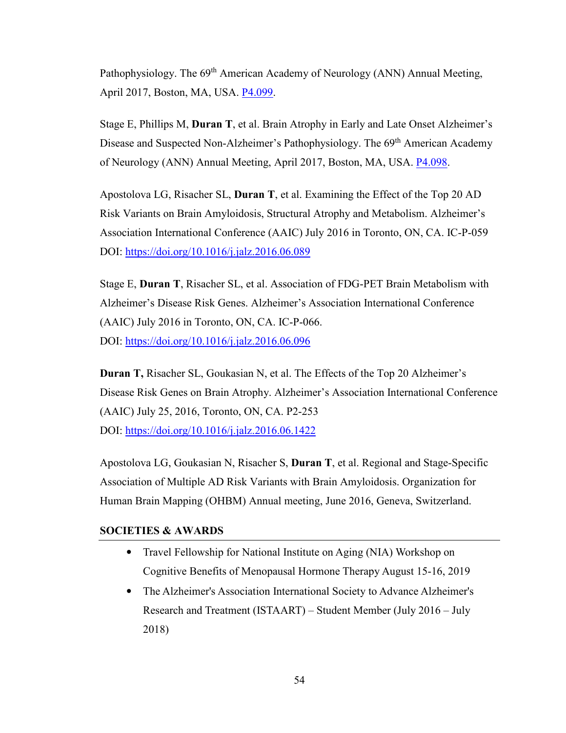Pathophysiology. The 69th American Academy of Neurology (ANN) Annual Meeting, April 2017, Boston, MA, USA. P4.099.

Stage E, Phillips M, **Duran T**, et al. Brain Atrophy in Early and Late Onset Alzheimer's Disease and Suspected Non-Alzheimer's Pathophysiology. The 69th American Academy of Neurology (ANN) Annual Meeting, April 2017, Boston, MA, USA. P4.098.

Apostolova LG, Risacher SL, **Duran T**, et al. Examining the Effect of the Top 20 AD Risk Variants on Brain Amyloidosis, Structural Atrophy and Metabolism. Alzheimer's Association International Conference (AAIC) July 2016 in Toronto, ON, CA. IC-P-059 DOI: https://doi.org/10.1016/j.jalz.2016.06.089

Stage E, **Duran T**, Risacher SL, et al. Association of FDG-PET Brain Metabolism with Alzheimer's Disease Risk Genes. Alzheimer's Association International Conference (AAIC) July 2016 in Toronto, ON, CA. IC-P-066.
DOI: https://doi.org/10.1016/j.jalz.2016.06.096

**Duran T,** Risacher SL, Goukasian N, et al. The Effects of the Top 20 Alzheimer's Disease Risk Genes on Brain Atrophy. Alzheimer's Association International Conference (AAIC) July 25, 2016, Toronto, ON, CA. P2-253
DOI: https://doi.org/10.1016/j.jalz.2016.06.1422

Apostolova LG, Goukasian N, Risacher S, **Duran T**, et al. Regional and Stage-Specific Association of Multiple AD Risk Variants with Brain Amyloidosis. Organization for Human Brain Mapping (OHBM) Annual meeting, June 2016, Geneva, Switzerland.

## SOCIETIES & AWARDS

- Travel Fellowship for National Institute on Aging (NIA) Workshop on Cognitive Benefits of Menopausal Hormone Therapy August 15-16, 2019
- The Alzheimer's Association International Society to Advance Alzheimer's Research and Treatment (ISTAART) – Student Member (July 2016 – July 2018)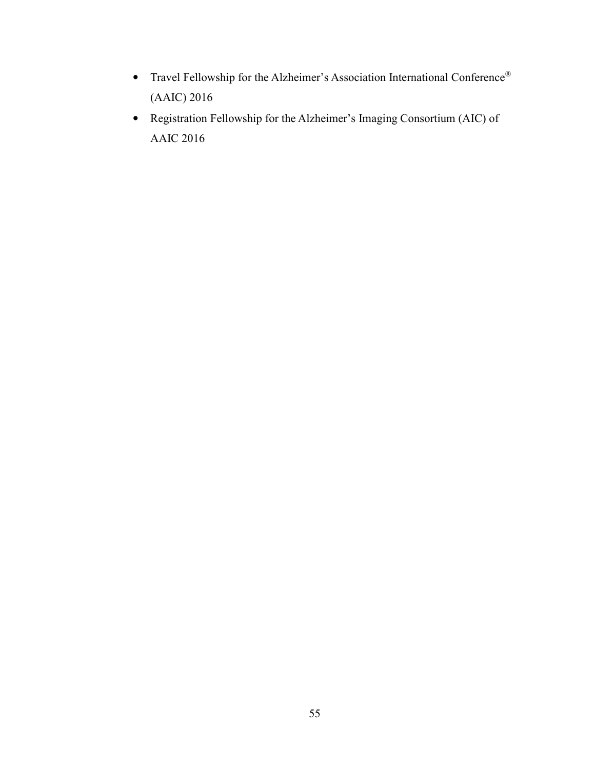- Travel Fellowship for the Alzheimer's Association International Conference® (AAIC) 2016
- Registration Fellowship for the Alzheimer's Imaging Consortium (AIC) of AAIC 2016